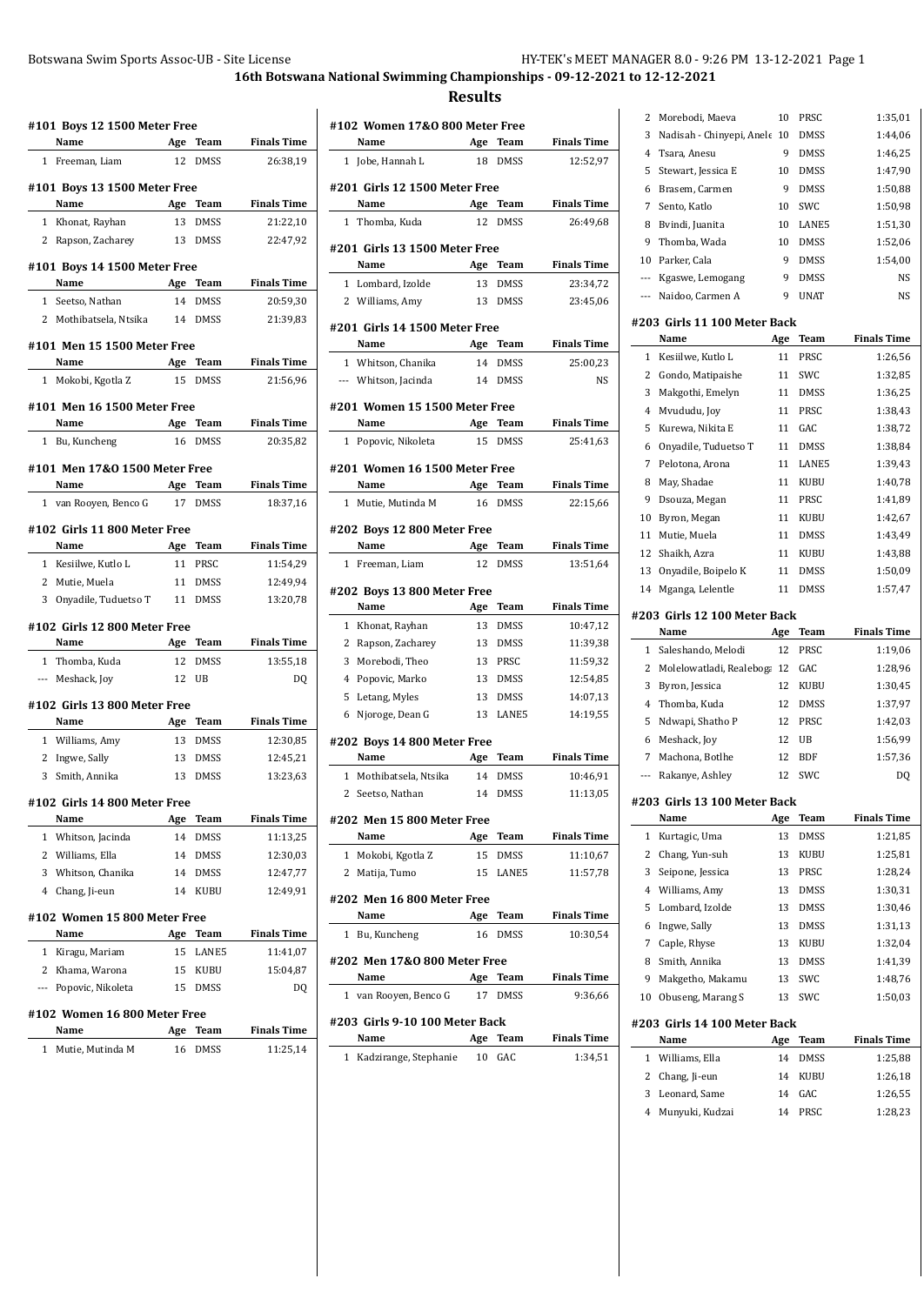# 16th Botswana National Swimming Championships - 09-12-2021 to 12-12-2021

## Results

### #101 Boys 12 1500 Meter Free

| | Name | Age | Team | Finals Time |
|---|---|---|---|---|
| 1 | Freeman, Liam | 12 | DMSS | 26:38,19 |

### #101 Boys 13 1500 Meter Free

| | Name | Age | Team | Finals Time |
|---|---|---|---|---|
| 1 | Khonat, Rayhan | 13 | DMSS | 21:22,10 |
| 2 | Rapson, Zacharey | 13 | DMSS | 22:47,92 |

### #101 Boys 14 1500 Meter Free

| | Name | Age | Team | Finals Time |
|---|---|---|---|---|
| 1 | Seetso, Nathan | 14 | DMSS | 20:59,30 |
| 2 | Mothibatsela, Ntsika | 14 | DMSS | 21:39,83 |

### #101 Men 15 1500 Meter Free

| | Name | Age | Team | Finals Time |
|---|---|---|---|---|
| 1 | Mokobi, Kgotla Z | 15 | DMSS | 21:56,96 |

### #101 Men 16 1500 Meter Free

| | Name | Age | Team | Finals Time |
|---|---|---|---|---|
| 1 | Bu, Kuncheng | 16 | DMSS | 20:35,82 |

### #101 Men 17&O 1500 Meter Free

| | Name | Age | Team | Finals Time |
|---|---|---|---|---|
| 1 | van Rooyen, Benco G | 17 | DMSS | 18:37,16 |

### #102 Girls 11 800 Meter Free

| | Name | Age | Team | Finals Time |
|---|---|---|---|---|
| 1 | Kesiilwe, Kutlo L | 11 | PRSC | 11:54,29 |
| 2 | Mutie, Muela | 11 | DMSS | 12:49,94 |
| 3 | Onyadile, Tuduetso T | 11 | DMSS | 13:20,78 |

### #102 Girls 12 800 Meter Free

| | Name | Age | Team | Finals Time |
|---|---|---|---|---|
| 1 | Thomba, Kuda | 12 | DMSS | 13:55,18 |
| --- | Meshack, Joy | 12 | UB | DQ |

### #102 Girls 13 800 Meter Free

| | Name | Age | Team | Finals Time |
|---|---|---|---|---|
| 1 | Williams, Amy | 13 | DMSS | 12:30,85 |
| 2 | Ingwe, Sally | 13 | DMSS | 12:45,21 |
| 3 | Smith, Annika | 13 | DMSS | 13:23,63 |

### #102 Girls 14 800 Meter Free

| | Name | Age | Team | Finals Time |
|---|---|---|---|---|
| 1 | Whitson, Jacinda | 14 | DMSS | 11:13,25 |
| 2 | Williams, Ella | 14 | DMSS | 12:30,03 |
| 3 | Whitson, Chanika | 14 | DMSS | 12:47,77 |
| 4 | Chang, Ji-eun | 14 | KUBU | 12:49,91 |

### #102 Women 15 800 Meter Free

| | Name | Age | Team | Finals Time |
|---|---|---|---|---|
| 1 | Kiragu, Mariam | 15 | LANE5 | 11:41,07 |
| 2 | Khama, Warona | 15 | KUBU | 15:04,87 |
| --- | Popovic, Nikoleta | 15 | DMSS | DQ |

### #102 Women 16 800 Meter Free

| | Name | Age | Team | Finals Time |
|---|---|---|---|---|
| 1 | Mutie, Mutinda M | 16 | DMSS | 11:25,14 |

### #102 Women 17&O 800 Meter Free

| | Name | Age | Team | Finals Time |
|---|---|---|---|---|
| 1 | Jobe, Hannah L | 18 | DMSS | 12:52,97 |

### #201 Girls 12 1500 Meter Free

| | Name | Age | Team | Finals Time |
|---|---|---|---|---|
| 1 | Thomba, Kuda | 12 | DMSS | 26:49,68 |

### #201 Girls 13 1500 Meter Free

| | Name | Age | Team | Finals Time |
|---|---|---|---|---|
| 1 | Lombard, Izolde | 13 | DMSS | 23:34,72 |
| 2 | Williams, Amy | 13 | DMSS | 23:45,06 |

### #201 Girls 14 1500 Meter Free

| | Name | Age | Team | Finals Time |
|---|---|---|---|---|
| 1 | Whitson, Chanika | 14 | DMSS | 25:00,23 |
| --- | Whitson, Jacinda | 14 | DMSS | NS |

### #201 Women 15 1500 Meter Free

| | Name | Age | Team | Finals Time |
|---|---|---|---|---|
| 1 | Popovic, Nikoleta | 15 | DMSS | 25:41,63 |

### #201 Women 16 1500 Meter Free

| | Name | Age | Team | Finals Time |
|---|---|---|---|---|
| 1 | Mutie, Mutinda M | 16 | DMSS | 22:15,66 |

### #202 Boys 12 800 Meter Free

| | Name | Age | Team | Finals Time |
|---|---|---|---|---|
| 1 | Freeman, Liam | 12 | DMSS | 13:51,64 |

### #202 Boys 13 800 Meter Free

| | Name | Age | Team | Finals Time |
|---|---|---|---|---|
| 1 | Khonat, Rayhan | 13 | DMSS | 10:47,12 |
| 2 | Rapson, Zacharey | 13 | DMSS | 11:39,38 |
| 3 | Morebodi, Theo | 13 | PRSC | 11:59,32 |
| 4 | Popovic, Marko | 13 | DMSS | 12:54,85 |
| 5 | Letang, Myles | 13 | DMSS | 14:07,13 |
| 6 | Njoroge, Dean G | 13 | LANE5 | 14:19,55 |

### #202 Boys 14 800 Meter Free

| | Name | Age | Team | Finals Time |
|---|---|---|---|---|
| 1 | Mothibatsela, Ntsika | 14 | DMSS | 10:46,91 |
| 2 | Seetso, Nathan | 14 | DMSS | 11:13,05 |

### #202 Men 15 800 Meter Free

| | Name | Age | Team | Finals Time |
|---|---|---|---|---|
| 1 | Mokobi, Kgotla Z | 15 | DMSS | 11:10,67 |
| 2 | Matija, Tumo | 15 | LANE5 | 11:57,78 |

### #202 Men 16 800 Meter Free

| | Name | Age | Team | Finals Time |
|---|---|---|---|---|
| 1 | Bu, Kuncheng | 16 | DMSS | 10:30,54 |

### #202 Men 17&O 800 Meter Free

| | Name | Age | Team | Finals Time |
|---|---|---|---|---|
| 1 | van Rooyen, Benco G | 17 | DMSS | 9:36,66 |

### #203 Girls 9-10 100 Meter Back

| | Name | Age | Team | Finals Time |
|---|---|---|---|---|
| 1 | Kadzirange, Stephanie | 10 | GAC | 1:34,51 |
| 2 | Morebodi, Maeva | 10 | PRSC | 1:35,01 |
| 3 | Nadisah - Chinyepi, Anele | 10 | DMSS | 1:44,06 |
| 4 | Tsara, Anesu | 9 | DMSS | 1:46,25 |
| 5 | Stewart, Jessica E | 10 | DMSS | 1:47,90 |
| 6 | Brasem, Carmen | 9 | DMSS | 1:50,88 |
| 7 | Sento, Katlo | 10 | SWC | 1:50,98 |
| 8 | Bvindi, Juanita | 10 | LANE5 | 1:51,30 |
| 9 | Thomba, Wada | 10 | DMSS | 1:52,06 |
| 10 | Parker, Cala | 9 | DMSS | 1:54,00 |
| --- | Kgaswe, Lemogang | 9 | DMSS | NS |
| --- | Naidoo, Carmen A | 9 | UNAT | NS |

### #203 Girls 11 100 Meter Back

| | Name | Age | Team | Finals Time |
|---|---|---|---|---|
| 1 | Kesiilwe, Kutlo L | 11 | PRSC | 1:26,56 |
| 2 | Gondo, Matipaishe | 11 | SWC | 1:32,85 |
| 3 | Makgothi, Emelyn | 11 | DMSS | 1:36,25 |
| 4 | Mvududu, Joy | 11 | PRSC | 1:38,43 |
| 5 | Kurewa, Nikita E | 11 | GAC | 1:38,72 |
| 6 | Onyadile, Tuduetso T | 11 | DMSS | 1:38,84 |
| 7 | Pelotona, Arona | 11 | LANE5 | 1:39,43 |
| 8 | May, Shadae | 11 | KUBU | 1:40,78 |
| 9 | Dsouza, Megan | 11 | PRSC | 1:41,89 |
| 10 | Byron, Megan | 11 | KUBU | 1:42,67 |
| 11 | Mutie, Muela | 11 | DMSS | 1:43,49 |
| 12 | Shaikh, Azra | 11 | KUBU | 1:43,88 |
| 13 | Onyadile, Boipelo K | 11 | DMSS | 1:50,09 |
| 14 | Mganga, Lelentle | 11 | DMSS | 1:57,47 |

### #203 Girls 12 100 Meter Back

| | Name | Age | Team | Finals Time |
|---|---|---|---|---|
| 1 | Saleshando, Melodi | 12 | PRSC | 1:19,06 |
| 2 | Molelowatladi, Realeboga | 12 | GAC | 1:28,96 |
| 3 | Byron, Jessica | 12 | KUBU | 1:30,45 |
| 4 | Thomba, Kuda | 12 | DMSS | 1:37,97 |
| 5 | Ndwapi, Shatho P | 12 | PRSC | 1:42,03 |
| 6 | Meshack, Joy | 12 | UB | 1:56,99 |
| 7 | Machona, Botlhe | 12 | BDF | 1:57,36 |
| --- | Rakanye, Ashley | 12 | SWC | DQ |

### #203 Girls 13 100 Meter Back

| | Name | Age | Team | Finals Time |
|---|---|---|---|---|
| 1 | Kurtagic, Uma | 13 | DMSS | 1:21,85 |
| 2 | Chang, Yun-suh | 13 | KUBU | 1:25,81 |
| 3 | Seipone, Jessica | 13 | PRSC | 1:28,24 |
| 4 | Williams, Amy | 13 | DMSS | 1:30,31 |
| 5 | Lombard, Izolde | 13 | DMSS | 1:30,46 |
| 6 | Ingwe, Sally | 13 | DMSS | 1:31,13 |
| 7 | Caple, Rhyse | 13 | KUBU | 1:32,04 |
| 8 | Smith, Annika | 13 | DMSS | 1:41,39 |
| 9 | Makgetho, Makamu | 13 | SWC | 1:48,76 |
| 10 | Obuseng, Marang S | 13 | SWC | 1:50,03 |

### #203 Girls 14 100 Meter Back

| | Name | Age | Team | Finals Time |
|---|---|---|---|---|
| 1 | Williams, Ella | 14 | DMSS | 1:25,88 |
| 2 | Chang, Ji-eun | 14 | KUBU | 1:26,18 |
| 3 | Leonard, Same | 14 | GAC | 1:26,55 |
| 4 | Munyuki, Kudzai | 14 | PRSC | 1:28,23 |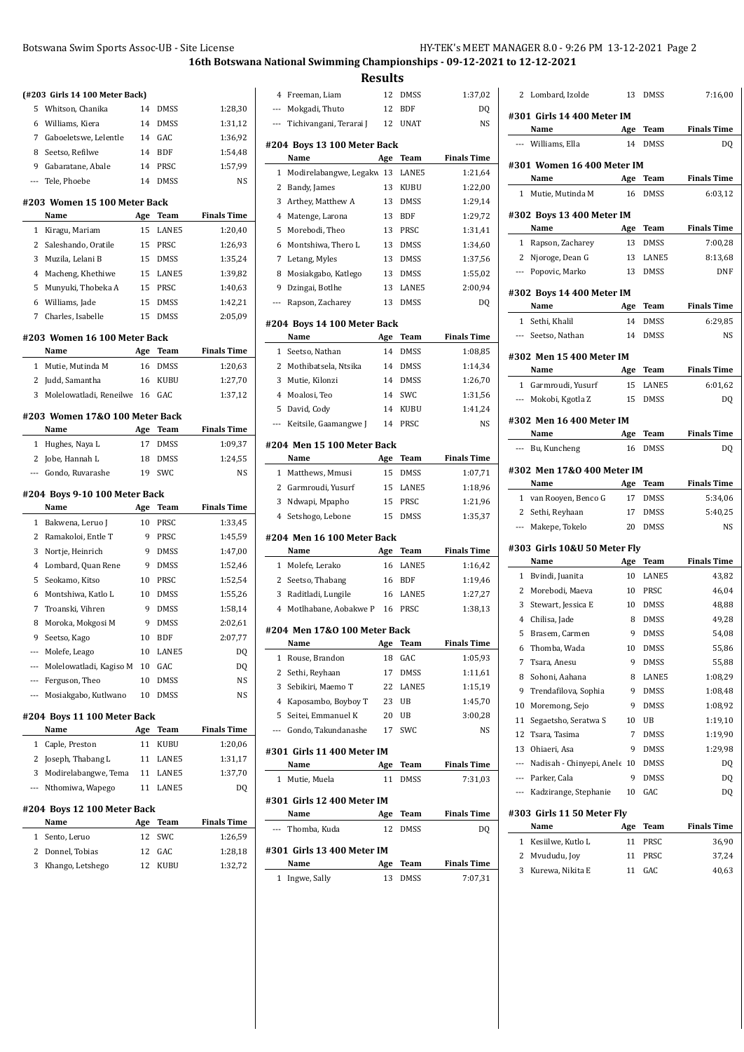## 16th Botswana National Swimming Championships - 09-12-2021 to 12-12-2021

## Results

### (#203 Girls 14 100 Meter Back)

| | Name | Age | Team | Finals Time |
|---|---|---|---|---|
| 5 | Whitson, Chanika | 14 | DMSS | 1:28,30 |
| 6 | Williams, Kiera | 14 | DMSS | 1:31,12 |
| 7 | Gaboeletswe, Lelentle | 14 | GAC | 1:36,92 |
| 8 | Seetso, Refilwe | 14 | BDF | 1:54,48 |
| 9 | Gabaratane, Abale | 14 | PRSC | 1:57,99 |
| --- | Tele, Phoebe | 14 | DMSS | NS |

### #203 Women 15 100 Meter Back

| | Name | Age | Team | Finals Time |
|---|---|---|---|---|
| 1 | Kiragu, Mariam | 15 | LANE5 | 1:20,40 |
| 2 | Saleshando, Oratile | 15 | PRSC | 1:26,93 |
| 3 | Muzila, Lelani B | 15 | DMSS | 1:35,24 |
| 4 | Macheng, Khethiwe | 15 | LANE5 | 1:39,82 |
| 5 | Munyuki, Thobeka A | 15 | PRSC | 1:40,63 |
| 6 | Williams, Jade | 15 | DMSS | 1:42,21 |
| 7 | Charles, Isabelle | 15 | DMSS | 2:05,09 |

### #203 Women 16 100 Meter Back

| | Name | Age | Team | Finals Time |
|---|---|---|---|---|
| 1 | Mutie, Mutinda M | 16 | DMSS | 1:20,63 |
| 2 | Judd, Samantha | 16 | KUBU | 1:27,70 |
| 3 | Molelowatladi, Reneilwe | 16 | GAC | 1:37,12 |

### #203 Women 17&O 100 Meter Back

| | Name | Age | Team | Finals Time |
|---|---|---|---|---|
| 1 | Hughes, Naya L | 17 | DMSS | 1:09,37 |
| 2 | Jobe, Hannah L | 18 | DMSS | 1:24,55 |
| --- | Gondo, Ruvarashe | 19 | SWC | NS |

### #204 Boys 9-10 100 Meter Back

| | Name | Age | Team | Finals Time |
|---|---|---|---|---|
| 1 | Bakwena, Leruo J | 10 | PRSC | 1:33,45 |
| 2 | Ramakoloi, Entle T | 9 | PRSC | 1:45,59 |
| 3 | Nortje, Heinrich | 9 | DMSS | 1:47,00 |
| 4 | Lombard, Quan Rene | 9 | DMSS | 1:52,46 |
| 5 | Seokamo, Kitso | 10 | PRSC | 1:52,54 |
| 6 | Montshiwa, Katlo L | 10 | DMSS | 1:55,26 |
| 7 | Troanski, Vihren | 9 | DMSS | 1:58,14 |
| 8 | Moroka, Mokgosi M | 9 | DMSS | 2:02,61 |
| 9 | Seetso, Kago | 10 | BDF | 2:07,77 |
| --- | Molefe, Leago | 10 | LANE5 | DQ |
| --- | Molelowatladi, Kagiso M | 10 | GAC | DQ |
| --- | Ferguson, Theo | 10 | DMSS | NS |
| --- | Mosiakgabo, Kutlwano | 10 | DMSS | NS |

### #204 Boys 11 100 Meter Back

| | Name | Age | Team | Finals Time |
|---|---|---|---|---|
| 1 | Caple, Preston | 11 | KUBU | 1:20,06 |
| 2 | Joseph, Thabang L | 11 | LANE5 | 1:31,17 |
| 3 | Modirelabangwe, Tema | 11 | LANE5 | 1:37,70 |
| --- | Nthomiwa, Wapego | 11 | LANE5 | DQ |

### #204 Boys 12 100 Meter Back

| | Name | Age | Team | Finals Time |
|---|---|---|---|---|
| 1 | Sento, Leruo | 12 | SWC | 1:26,59 |
| 2 | Donnel, Tobias | 12 | GAC | 1:28,18 |
| 3 | Khango, Letshego | 12 | KUBU | 1:32,72 |
| 4 | Freeman, Liam | 12 | DMSS | 1:37,02 |
| --- | Mokgadi, Thuto | 12 | BDF | DQ |
| --- | Tichivangani, Terarai J | 12 | UNAT | NS |

### #204 Boys 13 100 Meter Back

| | Name | Age | Team | Finals Time |
|---|---|---|---|---|
| 1 | Modirelabangwe, Legakw | 13 | LANE5 | 1:21,64 |
| 2 | Bandy, James | 13 | KUBU | 1:22,00 |
| 3 | Arthey, Matthew A | 13 | DMSS | 1:29,14 |
| 4 | Matenge, Larona | 13 | BDF | 1:29,72 |
| 5 | Morebodi, Theo | 13 | PRSC | 1:31,41 |
| 6 | Montshiwa, Thero L | 13 | DMSS | 1:34,60 |
| 7 | Letang, Myles | 13 | DMSS | 1:37,56 |
| 8 | Mosiakgabo, Katlego | 13 | DMSS | 1:55,02 |
| 9 | Dzingai, Botlhe | 13 | LANE5 | 2:00,94 |
| --- | Rapson, Zacharey | 13 | DMSS | DQ |

### #204 Boys 14 100 Meter Back

| | Name | Age | Team | Finals Time |
|---|---|---|---|---|
| 1 | Seetso, Nathan | 14 | DMSS | 1:08,85 |
| 2 | Mothibatsela, Ntsika | 14 | DMSS | 1:14,34 |
| 3 | Mutie, Kilonzi | 14 | DMSS | 1:26,70 |
| 4 | Moalosi, Teo | 14 | SWC | 1:31,56 |
| 5 | David, Cody | 14 | KUBU | 1:41,24 |
| --- | Keitsile, Gaamangwe J | 14 | PRSC | NS |

### #204 Men 15 100 Meter Back

| | Name | Age | Team | Finals Time |
|---|---|---|---|---|
| 1 | Matthews, Mmusi | 15 | DMSS | 1:07,71 |
| 2 | Garmroudi, Yusurf | 15 | LANE5 | 1:18,96 |
| 3 | Ndwapi, Mpapho | 15 | PRSC | 1:21,96 |
| 4 | Setshogo, Lebone | 15 | DMSS | 1:35,37 |

### #204 Men 16 100 Meter Back

| | Name | Age | Team | Finals Time |
|---|---|---|---|---|
| 1 | Molefe, Lerako | 16 | LANE5 | 1:16,42 |
| 2 | Seetso, Thabang | 16 | BDF | 1:19,46 |
| 3 | Raditladi, Lungile | 16 | LANE5 | 1:27,27 |
| 4 | Motlhabane, Aobakwe P | 16 | PRSC | 1:38,13 |

### #204 Men 17&O 100 Meter Back

| | Name | Age | Team | Finals Time |
|---|---|---|---|---|
| 1 | Rouse, Brandon | 18 | GAC | 1:05,93 |
| 2 | Sethi, Reyhaan | 17 | DMSS | 1:11,61 |
| 3 | Sebikiri, Maemo T | 22 | LANE5 | 1:15,19 |
| 4 | Kaposambo, Boyboy T | 23 | UB | 1:45,70 |
| 5 | Seitei, Emmanuel K | 20 | UB | 3:00,28 |
| --- | Gondo, Takundanashe | 17 | SWC | NS |

### #301 Girls 11 400 Meter IM

| | Name | Age | Team | Finals Time |
|---|---|---|---|---|
| 1 | Mutie, Muela | 11 | DMSS | 7:31,03 |

### #301 Girls 12 400 Meter IM

| | Name | Age | Team | Finals Time |
|---|---|---|---|---|
| --- | Thomba, Kuda | 12 | DMSS | DQ |

### #301 Girls 13 400 Meter IM

| | Name | Age | Team | Finals Time |
|---|---|---|---|---|
| 1 | Ingwe, Sally | 13 | DMSS | 7:07,31 |
| 2 | Lombard, Izolde | 13 | DMSS | 7:16,00 |

### #301 Girls 14 400 Meter IM

| | Name | Age | Team | Finals Time |
|---|---|---|---|---|
| --- | Williams, Ella | 14 | DMSS | DQ |

### #301 Women 16 400 Meter IM

| | Name | Age | Team | Finals Time |
|---|---|---|---|---|
| 1 | Mutie, Mutinda M | 16 | DMSS | 6:03,12 |

### #302 Boys 13 400 Meter IM

| | Name | Age | Team | Finals Time |
|---|---|---|---|---|
| 1 | Rapson, Zacharey | 13 | DMSS | 7:00,28 |
| 2 | Njoroge, Dean G | 13 | LANE5 | 8:13,68 |
| --- | Popovic, Marko | 13 | DMSS | DNF |

### #302 Boys 14 400 Meter IM

| | Name | Age | Team | Finals Time |
|---|---|---|---|---|
| 1 | Sethi, Khalil | 14 | DMSS | 6:29,85 |
| --- | Seetso, Nathan | 14 | DMSS | NS |

### #302 Men 15 400 Meter IM

| | Name | Age | Team | Finals Time |
|---|---|---|---|---|
| 1 | Garmroudi, Yusurf | 15 | LANE5 | 6:01,62 |
| --- | Mokobi, Kgotla Z | 15 | DMSS | DQ |

### #302 Men 16 400 Meter IM

| | Name | Age | Team | Finals Time |
|---|---|---|---|---|
| --- | Bu, Kuncheng | 16 | DMSS | DQ |

### #302 Men 17&O 400 Meter IM

| | Name | Age | Team | Finals Time |
|---|---|---|---|---|
| 1 | van Rooyen, Benco G | 17 | DMSS | 5:34,06 |
| 2 | Sethi, Reyhaan | 17 | DMSS | 5:40,25 |
| --- | Makepe, Tokelo | 20 | DMSS | NS |

### #303 Girls 10&U 50 Meter Fly

| | Name | Age | Team | Finals Time |
|---|---|---|---|---|
| 1 | Bvindi, Juanita | 10 | LANE5 | 43,82 |
| 2 | Morebodi, Maeva | 10 | PRSC | 46,04 |
| 3 | Stewart, Jessica E | 10 | DMSS | 48,88 |
| 4 | Chilisa, Jade | 8 | DMSS | 49,28 |
| 5 | Brasem, Carmen | 9 | DMSS | 54,08 |
| 6 | Thomba, Wada | 10 | DMSS | 55,86 |
| 7 | Tsara, Anesu | 9 | DMSS | 55,88 |
| 8 | Sohoni, Aahana | 8 | LANE5 | 1:08,29 |
| 9 | Trendafilova, Sophia | 9 | DMSS | 1:08,48 |
| 10 | Moremong, Sejo | 9 | DMSS | 1:08,92 |
| 11 | Segaetsho, Seratwa S | 10 | UB | 1:19,10 |
| 12 | Tsara, Tasima | 7 | DMSS | 1:19,90 |
| 13 | Ohiaeri, Asa | 9 | DMSS | 1:29,98 |
| --- | Nadisah - Chinyepi, Anele | 10 | DMSS | DQ |
| --- | Parker, Cala | 9 | DMSS | DQ |
| --- | Kadzirange, Stephanie | 10 | GAC | DQ |

### #303 Girls 11 50 Meter Fly

| | Name | Age | Team | Finals Time |
|---|---|---|---|---|
| 1 | Kesiilwe, Kutlo L | 11 | PRSC | 36,90 |
| 2 | Mvududu, Joy | 11 | PRSC | 37,24 |
| 3 | Kurewa, Nikita E | 11 | GAC | 40,63 |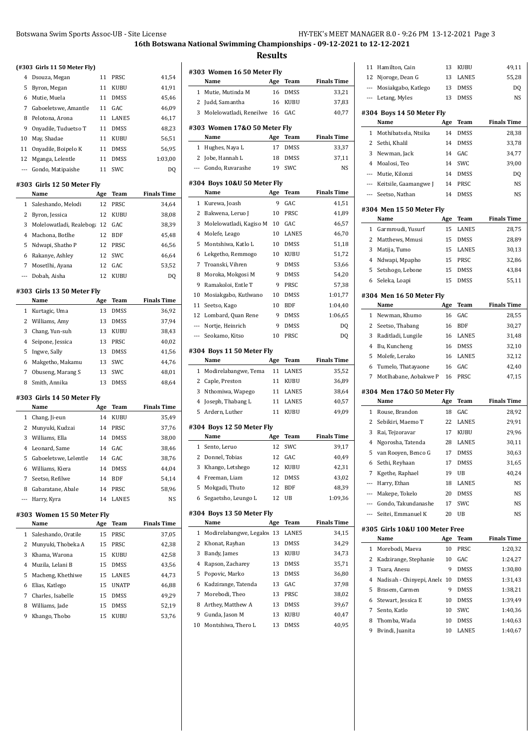## 16th Botswana National Swimming Championships - 09-12-2021 to 12-12-2021

## Results

### (#303 Girls 11 50 Meter Fly)

| | Name | Age | Team | Finals Time |
|---|---|---|---|---|
| 4 | Dsouza, Megan | 11 | PRSC | 41,54 |
| 5 | Byron, Megan | 11 | KUBU | 41,91 |
| 6 | Mutie, Muela | 11 | DMSS | 45,46 |
| 7 | Gaboeletswe, Amantle | 11 | GAC | 46,09 |
| 8 | Pelotona, Arona | 11 | LANE5 | 46,17 |
| 9 | Onyadile, Tuduetso T | 11 | DMSS | 48,23 |
| 10 | May, Shadae | 11 | KUBU | 56,51 |
| 11 | Onyadile, Boipelo K | 11 | DMSS | 56,95 |
| 12 | Mganga, Lelentle | 11 | DMSS | 1:03,00 |
| --- | Gondo, Matipaishe | 11 | SWC | DQ |

### #303 Girls 12 50 Meter Fly

| | Name | Age | Team | Finals Time |
|---|---|---|---|---|
| 1 | Saleshando, Melodi | 12 | PRSC | 34,64 |
| 2 | Byron, Jessica | 12 | KUBU | 38,08 |
| 3 | Molelowatladi, Realebog | 12 | GAC | 38,39 |
| 4 | Machona, Botlhe | 12 | BDF | 45,48 |
| 5 | Ndwapi, Shatho P | 12 | PRSC | 46,56 |
| 6 | Rakanye, Ashley | 12 | SWC | 46,64 |
| 7 | Mosetlhi, Ayana | 12 | GAC | 53,52 |
| --- | Dobah, Aisha | 12 | KUBU | DQ |

### #303 Girls 13 50 Meter Fly

| | Name | Age | Team | Finals Time |
|---|---|---|---|---|
| 1 | Kurtagic, Uma | 13 | DMSS | 36,92 |
| 2 | Williams, Amy | 13 | DMSS | 37,94 |
| 3 | Chang, Yun-suh | 13 | KUBU | 38,43 |
| 4 | Seipone, Jessica | 13 | PRSC | 40,02 |
| 5 | Ingwe, Sally | 13 | DMSS | 41,56 |
| 6 | Makgetho, Makamu | 13 | SWC | 44,76 |
| 7 | Obuseng, Marang S | 13 | SWC | 48,01 |
| 8 | Smith, Annika | 13 | DMSS | 48,64 |

### #303 Girls 14 50 Meter Fly

| | Name | Age | Team | Finals Time |
|---|---|---|---|---|
| 1 | Chang, Ji-eun | 14 | KUBU | 35,49 |
| 2 | Munyuki, Kudzai | 14 | PRSC | 37,76 |
| 3 | Williams, Ella | 14 | DMSS | 38,00 |
| 4 | Leonard, Same | 14 | GAC | 38,46 |
| 5 | Gaboeletswe, Lelentle | 14 | GAC | 38,76 |
| 6 | Williams, Kiera | 14 | DMSS | 44,04 |
| 7 | Seetso, Refilwe | 14 | BDF | 54,14 |
| 8 | Gabaratane, Abale | 14 | PRSC | 58,96 |
| --- | Harry, Kyra | 14 | LANE5 | NS |

### #303 Women 15 50 Meter Fly

| | Name | Age | Team | Finals Time |
|---|---|---|---|---|
| 1 | Saleshando, Oratile | 15 | PRSC | 37,05 |
| 2 | Munyuki, Thobeka A | 15 | PRSC | 42,38 |
| 3 | Khama, Warona | 15 | KUBU | 42,58 |
| 4 | Muzila, Lelani B | 15 | DMSS | 43,56 |
| 5 | Macheng, Khethiwe | 15 | LANE5 | 44,73 |
| 6 | Elias, Katlego | 15 | UNATP | 46,88 |
| 7 | Charles, Isabelle | 15 | DMSS | 49,29 |
| 8 | Williams, Jade | 15 | DMSS | 52,19 |
| 9 | Khango, Thobo | 15 | KUBU | 53,76 |

### #303 Women 16 50 Meter Fly

| | Name | Age | Team | Finals Time |
|---|---|---|---|---|
| 1 | Mutie, Mutinda M | 16 | DMSS | 33,21 |
| 2 | Judd, Samantha | 16 | KUBU | 37,83 |
| 3 | Molelowatladi, Reneilwe | 16 | GAC | 40,77 |

### #303 Women 17&O 50 Meter Fly

| | Name | Age | Team | Finals Time |
|---|---|---|---|---|
| 1 | Hughes, Naya L | 17 | DMSS | 33,37 |
| 2 | Jobe, Hannah L | 18 | DMSS | 37,11 |
| --- | Gondo, Ruvarashe | 19 | SWC | NS |

### #304 Boys 10&U 50 Meter Fly

| | Name | Age | Team | Finals Time |
|---|---|---|---|---|
| 1 | Kurewa, Joash | 9 | GAC | 41,51 |
| 2 | Bakwena, Leruo J | 10 | PRSC | 41,89 |
| 3 | Molelowatladi, Kagiso M | 10 | GAC | 46,57 |
| 4 | Molefe, Leago | 10 | LANE5 | 46,70 |
| 5 | Montshiwa, Katlo L | 10 | DMSS | 51,18 |
| 6 | Lekgetho, Remmogo | 10 | KUBU | 51,72 |
| 7 | Troanski, Vihren | 9 | DMSS | 53,66 |
| 8 | Moroka, Mokgosi M | 9 | DMSS | 54,20 |
| 9 | Ramakoloi, Entle T | 9 | PRSC | 57,38 |
| 10 | Mosiakgabo, Kutlwano | 10 | DMSS | 1:01,77 |
| 11 | Seetso, Kago | 10 | BDF | 1:04,40 |
| 12 | Lombard, Quan Rene | 9 | DMSS | 1:06,65 |
| --- | Nortje, Heinrich | 9 | DMSS | DQ |
| --- | Seokamo, Kitso | 10 | PRSC | DQ |

### #304 Boys 11 50 Meter Fly

| | Name | Age | Team | Finals Time |
|---|---|---|---|---|
| 1 | Modirelabangwe, Tema | 11 | LANE5 | 35,52 |
| 2 | Caple, Preston | 11 | KUBU | 36,89 |
| 3 | Nthomiwa, Wapego | 11 | LANE5 | 38,64 |
| 4 | Joseph, Thabang L | 11 | LANE5 | 40,57 |
| 5 | Ardern, Luther | 11 | KUBU | 49,09 |

### #304 Boys 12 50 Meter Fly

| | Name | Age | Team | Finals Time |
|---|---|---|---|---|
| 1 | Sento, Leruo | 12 | SWC | 39,17 |
| 2 | Donnel, Tobias | 12 | GAC | 40,49 |
| 3 | Khango, Letshego | 12 | KUBU | 42,31 |
| 4 | Freeman, Liam | 12 | DMSS | 43,02 |
| 5 | Mokgadi, Thuto | 12 | BDF | 48,39 |
| 6 | Segaetsho, Leungo L | 12 | UB | 1:09,36 |

### #304 Boys 13 50 Meter Fly

| | Name | Age | Team | Finals Time |
|---|---|---|---|---|
| 1 | Modirelabangwe, Legakw | 13 | LANE5 | 34,15 |
| 2 | Khonat, Rayhan | 13 | DMSS | 34,29 |
| 3 | Bandy, James | 13 | KUBU | 34,73 |
| 4 | Rapson, Zacharey | 13 | DMSS | 35,71 |
| 5 | Popovic, Marko | 13 | DMSS | 36,80 |
| 6 | Kadzirange, Tatenda | 13 | GAC | 37,98 |
| 7 | Morebodi, Theo | 13 | PRSC | 38,02 |
| 8 | Arthey, Matthew A | 13 | DMSS | 39,67 |
| 9 | Gunda, Jason M | 13 | KUBU | 40,47 |
| 10 | Montshiwa, Thero L | 13 | DMSS | 40,95 |
| 11 | Hamilton, Cain | 13 | KUBU | 49,11 |
| 12 | Njoroge, Dean G | 13 | LANE5 | 55,28 |
| --- | Mosiakgabo, Katlego | 13 | DMSS | DQ |
| --- | Letang, Myles | 13 | DMSS | NS |

### #304 Boys 14 50 Meter Fly

| | Name | Age | Team | Finals Time |
|---|---|---|---|---|
| 1 | Mothibatsela, Ntsika | 14 | DMSS | 28,38 |
| 2 | Sethi, Khalil | 14 | DMSS | 33,78 |
| 3 | Newman, Jack | 14 | GAC | 34,77 |
| 4 | Moalosi, Teo | 14 | SWC | 39,00 |
| --- | Mutie, Kilonzi | 14 | DMSS | DQ |
| --- | Keitsile, Gaamangwe J | 14 | PRSC | NS |
| --- | Seetso, Nathan | 14 | DMSS | NS |

### #304 Men 15 50 Meter Fly

| | Name | Age | Team | Finals Time |
|---|---|---|---|---|
| 1 | Garmroudi, Yusurf | 15 | LANE5 | 28,75 |
| 2 | Matthews, Mmusi | 15 | DMSS | 28,89 |
| 3 | Matija, Tumo | 15 | LANE5 | 30,13 |
| 4 | Ndwapi, Mpapho | 15 | PRSC | 32,86 |
| 5 | Setshogo, Lebone | 15 | DMSS | 43,84 |
| 6 | Seleka, Loapi | 15 | DMSS | 55,11 |

### #304 Men 16 50 Meter Fly

| | Name | Age | Team | Finals Time |
|---|---|---|---|---|
| 1 | Newman, Khumo | 16 | GAC | 28,55 |
| 2 | Seetso, Thabang | 16 | BDF | 30,27 |
| 3 | Raditladi, Lungile | 16 | LANE5 | 31,48 |
| 4 | Bu, Kuncheng | 16 | DMSS | 32,10 |
| 5 | Molefe, Lerako | 16 | LANE5 | 32,12 |
| 6 | Tumelo, Thatayaone | 16 | GAC | 42,40 |
| 7 | Motlhabane, Aobakwe P | 16 | PRSC | 47,15 |

### #304 Men 17&O 50 Meter Fly

| | Name | Age | Team | Finals Time |
|---|---|---|---|---|
| 1 | Rouse, Brandon | 18 | GAC | 28,92 |
| 2 | Sebikiri, Maemo T | 22 | LANE5 | 29,91 |
| 3 | Rai, Tejzoravar | 17 | KUBU | 29,96 |
| 4 | Ngorosha, Tatenda | 28 | LANE5 | 30,11 |
| 5 | van Rooyen, Benco G | 17 | DMSS | 30,63 |
| 6 | Sethi, Reyhaan | 17 | DMSS | 31,65 |
| 7 | Kgethe, Raphael | 19 | UB | 40,24 |
| --- | Harry, Ethan | 18 | LANE5 | NS |
| --- | Makepe, Tokelo | 20 | DMSS | NS |
| --- | Gondo, Takundanashe | 17 | SWC | NS |
| --- | Seitei, Emmanuel K | 20 | UB | NS |

### #305 Girls 10&U 100 Meter Free

| | Name | Age | Team | Finals Time |
|---|---|---|---|---|
| 1 | Morebodi, Maeva | 10 | PRSC | 1:20,32 |
| 2 | Kadzirange, Stephanie | 10 | GAC | 1:24,27 |
| 3 | Tsara, Anesu | 9 | DMSS | 1:30,80 |
| 4 | Nadisah - Chinyepi, Anele | 10 | DMSS | 1:31,43 |
| 5 | Brasem, Carmen | 9 | DMSS | 1:38,21 |
| 6 | Stewart, Jessica E | 10 | DMSS | 1:39,49 |
| 7 | Sento, Katlo | 10 | SWC | 1:40,36 |
| 8 | Thomba, Wada | 10 | DMSS | 1:40,63 |
| 9 | Bvindi, Juanita | 10 | LANE5 | 1:40,67 |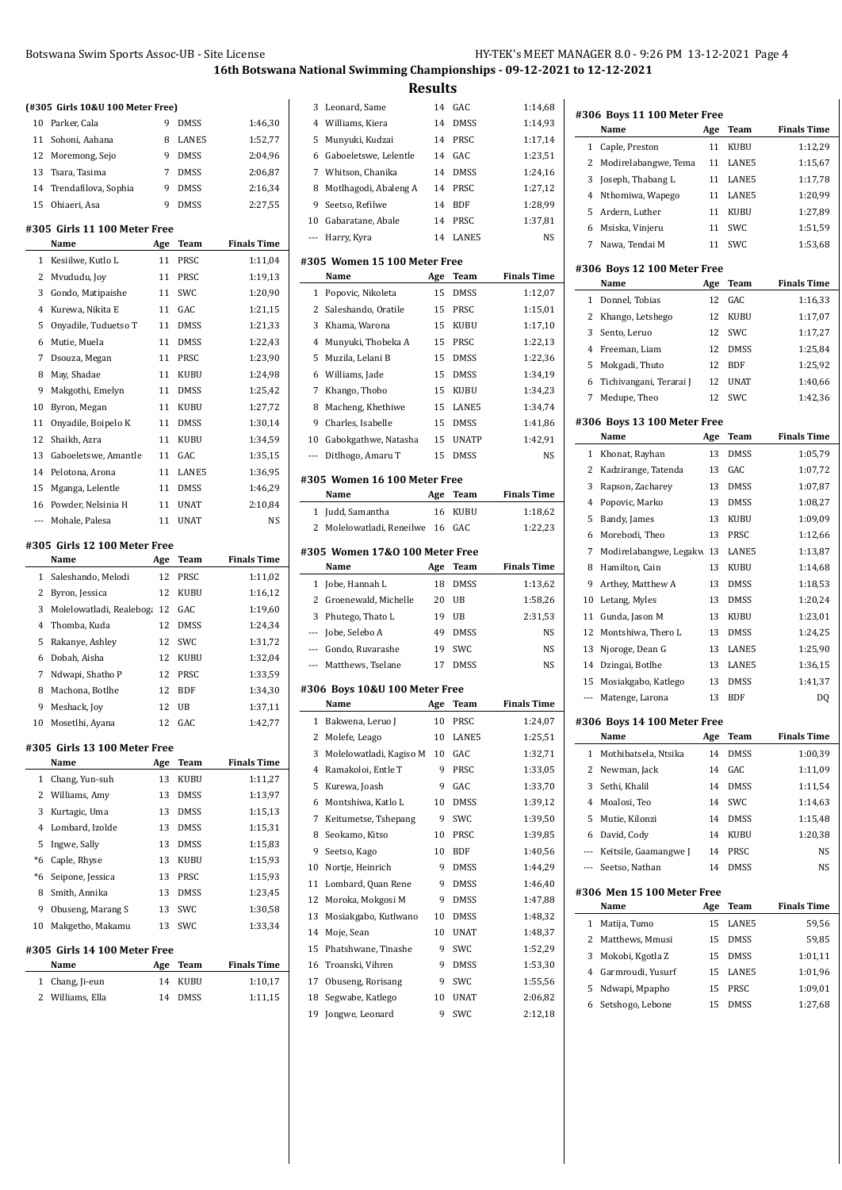## 16th Botswana National Swimming Championships - 09-12-2021 to 12-12-2021

## Results

#### (#305 Girls 10&U 100 Meter Free)

| | Name | Age | Team | Finals Time |
|---|---|---|---|---|
| 10 | Parker, Cala | 9 | DMSS | 1:46,30 |
| 11 | Sohoni, Aahana | 8 | LANE5 | 1:52,77 |
| 12 | Moremong, Sejo | 9 | DMSS | 2:04,96 |
| 13 | Tsara, Tasima | 7 | DMSS | 2:06,87 |
| 14 | Trendafilova, Sophia | 9 | DMSS | 2:16,34 |
| 15 | Ohiaeri, Asa | 9 | DMSS | 2:27,55 |

#### #305 Girls 11 100 Meter Free

| | Name | Age | Team | Finals Time |
|---|---|---|---|---|
| 1 | Kesiilwe, Kutlo L | 11 | PRSC | 1:11,04 |
| 2 | Mvududu, Joy | 11 | PRSC | 1:19,13 |
| 3 | Gondo, Matipaishe | 11 | SWC | 1:20,90 |
| 4 | Kurewa, Nikita E | 11 | GAC | 1:21,15 |
| 5 | Onyadile, Tuduetso T | 11 | DMSS | 1:21,33 |
| 6 | Mutie, Muela | 11 | DMSS | 1:22,43 |
| 7 | Dsouza, Megan | 11 | PRSC | 1:23,90 |
| 8 | May, Shadae | 11 | KUBU | 1:24,98 |
| 9 | Makgothi, Emelyn | 11 | DMSS | 1:25,42 |
| 10 | Byron, Megan | 11 | KUBU | 1:27,72 |
| 11 | Onyadile, Boipelo K | 11 | DMSS | 1:30,14 |
| 12 | Shaikh, Azra | 11 | KUBU | 1:34,59 |
| 13 | Gaboeletswe, Amantle | 11 | GAC | 1:35,15 |
| 14 | Pelotona, Arona | 11 | LANE5 | 1:36,95 |
| 15 | Mganga, Lelentle | 11 | DMSS | 1:46,29 |
| 16 | Powder, Nelsinia H | 11 | UNAT | 2:10,84 |
| --- | Mohale, Palesa | 11 | UNAT | NS |

#### #305 Girls 12 100 Meter Free

| | Name | Age | Team | Finals Time |
|---|---|---|---|---|
| 1 | Saleshando, Melodi | 12 | PRSC | 1:11,02 |
| 2 | Byron, Jessica | 12 | KUBU | 1:16,12 |
| 3 | Molelowatladi, Realeboga | 12 | GAC | 1:19,60 |
| 4 | Thomba, Kuda | 12 | DMSS | 1:24,34 |
| 5 | Rakanye, Ashley | 12 | SWC | 1:31,72 |
| 6 | Dobah, Aisha | 12 | KUBU | 1:32,04 |
| 7 | Ndwapi, Shatho P | 12 | PRSC | 1:33,59 |
| 8 | Machona, Botlhe | 12 | BDF | 1:34,30 |
| 9 | Meshack, Joy | 12 | UB | 1:37,11 |
| 10 | Mosetlhi, Ayana | 12 | GAC | 1:42,77 |

#### #305 Girls 13 100 Meter Free

| | Name | Age | Team | Finals Time |
|---|---|---|---|---|
| 1 | Chang, Yun-suh | 13 | KUBU | 1:11,27 |
| 2 | Williams, Amy | 13 | DMSS | 1:13,97 |
| 3 | Kurtagic, Uma | 13 | DMSS | 1:15,13 |
| 4 | Lombard, Izolde | 13 | DMSS | 1:15,31 |
| 5 | Ingwe, Sally | 13 | DMSS | 1:15,83 |
| *6 | Caple, Rhyse | 13 | KUBU | 1:15,93 |
| *6 | Seipone, Jessica | 13 | PRSC | 1:15,93 |
| 8 | Smith, Annika | 13 | DMSS | 1:23,45 |
| 9 | Obuseng, Marang S | 13 | SWC | 1:30,58 |
| 10 | Makgetho, Makamu | 13 | SWC | 1:33,34 |

#### #305 Girls 14 100 Meter Free

| | Name | Age | Team | Finals Time |
|---|---|---|---|---|
| 1 | Chang, Ji-eun | 14 | KUBU | 1:10,17 |
| 2 | Williams, Ella | 14 | DMSS | 1:11,15 |
| 3 | Leonard, Same | 14 | GAC | 1:14,68 |
| 4 | Williams, Kiera | 14 | DMSS | 1:14,93 |
| 5 | Munyuki, Kudzai | 14 | PRSC | 1:17,14 |
| 6 | Gaboeletswe, Lelentle | 14 | GAC | 1:23,51 |
| 7 | Whitson, Chanika | 14 | DMSS | 1:24,16 |
| 8 | Motlhagodi, Abaleng A | 14 | PRSC | 1:27,12 |
| 9 | Seetso, Refilwe | 14 | BDF | 1:28,99 |
| 10 | Gabaratane, Abale | 14 | PRSC | 1:37,81 |
| --- | Harry, Kyra | 14 | LANE5 | NS |

#### #305 Women 15 100 Meter Free

| | Name | Age | Team | Finals Time |
|---|---|---|---|---|
| 1 | Popovic, Nikoleta | 15 | DMSS | 1:12,07 |
| 2 | Saleshando, Oratile | 15 | PRSC | 1:15,01 |
| 3 | Khama, Warona | 15 | KUBU | 1:17,10 |
| 4 | Munyuki, Thobeka A | 15 | PRSC | 1:22,13 |
| 5 | Muzila, Lelani B | 15 | DMSS | 1:22,36 |
| 6 | Williams, Jade | 15 | DMSS | 1:34,19 |
| 7 | Khango, Thobo | 15 | KUBU | 1:34,23 |
| 8 | Macheng, Khethiwe | 15 | LANE5 | 1:34,74 |
| 9 | Charles, Isabelle | 15 | DMSS | 1:41,86 |
| 10 | Gabokgathwe, Natasha | 15 | UNATP | 1:42,91 |
| --- | Ditlhogo, Amaru T | 15 | DMSS | NS |

#### #305 Women 16 100 Meter Free

| | Name | Age | Team | Finals Time |
|---|---|---|---|---|
| 1 | Judd, Samantha | 16 | KUBU | 1:18,62 |
| 2 | Molelowatladi, Reneilwe | 16 | GAC | 1:22,23 |

#### #305 Women 17&O 100 Meter Free

| | Name | Age | Team | Finals Time |
|---|---|---|---|---|
| 1 | Jobe, Hannah L | 18 | DMSS | 1:13,62 |
| 2 | Groenewald, Michelle | 20 | UB | 1:58,26 |
| 3 | Phutego, Thato L | 19 | UB | 2:31,53 |
| --- | Jobe, Selebo A | 49 | DMSS | NS |
| --- | Gondo, Ruvarashe | 19 | SWC | NS |
| --- | Matthews, Tselane | 17 | DMSS | NS |

#### #306 Boys 10&U 100 Meter Free

| | Name | Age | Team | Finals Time |
|---|---|---|---|---|
| 1 | Bakwena, Leruo J | 10 | PRSC | 1:24,07 |
| 2 | Molefe, Leago | 10 | LANE5 | 1:25,51 |
| 3 | Molelowatladi, Kagiso M | 10 | GAC | 1:32,71 |
| 4 | Ramakoloi, Entle T | 9 | PRSC | 1:33,05 |
| 5 | Kurewa, Joash | 9 | GAC | 1:33,70 |
| 6 | Montshiwa, Katlo L | 10 | DMSS | 1:39,12 |
| 7 | Keitumetse, Tshepang | 9 | SWC | 1:39,50 |
| 8 | Seokamo, Kitso | 10 | PRSC | 1:39,85 |
| 9 | Seetso, Kago | 10 | BDF | 1:40,56 |
| 10 | Nortje, Heinrich | 9 | DMSS | 1:44,29 |
| 11 | Lombard, Quan Rene | 9 | DMSS | 1:46,40 |
| 12 | Moroka, Mokgosi M | 9 | DMSS | 1:47,88 |
| 13 | Mosiakgabo, Kutlwano | 10 | DMSS | 1:48,32 |
| 14 | Moje, Sean | 10 | UNAT | 1:48,37 |
| 15 | Phatshwane, Tinashe | 9 | SWC | 1:52,29 |
| 16 | Troanski, Vihren | 9 | DMSS | 1:53,30 |
| 17 | Obuseng, Rorisang | 9 | SWC | 1:55,56 |
| 18 | Segwabe, Katlego | 10 | UNAT | 2:06,82 |
| 19 | Jongwe, Leonard | 9 | SWC | 2:12,18 |

#### #306 Boys 11 100 Meter Free

| | Name | Age | Team | Finals Time |
|---|---|---|---|---|
| 1 | Caple, Preston | 11 | KUBU | 1:12,29 |
| 2 | Modirelabangwe, Tema | 11 | LANE5 | 1:15,67 |
| 3 | Joseph, Thabang L | 11 | LANE5 | 1:17,78 |
| 4 | Nthomiwa, Wapego | 11 | LANE5 | 1:20,99 |
| 5 | Ardern, Luther | 11 | KUBU | 1:27,89 |
| 6 | Msiska, Vinjeru | 11 | SWC | 1:51,59 |
| 7 | Nawa, Tendai M | 11 | SWC | 1:53,68 |

#### #306 Boys 12 100 Meter Free

| | Name | Age | Team | Finals Time |
|---|---|---|---|---|
| 1 | Donnel, Tobias | 12 | GAC | 1:16,33 |
| 2 | Khango, Letshego | 12 | KUBU | 1:17,07 |
| 3 | Sento, Leruo | 12 | SWC | 1:17,27 |
| 4 | Freeman, Liam | 12 | DMSS | 1:25,84 |
| 5 | Mokgadi, Thuto | 12 | BDF | 1:25,92 |
| 6 | Tichivangani, Terarai J | 12 | UNAT | 1:40,66 |
| 7 | Medupe, Theo | 12 | SWC | 1:42,36 |

#### #306 Boys 13 100 Meter Free

| | Name | Age | Team | Finals Time |
|---|---|---|---|---|
| 1 | Khonat, Rayhan | 13 | DMSS | 1:05,79 |
| 2 | Kadzirange, Tatenda | 13 | GAC | 1:07,72 |
| 3 | Rapson, Zacharey | 13 | DMSS | 1:07,87 |
| 4 | Popovic, Marko | 13 | DMSS | 1:08,27 |
| 5 | Bandy, James | 13 | KUBU | 1:09,09 |
| 6 | Morebodi, Theo | 13 | PRSC | 1:12,66 |
| 7 | Modirelabangwe, Legakw | 13 | LANE5 | 1:13,87 |
| 8 | Hamilton, Cain | 13 | KUBU | 1:14,68 |
| 9 | Arthey, Matthew A | 13 | DMSS | 1:18,53 |
| 10 | Letang, Myles | 13 | DMSS | 1:20,24 |
| 11 | Gunda, Jason M | 13 | KUBU | 1:23,01 |
| 12 | Montshiwa, Thero L | 13 | DMSS | 1:24,25 |
| 13 | Njoroge, Dean G | 13 | LANE5 | 1:25,90 |
| 14 | Dzingai, Botlhe | 13 | LANE5 | 1:36,15 |
| 15 | Mosiakgabo, Katlego | 13 | DMSS | 1:41,37 |
| --- | Matenge, Larona | 13 | BDF | DQ |

#### #306 Boys 14 100 Meter Free

| | Name | Age | Team | Finals Time |
|---|---|---|---|---|
| 1 | Mothibatsela, Ntsika | 14 | DMSS | 1:00,39 |
| 2 | Newman, Jack | 14 | GAC | 1:11,09 |
| 3 | Sethi, Khalil | 14 | DMSS | 1:11,54 |
| 4 | Moalosi, Teo | 14 | SWC | 1:14,63 |
| 5 | Mutie, Kilonzi | 14 | DMSS | 1:15,48 |
| 6 | David, Cody | 14 | KUBU | 1:20,38 |
| --- | Keitsile, Gaamangwe J | 14 | PRSC | NS |
| --- | Seetso, Nathan | 14 | DMSS | NS |

#### #306 Men 15 100 Meter Free

| | Name | Age | Team | Finals Time |
|---|---|---|---|---|
| 1 | Matija, Tumo | 15 | LANE5 | 59,56 |
| 2 | Matthews, Mmusi | 15 | DMSS | 59,85 |
| 3 | Mokobi, Kgotla Z | 15 | DMSS | 1:01,11 |
| 4 | Garmroudi, Yusurf | 15 | LANE5 | 1:01,96 |
| 5 | Ndwapi, Mpapho | 15 | PRSC | 1:09,01 |
| 6 | Setshogo, Lebone | 15 | DMSS | 1:27,68 |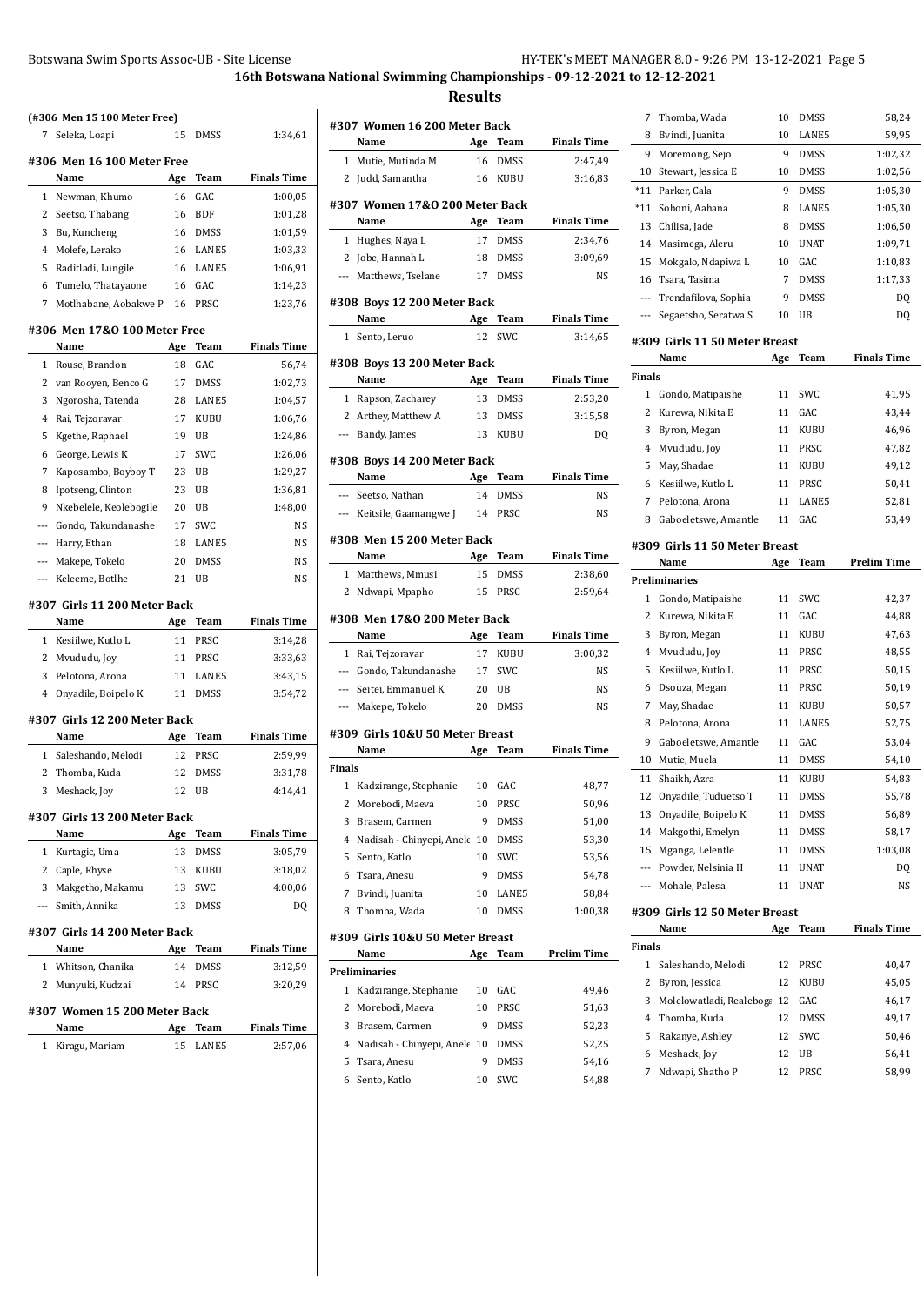## 16th Botswana National Swimming Championships - 09-12-2021 to 12-12-2021

## Results

### (#306 Men 15 100 Meter Free)

| | Name | Age | Team | Finals Time |
|---|---|---|---|---|
| 7 | Seleka, Loapi | 15 | DMSS | 1:34,61 |

### #306 Men 16 100 Meter Free

| | Name | Age | Team | Finals Time |
|---|---|---|---|---|
| 1 | Newman, Khumo | 16 | GAC | 1:00,05 |
| 2 | Seetso, Thabang | 16 | BDF | 1:01,28 |
| 3 | Bu, Kuncheng | 16 | DMSS | 1:01,59 |
| 4 | Molefe, Lerako | 16 | LANE5 | 1:03,33 |
| 5 | Raditladi, Lungile | 16 | LANE5 | 1:06,91 |
| 6 | Tumelo, Thatayaone | 16 | GAC | 1:14,23 |
| 7 | Motlhabane, Aobakwe P | 16 | PRSC | 1:23,76 |

### #306 Men 17&O 100 Meter Free

| | Name | Age | Team | Finals Time |
|---|---|---|---|---|
| 1 | Rouse, Brandon | 18 | GAC | 56,74 |
| 2 | van Rooyen, Benco G | 17 | DMSS | 1:02,73 |
| 3 | Ngorosha, Tatenda | 28 | LANE5 | 1:04,57 |
| 4 | Rai, Tejzoravar | 17 | KUBU | 1:06,76 |
| 5 | Kgethe, Raphael | 19 | UB | 1:24,86 |
| 6 | George, Lewis K | 17 | SWC | 1:26,06 |
| 7 | Kaposambo, Boyboy T | 23 | UB | 1:29,27 |
| 8 | Ipotseng, Clinton | 23 | UB | 1:36,81 |
| 9 | Nkebelele, Keolebogile | 20 | UB | 1:48,00 |
| --- | Gondo, Takundanashe | 17 | SWC | NS |
| --- | Harry, Ethan | 18 | LANE5 | NS |
| --- | Makepe, Tokelo | 20 | DMSS | NS |
| --- | Keleeme, Botlhe | 21 | UB | NS |

### #307 Girls 11 200 Meter Back

| | Name | Age | Team | Finals Time |
|---|---|---|---|---|
| 1 | Kesiilwe, Kutlo L | 11 | PRSC | 3:14,28 |
| 2 | Mvududu, Joy | 11 | PRSC | 3:33,63 |
| 3 | Pelotona, Arona | 11 | LANE5 | 3:43,15 |
| 4 | Onyadile, Boipelo K | 11 | DMSS | 3:54,72 |

### #307 Girls 12 200 Meter Back

| | Name | Age | Team | Finals Time |
|---|---|---|---|---|
| 1 | Saleshando, Melodi | 12 | PRSC | 2:59,99 |
| 2 | Thomba, Kuda | 12 | DMSS | 3:31,78 |
| 3 | Meshack, Joy | 12 | UB | 4:14,41 |

### #307 Girls 13 200 Meter Back

| | Name | Age | Team | Finals Time |
|---|---|---|---|---|
| 1 | Kurtagic, Uma | 13 | DMSS | 3:05,79 |
| 2 | Caple, Rhyse | 13 | KUBU | 3:18,02 |
| 3 | Makgetho, Makamu | 13 | SWC | 4:00,06 |
| --- | Smith, Annika | 13 | DMSS | DQ |

### #307 Girls 14 200 Meter Back

| | Name | Age | Team | Finals Time |
|---|---|---|---|---|
| 1 | Whitson, Chanika | 14 | DMSS | 3:12,59 |
| 2 | Munyuki, Kudzai | 14 | PRSC | 3:20,29 |

### #307 Women 15 200 Meter Back

| | Name | Age | Team | Finals Time |
|---|---|---|---|---|
| 1 | Kiragu, Mariam | 15 | LANE5 | 2:57,06 |

### #307 Women 16 200 Meter Back

| | Name | Age | Team | Finals Time |
|---|---|---|---|---|
| 1 | Mutie, Mutinda M | 16 | DMSS | 2:47,49 |
| 2 | Judd, Samantha | 16 | KUBU | 3:16,83 |

### #307 Women 17&O 200 Meter Back

| | Name | Age | Team | Finals Time |
|---|---|---|---|---|
| 1 | Hughes, Naya L | 17 | DMSS | 2:34,76 |
| 2 | Jobe, Hannah L | 18 | DMSS | 3:09,69 |
| --- | Matthews, Tselane | 17 | DMSS | NS |

### #308 Boys 12 200 Meter Back

| | Name | Age | Team | Finals Time |
|---|---|---|---|---|
| 1 | Sento, Leruo | 12 | SWC | 3:14,65 |

### #308 Boys 13 200 Meter Back

| | Name | Age | Team | Finals Time |
|---|---|---|---|---|
| 1 | Rapson, Zacharey | 13 | DMSS | 2:53,20 |
| 2 | Arthey, Matthew A | 13 | DMSS | 3:15,58 |
| --- | Bandy, James | 13 | KUBU | DQ |

### #308 Boys 14 200 Meter Back

| | Name | Age | Team | Finals Time |
|---|---|---|---|---|
| --- | Seetso, Nathan | 14 | DMSS | NS |
| --- | Keitsile, Gaamangwe J | 14 | PRSC | NS |

### #308 Men 15 200 Meter Back

| | Name | Age | Team | Finals Time |
|---|---|---|---|---|
| 1 | Matthews, Mmusi | 15 | DMSS | 2:38,60 |
| 2 | Ndwapi, Mpapho | 15 | PRSC | 2:59,64 |

### #308 Men 17&O 200 Meter Back

| | Name | Age | Team | Finals Time |
|---|---|---|---|---|
| 1 | Rai, Tejzoravar | 17 | KUBU | 3:00,32 |
| --- | Gondo, Takundanashe | 17 | SWC | NS |
| --- | Seitei, Emmanuel K | 20 | UB | NS |
| --- | Makepe, Tokelo | 20 | DMSS | NS |

### #309 Girls 10&U 50 Meter Breast

| | Name | Age | Team | Finals Time |
|---|---|---|---|---|
| **Finals** | | | | |
| 1 | Kadzirange, Stephanie | 10 | GAC | 48,77 |
| 2 | Morebodi, Maeva | 10 | PRSC | 50,96 |
| 3 | Brasem, Carmen | 9 | DMSS | 51,00 |
| 4 | Nadisah - Chinyepi, Anele | 10 | DMSS | 53,30 |
| 5 | Sento, Katlo | 10 | SWC | 53,56 |
| 6 | Tsara, Anesu | 9 | DMSS | 54,78 |
| 7 | Bvindi, Juanita | 10 | LANE5 | 58,84 |
| 8 | Thomba, Wada | 10 | DMSS | 1:00,38 |

### #309 Girls 10&U 50 Meter Breast

| | Name | Age | Team | Prelim Time |
|---|---|---|---|---|
| **Preliminaries** | | | | |
| 1 | Kadzirange, Stephanie | 10 | GAC | 49,46 |
| 2 | Morebodi, Maeva | 10 | PRSC | 51,63 |
| 3 | Brasem, Carmen | 9 | DMSS | 52,23 |
| 4 | Nadisah - Chinyepi, Anele | 10 | DMSS | 52,25 |
| 5 | Tsara, Anesu | 9 | DMSS | 54,16 |
| 6 | Sento, Katlo | 10 | SWC | 54,88 |
| 7 | Thomba, Wada | 10 | DMSS | 58,24 |
| 8 | Bvindi, Juanita | 10 | LANE5 | 59,95 |
| 9 | Moremong, Sejo | 9 | DMSS | 1:02,32 |
| 10 | Stewart, Jessica E | 10 | DMSS | 1:02,56 |
| *11 | Parker, Cala | 9 | DMSS | 1:05,30 |
| *11 | Sohoni, Aahana | 8 | LANE5 | 1:05,30 |
| 13 | Chilisa, Jade | 8 | DMSS | 1:06,50 |
| 14 | Masimega, Aleru | 10 | UNAT | 1:09,71 |
| 15 | Mokgalo, Ndapiwa L | 10 | GAC | 1:10,83 |
| 16 | Tsara, Tasima | 7 | DMSS | 1:17,33 |
| --- | Trendafilova, Sophia | 9 | DMSS | DQ |
| --- | Segaetsho, Seratwa S | 10 | UB | DQ |

### #309 Girls 11 50 Meter Breast

| | Name | Age | Team | Finals Time |
|---|---|---|---|---|
| **Finals** | | | | |
| 1 | Gondo, Matipaishe | 11 | SWC | 41,95 |
| 2 | Kurewa, Nikita E | 11 | GAC | 43,44 |
| 3 | Byron, Megan | 11 | KUBU | 46,96 |
| 4 | Mvududu, Joy | 11 | PRSC | 47,82 |
| 5 | May, Shadae | 11 | KUBU | 49,12 |
| 6 | Kesiilwe, Kutlo L | 11 | PRSC | 50,41 |
| 7 | Pelotona, Arona | 11 | LANE5 | 52,81 |
| 8 | Gaboeletswe, Amantle | 11 | GAC | 53,49 |

### #309 Girls 11 50 Meter Breast

| | Name | Age | Team | Prelim Time |
|---|---|---|---|---|
| **Preliminaries** | | | | |
| 1 | Gondo, Matipaishe | 11 | SWC | 42,37 |
| 2 | Kurewa, Nikita E | 11 | GAC | 44,88 |
| 3 | Byron, Megan | 11 | KUBU | 47,63 |
| 4 | Mvududu, Joy | 11 | PRSC | 48,55 |
| 5 | Kesiilwe, Kutlo L | 11 | PRSC | 50,15 |
| 6 | Dsouza, Megan | 11 | PRSC | 50,19 |
| 7 | May, Shadae | 11 | KUBU | 50,57 |
| 8 | Pelotona, Arona | 11 | LANE5 | 52,75 |
| 9 | Gaboeletswe, Amantle | 11 | GAC | 53,04 |
| 10 | Mutie, Muela | 11 | DMSS | 54,10 |
| 11 | Shaikh, Azra | 11 | KUBU | 54,83 |
| 12 | Onyadile, Tuduetso T | 11 | DMSS | 55,78 |
| 13 | Onyadile, Boipelo K | 11 | DMSS | 56,89 |
| 14 | Makgothi, Emelyn | 11 | DMSS | 58,17 |
| 15 | Mganga, Lelentle | 11 | DMSS | 1:03,08 |
| --- | Powder, Nelsinia H | 11 | UNAT | DQ |
| --- | Mohale, Palesa | 11 | UNAT | NS |

### #309 Girls 12 50 Meter Breast

| | Name | Age | Team | Finals Time |
|---|---|---|---|---|
| **Finals** | | | | |
| 1 | Saleshando, Melodi | 12 | PRSC | 40,47 |
| 2 | Byron, Jessica | 12 | KUBU | 45,05 |
| 3 | Molelowatladi, Realeboga | 12 | GAC | 46,17 |
| 4 | Thomba, Kuda | 12 | DMSS | 49,17 |
| 5 | Rakanye, Ashley | 12 | SWC | 50,46 |
| 6 | Meshack, Joy | 12 | UB | 56,41 |
| 7 | Ndwapi, Shatho P | 12 | PRSC | 58,99 |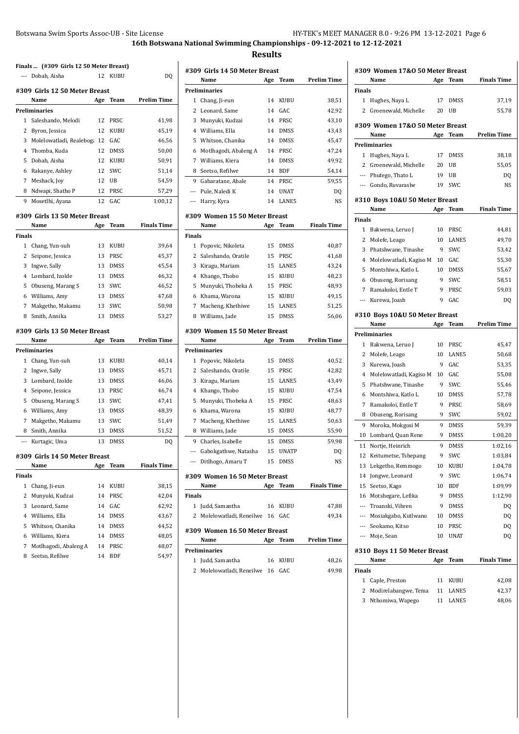# 16th Botswana National Swimming Championships - 09-12-2021 to 12-12-2021

## Results

**Finals ... (#309 Girls 12 50 Meter Breast)**

| | Name | Age | Team | Finals Time |
|---|---|---|---|---|
| --- | Dobah, Aisha | 12 | KUBU | DQ |

### #309 Girls 12 50 Meter Breast

| | Name | Age | Team | Prelim Time |
|---|---|---|---|---|
| **Preliminaries** | | | | |
| 1 | Saleshando, Melodi | 12 | PRSC | 41,98 |
| 2 | Byron, Jessica | 12 | KUBU | 45,19 |
| 3 | Molelowatladi, Realeboga | 12 | GAC | 46,56 |
| 4 | Thomba, Kuda | 12 | DMSS | 50,00 |
| 5 | Dobah, Aisha | 12 | KUBU | 50,91 |
| 6 | Rakanye, Ashley | 12 | SWC | 51,14 |
| 7 | Meshack, Joy | 12 | UB | 54,59 |
| 8 | Ndwapi, Shatho P | 12 | PRSC | 57,29 |
| 9 | Mosetlhi, Ayana | 12 | GAC | 1:00,12 |

### #309 Girls 13 50 Meter Breast

| | Name | Age | Team | Finals Time |
|---|---|---|---|---|
| **Finals** | | | | |
| 1 | Chang, Yun-suh | 13 | KUBU | 39,64 |
| 2 | Seipone, Jessica | 13 | PRSC | 45,37 |
| 3 | Ingwe, Sally | 13 | DMSS | 45,54 |
| 4 | Lombard, Izolde | 13 | DMSS | 46,32 |
| 5 | Obuseng, Marang S | 13 | SWC | 46,52 |
| 6 | Williams, Amy | 13 | DMSS | 47,68 |
| 7 | Makgetho, Makamu | 13 | SWC | 50,98 |
| 8 | Smith, Annika | 13 | DMSS | 53,27 |

### #309 Girls 13 50 Meter Breast

| | Name | Age | Team | Prelim Time |
|---|---|---|---|---|
| **Preliminaries** | | | | |
| 1 | Chang, Yun-suh | 13 | KUBU | 40,14 |
| 2 | Ingwe, Sally | 13 | DMSS | 45,71 |
| 3 | Lombard, Izolde | 13 | DMSS | 46,06 |
| 4 | Seipone, Jessica | 13 | PRSC | 46,74 |
| 5 | Obuseng, Marang S | 13 | SWC | 47,41 |
| 6 | Williams, Amy | 13 | DMSS | 48,39 |
| 7 | Makgetho, Makamu | 13 | SWC | 51,49 |
| 8 | Smith, Annika | 13 | DMSS | 51,52 |
| --- | Kurtagic, Uma | 13 | DMSS | DQ |

### #309 Girls 14 50 Meter Breast

| | Name | Age | Team | Finals Time |
|---|---|---|---|---|
| **Finals** | | | | |
| 1 | Chang, Ji-eun | 14 | KUBU | 38,15 |
| 2 | Munyuki, Kudzai | 14 | PRSC | 42,04 |
| 3 | Leonard, Same | 14 | GAC | 42,92 |
| 4 | Williams, Ella | 14 | DMSS | 43,67 |
| 5 | Whitson, Chanika | 14 | DMSS | 44,52 |
| 6 | Williams, Kiera | 14 | DMSS | 48,05 |
| 7 | Motlhagodi, Abaleng A | 14 | PRSC | 48,07 |
| 8 | Seetso, Refilwe | 14 | BDF | 54,97 |

### #309 Girls 14 50 Meter Breast

| | Name | Age | Team | Prelim Time |
|---|---|---|---|---|
| **Preliminaries** | | | | |
| 1 | Chang, Ji-eun | 14 | KUBU | 38,51 |
| 2 | Leonard, Same | 14 | GAC | 42,92 |
| 3 | Munyuki, Kudzai | 14 | PRSC | 43,10 |
| 4 | Williams, Ella | 14 | DMSS | 43,43 |
| 5 | Whitson, Chanika | 14 | DMSS | 45,47 |
| 6 | Motlhagodi, Abaleng A | 14 | PRSC | 47,24 |
| 7 | Williams, Kiera | 14 | DMSS | 49,92 |
| 8 | Seetso, Refilwe | 14 | BDF | 54,14 |
| 9 | Gabaratane, Abale | 14 | PRSC | 59,55 |
| --- | Pule, Naledi K | 14 | UNAT | DQ |
| --- | Harry, Kyra | 14 | LANES | NS |

### #309 Women 15 50 Meter Breast

| | Name | Age | Team | Finals Time |
|---|---|---|---|---|
| **Finals** | | | | |
| 1 | Popovic, Nikoleta | 15 | DMSS | 40,87 |
| 2 | Saleshando, Oratile | 15 | PRSC | 41,68 |
| 3 | Kiragu, Mariam | 15 | LANES | 43,24 |
| 4 | Khango, Thobo | 15 | KUBU | 48,23 |
| 5 | Munyuki, Thobeka A | 15 | PRSC | 48,93 |
| 6 | Khama, Warona | 15 | KUBU | 49,15 |
| 7 | Macheng, Khethiwe | 15 | LANES | 51,25 |
| 8 | Williams, Jade | 15 | DMSS | 56,06 |

### #309 Women 15 50 Meter Breast

| | Name | Age | Team | Prelim Time |
|---|---|---|---|---|
| **Preliminaries** | | | | |
| 1 | Popovic, Nikoleta | 15 | DMSS | 40,52 |
| 2 | Saleshando, Oratile | 15 | PRSC | 42,82 |
| 3 | Kiragu, Mariam | 15 | LANES | 43,49 |
| 4 | Khango, Thobo | 15 | KUBU | 47,54 |
| 5 | Munyuki, Thobeka A | 15 | PRSC | 48,63 |
| 6 | Khama, Warona | 15 | KUBU | 48,77 |
| 7 | Macheng, Khethiwe | 15 | LANES | 50,63 |
| 8 | Williams, Jade | 15 | DMSS | 55,90 |
| 9 | Charles, Isabelle | 15 | DMSS | 59,98 |
| --- | Gabokgathwe, Natasha | 15 | UNATP | DQ |
| --- | Ditlhogo, Amaru T | 15 | DMSS | NS |

### #309 Women 16 50 Meter Breast

| | Name | Age | Team | Finals Time |
|---|---|---|---|---|
| **Finals** | | | | |
| 1 | Judd, Samantha | 16 | KUBU | 47,88 |
| 2 | Molelowatladi, Reneilwe | 16 | GAC | 49,34 |

### #309 Women 16 50 Meter Breast

| | Name | Age | Team | Prelim Time |
|---|---|---|---|---|
| **Preliminaries** | | | | |
| 1 | Judd, Samantha | 16 | KUBU | 48,26 |
| 2 | Molelowatladi, Reneilwe | 16 | GAC | 49,98 |

### #309 Women 17&O 50 Meter Breast

| | Name | Age | Team | Finals Time |
|---|---|---|---|---|
| **Finals** | | | | |
| 1 | Hughes, Naya L | 17 | DMSS | 37,19 |
| 2 | Groenewald, Michelle | 20 | UB | 55,78 |

### #309 Women 17&O 50 Meter Breast

| | Name | Age | Team | Prelim Time |
|---|---|---|---|---|
| **Preliminaries** | | | | |
| 1 | Hughes, Naya L | 17 | DMSS | 38,18 |
| 2 | Groenewald, Michelle | 20 | UB | 55,05 |
| --- | Phutego, Thato L | 19 | UB | DQ |
| --- | Gondo, Ruvarashe | 19 | SWC | NS |

### #310 Boys 10&U 50 Meter Breast

| | Name | Age | Team | Finals Time |
|---|---|---|---|---|
| **Finals** | | | | |
| 1 | Bakwena, Leruo J | 10 | PRSC | 44,81 |
| 2 | Molefe, Leago | 10 | LANES | 49,70 |
| 3 | Phatshwane, Tinashe | 9 | SWC | 53,42 |
| 4 | Molelowatladi, Kagiso M | 10 | GAC | 55,30 |
| 5 | Montshiwa, Katlo L | 10 | DMSS | 55,67 |
| 6 | Obuseng, Rorisang | 9 | SWC | 58,51 |
| 7 | Ramakoloi, Entle T | 9 | PRSC | 59,03 |
| --- | Kurewa, Joash | 9 | GAC | DQ |

### #310 Boys 10&U 50 Meter Breast

| | Name | Age | Team | Prelim Time |
|---|---|---|---|---|
| **Preliminaries** | | | | |
| 1 | Bakwena, Leruo J | 10 | PRSC | 45,47 |
| 2 | Molefe, Leago | 10 | LANES | 50,68 |
| 3 | Kurewa, Joash | 9 | GAC | 53,35 |
| 4 | Molelowatladi, Kagiso M | 10 | GAC | 55,08 |
| 5 | Phatshwane, Tinashe | 9 | SWC | 55,46 |
| 6 | Montshiwa, Katlo L | 10 | DMSS | 57,78 |
| 7 | Ramakoloi, Entle T | 9 | PRSC | 58,69 |
| 8 | Obuseng, Rorisang | 9 | SWC | 59,02 |
| 9 | Moroka, Mokgosi M | 9 | DMSS | 59,39 |
| 10 | Lombard, Quan Rene | 9 | DMSS | 1:00,20 |
| 11 | Nortje, Heinrich | 9 | DMSS | 1:02,16 |
| 12 | Keitumetse, Tshepang | 9 | SWC | 1:03,84 |
| 13 | Lekgetho, Remmogo | 10 | KUBU | 1:04,78 |
| 14 | Jongwe, Leonard | 9 | SWC | 1:06,74 |
| 15 | Seetso, Kago | 10 | BDF | 1:09,99 |
| 16 | Motshegare, Lefika | 9 | DMSS | 1:12,90 |
| --- | Troanski, Vihren | 9 | DMSS | DQ |
| --- | Mosiakgabo, Kutlwano | 10 | DMSS | DQ |
| --- | Seokamo, Kitso | 10 | PRSC | DQ |
| --- | Moje, Sean | 10 | UNAT | DQ |

### #310 Boys 11 50 Meter Breast

| | Name | Age | Team | Finals Time |
|---|---|---|---|---|
| **Finals** | | | | |
| 1 | Caple, Preston | 11 | KUBU | 42,08 |
| 2 | Modirelabangwe, Tema | 11 | LANES | 42,37 |
| 3 | Nthomiwa, Wapego | 11 | LANES | 48,06 |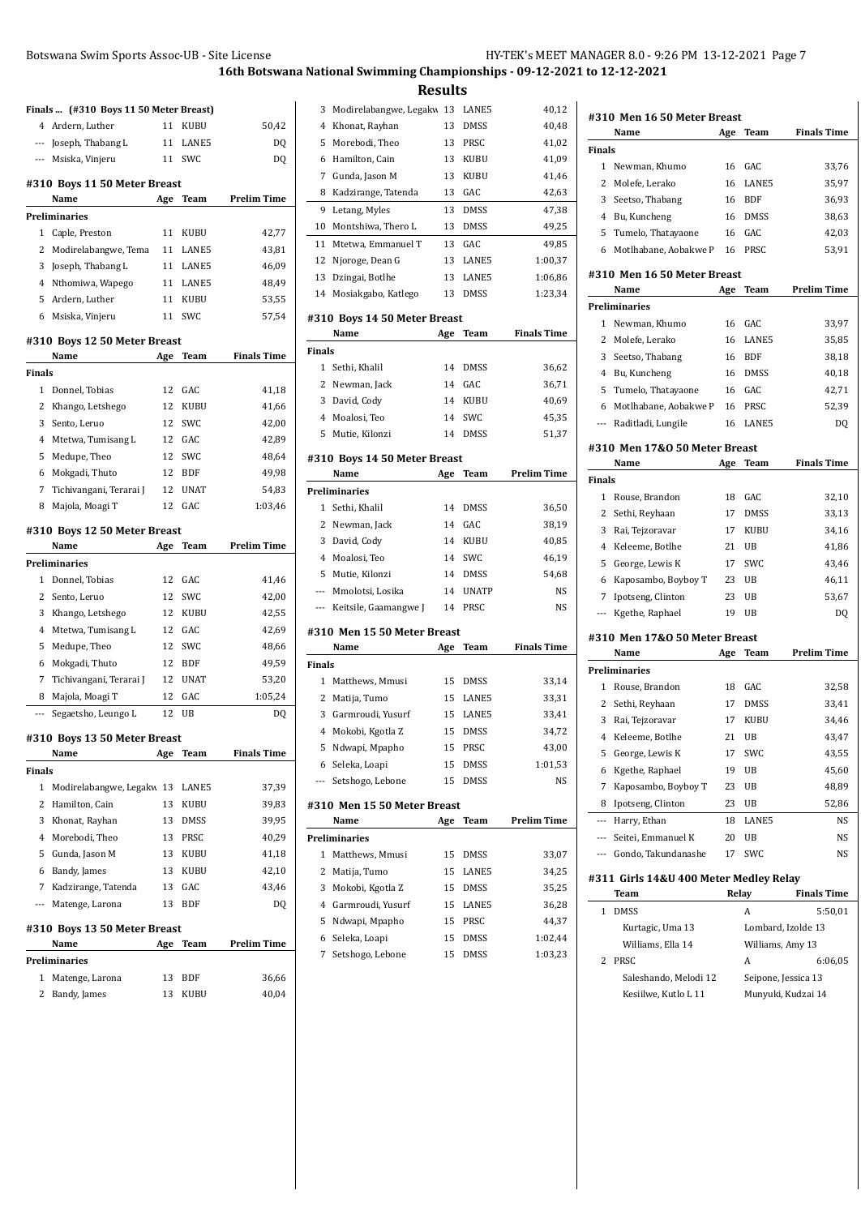# 16th Botswana National Swimming Championships - 09-12-2021 to 12-12-2021

## Results

### Finals ... (#310 Boys 11 50 Meter Breast)

| | Name | Age | Team | Finals Time |
|---|---|---|---|---|
| 4 | Ardern, Luther | 11 | KUBU | 50,42 |
| --- | Joseph, Thabang L | 11 | LANE5 | DQ |
| --- | Msiska, Vinjeru | 11 | SWC | DQ |

### #310 Boys 11 50 Meter Breast

| | Name | Age | Team | Prelim Time |
|---|---|---|---|---|
| **Preliminaries** | | | | |
| 1 | Caple, Preston | 11 | KUBU | 42,77 |
| 2 | Modirelabangwe, Tema | 11 | LANE5 | 43,81 |
| 3 | Joseph, Thabang L | 11 | LANE5 | 46,09 |
| 4 | Nthomiwa, Wapego | 11 | LANE5 | 48,49 |
| 5 | Ardern, Luther | 11 | KUBU | 53,55 |
| 6 | Msiska, Vinjeru | 11 | SWC | 57,54 |

### #310 Boys 12 50 Meter Breast

| | Name | Age | Team | Finals Time |
|---|---|---|---|---|
| **Finals** | | | | |
| 1 | Donnel, Tobias | 12 | GAC | 41,18 |
| 2 | Khango, Letshego | 12 | KUBU | 41,66 |
| 3 | Sento, Leruo | 12 | SWC | 42,00 |
| 4 | Mtetwa, Tumisang L | 12 | GAC | 42,89 |
| 5 | Medupe, Theo | 12 | SWC | 48,64 |
| 6 | Mokgadi, Thuto | 12 | BDF | 49,98 |
| 7 | Tichivangani, Terarai J | 12 | UNAT | 54,83 |
| 8 | Majola, Moagi T | 12 | GAC | 1:03,46 |

### #310 Boys 12 50 Meter Breast

| | Name | Age | Team | Prelim Time |
|---|---|---|---|---|
| **Preliminaries** | | | | |
| 1 | Donnel, Tobias | 12 | GAC | 41,46 |
| 2 | Sento, Leruo | 12 | SWC | 42,00 |
| 3 | Khango, Letshego | 12 | KUBU | 42,55 |
| 4 | Mtetwa, Tumisang L | 12 | GAC | 42,69 |
| 5 | Medupe, Theo | 12 | SWC | 48,66 |
| 6 | Mokgadi, Thuto | 12 | BDF | 49,59 |
| 7 | Tichivangani, Terarai J | 12 | UNAT | 53,20 |
| 8 | Majola, Moagi T | 12 | GAC | 1:05,24 |
| --- | Segaetsho, Leungo L | 12 | UB | DQ |

### #310 Boys 13 50 Meter Breast

| | Name | Age | Team | Finals Time |
|---|---|---|---|---|
| **Finals** | | | | |
| 1 | Modirelabangwe, Legakw | 13 | LANE5 | 37,39 |
| 2 | Hamilton, Cain | 13 | KUBU | 39,83 |
| 3 | Khonat, Rayhan | 13 | DMSS | 39,95 |
| 4 | Morebodi, Theo | 13 | PRSC | 40,29 |
| 5 | Gunda, Jason M | 13 | KUBU | 41,18 |
| 6 | Bandy, James | 13 | KUBU | 42,10 |
| 7 | Kadzirange, Tatenda | 13 | GAC | 43,46 |
| --- | Matenge, Larona | 13 | BDF | DQ |

### #310 Boys 13 50 Meter Breast

| | Name | Age | Team | Prelim Time |
|---|---|---|---|---|
| **Preliminaries** | | | | |
| 1 | Matenge, Larona | 13 | BDF | 36,66 |
| 2 | Bandy, James | 13 | KUBU | 40,04 |
| 3 | Modirelabangwe, Legakw | 13 | LANE5 | 40,12 |
| 4 | Khonat, Rayhan | 13 | DMSS | 40,48 |
| 5 | Morebodi, Theo | 13 | PRSC | 41,02 |
| 6 | Hamilton, Cain | 13 | KUBU | 41,09 |
| 7 | Gunda, Jason M | 13 | KUBU | 41,46 |
| 8 | Kadzirange, Tatenda | 13 | GAC | 42,63 |
| 9 | Letang, Myles | 13 | DMSS | 47,38 |
| 10 | Montshiwa, Thero L | 13 | DMSS | 49,25 |
| 11 | Mtetwa, Emmanuel T | 13 | GAC | 49,85 |
| 12 | Njoroge, Dean G | 13 | LANE5 | 1:00,37 |
| 13 | Dzingai, Botlhe | 13 | LANE5 | 1:06,86 |
| 14 | Mosiakgabo, Katlego | 13 | DMSS | 1:23,34 |

### #310 Boys 14 50 Meter Breast

| | Name | Age | Team | Finals Time |
|---|---|---|---|---|
| **Finals** | | | | |
| 1 | Sethi, Khalil | 14 | DMSS | 36,62 |
| 2 | Newman, Jack | 14 | GAC | 36,71 |
| 3 | David, Cody | 14 | KUBU | 40,69 |
| 4 | Moalosi, Teo | 14 | SWC | 45,35 |
| 5 | Mutie, Kilonzi | 14 | DMSS | 51,37 |

### #310 Boys 14 50 Meter Breast

| | Name | Age | Team | Prelim Time |
|---|---|---|---|---|
| **Preliminaries** | | | | |
| 1 | Sethi, Khalil | 14 | DMSS | 36,50 |
| 2 | Newman, Jack | 14 | GAC | 38,19 |
| 3 | David, Cody | 14 | KUBU | 40,85 |
| 4 | Moalosi, Teo | 14 | SWC | 46,19 |
| 5 | Mutie, Kilonzi | 14 | DMSS | 54,68 |
| --- | Mmolotsi, Losika | 14 | UNATP | NS |
| --- | Keitsile, Gaamangwe J | 14 | PRSC | NS |

### #310 Men 15 50 Meter Breast

| | Name | Age | Team | Finals Time |
|---|---|---|---|---|
| **Finals** | | | | |
| 1 | Matthews, Mmusi | 15 | DMSS | 33,14 |
| 2 | Matija, Tumo | 15 | LANE5 | 33,31 |
| 3 | Garmroudi, Yusurf | 15 | LANE5 | 33,41 |
| 4 | Mokobi, Kgotla Z | 15 | DMSS | 34,72 |
| 5 | Ndwapi, Mpapho | 15 | PRSC | 43,00 |
| 6 | Seleka, Loapi | 15 | DMSS | 1:01,53 |
| --- | Setshogo, Lebone | 15 | DMSS | NS |

### #310 Men 15 50 Meter Breast

| | Name | Age | Team | Prelim Time |
|---|---|---|---|---|
| **Preliminaries** | | | | |
| 1 | Matthews, Mmusi | 15 | DMSS | 33,07 |
| 2 | Matija, Tumo | 15 | LANE5 | 34,25 |
| 3 | Mokobi, Kgotla Z | 15 | DMSS | 35,25 |
| 4 | Garmroudi, Yusurf | 15 | LANE5 | 36,28 |
| 5 | Ndwapi, Mpapho | 15 | PRSC | 44,37 |
| 6 | Seleka, Loapi | 15 | DMSS | 1:02,44 |
| 7 | Setshogo, Lebone | 15 | DMSS | 1:03,23 |

### #310 Men 16 50 Meter Breast

| | Name | Age | Team | Finals Time |
|---|---|---|---|---|
| **Finals** | | | | |
| 1 | Newman, Khumo | 16 | GAC | 33,76 |
| 2 | Molefe, Lerako | 16 | LANE5 | 35,97 |
| 3 | Seetso, Thabang | 16 | BDF | 36,93 |
| 4 | Bu, Kuncheng | 16 | DMSS | 38,63 |
| 5 | Tumelo, Thatayaone | 16 | GAC | 42,03 |
| 6 | Motlhabane, Aobakwe P | 16 | PRSC | 53,91 |

### #310 Men 16 50 Meter Breast

| | Name | Age | Team | Prelim Time |
|---|---|---|---|---|
| **Preliminaries** | | | | |
| 1 | Newman, Khumo | 16 | GAC | 33,97 |
| 2 | Molefe, Lerako | 16 | LANE5 | 35,85 |
| 3 | Seetso, Thabang | 16 | BDF | 38,18 |
| 4 | Bu, Kuncheng | 16 | DMSS | 40,18 |
| 5 | Tumelo, Thatayaone | 16 | GAC | 42,71 |
| 6 | Motlhabane, Aobakwe P | 16 | PRSC | 52,39 |
| --- | Raditladi, Lungile | 16 | LANE5 | DQ |

### #310 Men 17&O 50 Meter Breast

| | Name | Age | Team | Finals Time |
|---|---|---|---|---|
| **Finals** | | | | |
| 1 | Rouse, Brandon | 18 | GAC | 32,10 |
| 2 | Sethi, Reyhaan | 17 | DMSS | 33,13 |
| 3 | Rai, Tejzoravar | 17 | KUBU | 34,16 |
| 4 | Keleeme, Botlhe | 21 | UB | 41,86 |
| 5 | George, Lewis K | 17 | SWC | 43,46 |
| 6 | Kaposambo, Boyboy T | 23 | UB | 46,11 |
| 7 | Ipotseng, Clinton | 23 | UB | 53,67 |
| --- | Kgethe, Raphael | 19 | UB | DQ |

### #310 Men 17&O 50 Meter Breast

| | Name | Age | Team | Prelim Time |
|---|---|---|---|---|
| **Preliminaries** | | | | |
| 1 | Rouse, Brandon | 18 | GAC | 32,58 |
| 2 | Sethi, Reyhaan | 17 | DMSS | 33,41 |
| 3 | Rai, Tejzoravar | 17 | KUBU | 34,46 |
| 4 | Keleeme, Botlhe | 21 | UB | 43,47 |
| 5 | George, Lewis K | 17 | SWC | 43,55 |
| 6 | Kgethe, Raphael | 19 | UB | 45,60 |
| 7 | Kaposambo, Boyboy T | 23 | UB | 48,89 |
| 8 | Ipotseng, Clinton | 23 | UB | 52,86 |
| --- | Harry, Ethan | 18 | LANE5 | NS |
| --- | Seitei, Emmanuel K | 20 | UB | NS |
| --- | Gondo, Takundanashe | 17 | SWC | NS |

### #311 Girls 14&U 400 Meter Medley Relay

| | Team | Relay | | Finals Time |
|---|---|---|---|---|
| 1 | DMSS | A | | 5:50,01 |
| | Kurtagic, Uma 13 | Lombard, Izolde 13 | | |
| | Williams, Ella 14 | Williams, Amy 13 | | |
| 2 | PRSC | A | | 6:06,05 |
| | Saleshando, Melodi 12 | Seipone, Jessica 13 | | |
| | Kesiilwe, Kutlo L 11 | Munyuki, Kudzai 14 | | |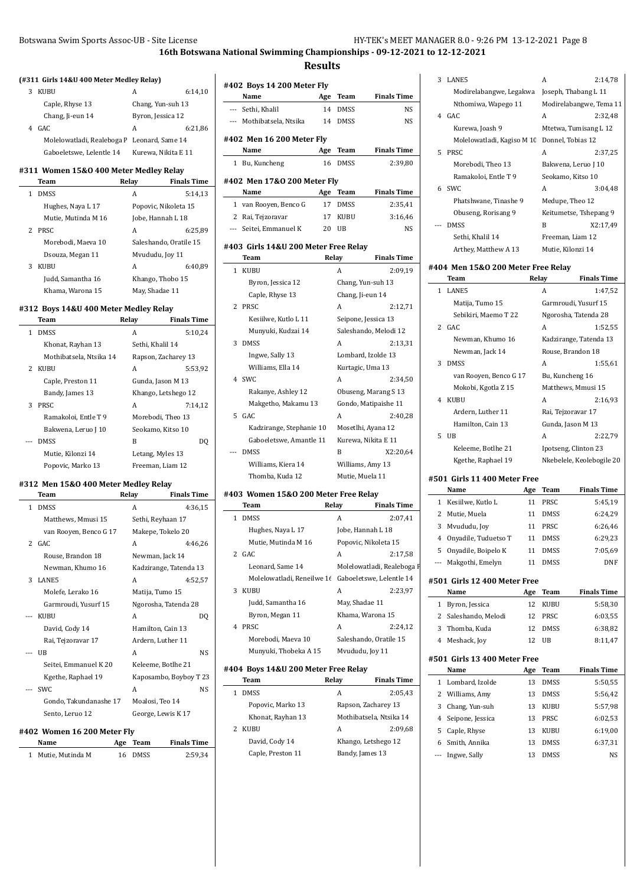## 16th Botswana National Swimming Championships - 09-12-2021 to 12-12-2021

## Results

### (#311 Girls 14&U 400 Meter Medley Relay)

| | Team | Relay | Finals Time |
|---|---|---|---|
| 3 | KUBU | A | 6:14,10 |
| | Caple, Rhyse 13 | Chang, Yun-suh 13 | |
| | Chang, Ji-eun 14 | Byron, Jessica 12 | |
| 4 | GAC | A | 6:21,86 |
| | Molelowatladi, Realeboga P | Leonard, Same 14 | |
| | Gaboeletswe, Lelentle 14 | Kurewa, Nikita E 11 | |

### #311 Women 15&O 400 Meter Medley Relay

| | Team | Relay | Finals Time |
|---|---|---|---|
| 1 | DMSS | A | 5:14,13 |
| | Hughes, Naya L 17 | Popovic, Nikoleta 15 | |
| | Mutie, Mutinda M 16 | Jobe, Hannah L 18 | |
| 2 | PRSC | A | 6:25,89 |
| | Morebodi, Maeva 10 | Saleshando, Oratile 15 | |
| | Dsouza, Megan 11 | Mvududu, Joy 11 | |
| 3 | KUBU | A | 6:40,89 |
| | Judd, Samantha 16 | Khango, Thobo 15 | |
| | Khama, Warona 15 | May, Shadae 11 | |

### #312 Boys 14&U 400 Meter Medley Relay

| | Team | Relay | Finals Time |
|---|---|---|---|
| 1 | DMSS | A | 5:10,24 |
| | Khonat, Rayhan 13 | Sethi, Khalil 14 | |
| | Mothibatsela, Ntsika 14 | Rapson, Zacharey 13 | |
| 2 | KUBU | A | 5:53,92 |
| | Caple, Preston 11 | Gunda, Jason M 13 | |
| | Bandy, James 13 | Khango, Letshego 12 | |
| 3 | PRSC | A | 7:14,12 |
| | Ramakoloi, Entle T 9 | Morebodi, Theo 13 | |
| | Bakwena, Leruo J 10 | Seokamo, Kitso 10 | |
| --- | DMSS | B | DQ |
| | Mutie, Kilonzi 14 | Letang, Myles 13 | |
| | Popovic, Marko 13 | Freeman, Liam 12 | |

### #312 Men 15&O 400 Meter Medley Relay

| | Team | Relay | Finals Time |
|---|---|---|---|
| 1 | DMSS | A | 4:36,15 |
| | Matthews, Mmusi 15 | Sethi, Reyhaan 17 | |
| | van Rooyen, Benco G 17 | Makepe, Tokelo 20 | |
| 2 | GAC | A | 4:46,26 |
| | Rouse, Brandon 18 | Newman, Jack 14 | |
| | Newman, Khumo 16 | Kadzirange, Tatenda 13 | |
| 3 | LANES | A | 4:52,57 |
| | Molefe, Lerako 16 | Matija, Tumo 15 | |
| | Garmroudi, Yusurf 15 | Ngorosha, Tatenda 28 | |
| --- | KUBU | A | DQ |
| | David, Cody 14 | Hamilton, Cain 13 | |
| | Rai, Tejzoravar 17 | Ardern, Luther 11 | |
| --- | UB | A | NS |
| | Seitei, Emmanuel K 20 | Keleeme, Botlhe 21 | |
| | Kgethe, Raphael 19 | Kaposambo, Boyboy T 23 | |
| --- | SWC | A | NS |
| | Gondo, Takundanashe 17 | Moalosi, Teo 14 | |
| | Sento, Leruo 12 | George, Lewis K 17 | |

### #402 Women 16 200 Meter Fly

| | Name | Age | Team | Finals Time |
|---|---|---|---|---|
| 1 | Mutie, Mutinda M | 16 | DMSS | 2:59,34 |

### #402 Boys 14 200 Meter Fly

| | Name | Age | Team | Finals Time |
|---|---|---|---|---|
| --- | Sethi, Khalil | 14 | DMSS | NS |
| --- | Mothibatsela, Ntsika | 14 | DMSS | NS |

### #402 Men 16 200 Meter Fly

| | Name | Age | Team | Finals Time |
|---|---|---|---|---|
| 1 | Bu, Kuncheng | 16 | DMSS | 2:39,80 |

### #402 Men 17&O 200 Meter Fly

| | Name | Age | Team | Finals Time |
|---|---|---|---|---|
| 1 | van Rooyen, Benco G | 17 | DMSS | 2:35,41 |
| 2 | Rai, Tejzoravar | 17 | KUBU | 3:16,46 |
| --- | Seitei, Emmanuel K | 20 | UB | NS |

### #403 Girls 14&U 200 Meter Free Relay

| | Team | Relay | Finals Time |
|---|---|---|---|
| 1 | KUBU | A | 2:09,19 |
| | Byron, Jessica 12 | Chang, Yun-suh 13 | |
| | Caple, Rhyse 13 | Chang, Ji-eun 14 | |
| 2 | PRSC | A | 2:12,71 |
| | Kesiilwe, Kutlo L 11 | Seipone, Jessica 13 | |
| | Munyuki, Kudzai 14 | Saleshando, Melodi 12 | |
| 3 | DMSS | A | 2:13,31 |
| | Ingwe, Sally 13 | Lombard, Izolde 13 | |
| | Williams, Ella 14 | Kurtagic, Uma 13 | |
| 4 | SWC | A | 2:34,50 |
| | Rakanye, Ashley 12 | Obuseng, Marang S 13 | |
| | Makgetho, Makamu 13 | Gondo, Matipaishe 11 | |
| 5 | GAC | A | 2:40,28 |
| | Kadzirange, Stephanie 10 | Mosetlhi, Ayana 12 | |
| | Gaboeletswe, Amantle 11 | Kurewa, Nikita E 11 | |
| --- | DMSS | B | X2:20,64 |
| | Williams, Kiera 14 | Williams, Amy 13 | |
| | Thomba, Kuda 12 | Mutie, Muela 11 | |

### #403 Women 15&O 200 Meter Free Relay

| | Team | Relay | Finals Time |
|---|---|---|---|
| 1 | DMSS | A | 2:07,41 |
| | Hughes, Naya L 17 | Jobe, Hannah L 18 | |
| | Mutie, Mutinda M 16 | Popovic, Nikoleta 15 | |
| 2 | GAC | A | 2:17,58 |
| | Leonard, Same 14 | Molelowatladi, Realeboga P | |
| | Molelowatladi, Reneilwe 16 | Gaboeletswe, Lelentle 14 | |
| 3 | KUBU | A | 2:23,97 |
| | Judd, Samantha 16 | May, Shadae 11 | |
| | Byron, Megan 11 | Khama, Warona 15 | |
| 4 | PRSC | A | 2:24,12 |
| | Morebodi, Maeva 10 | Saleshando, Oratile 15 | |
| | Munyuki, Thobeka A 15 | Mvududu, Joy 11 | |

### #404 Boys 14&U 200 Meter Free Relay

| | Team | Relay | Finals Time |
|---|---|---|---|
| 1 | DMSS | A | 2:05,43 |
| | Popovic, Marko 13 | Rapson, Zacharey 13 | |
| | Khonat, Rayhan 13 | Mothibatsela, Ntsika 14 | |
| 2 | KUBU | A | 2:09,68 |
| | David, Cody 14 | Khango, Letshego 12 | |
| | Caple, Preston 11 | Bandy, James 13 | |
| 3 | LANES | A | 2:14,78 |
| | Modirelabangwe, Legakwa | Joseph, Thabang L 11 | |
| | Nthomiwa, Wapego 11 | Modirelabangwe, Tema 11 | |
| 4 | GAC | A | 2:32,48 |
| | Kurewa, Joash 9 | Mtetwa, Tumisang L 12 | |
| | Molelowatladi, Kagiso M 10 | Donnel, Tobias 12 | |
| 5 | PRSC | A | 2:37,25 |
| | Morebodi, Theo 13 | Bakwena, Leruo J 10 | |
| | Ramakoloi, Entle T 9 | Seokamo, Kitso 10 | |
| 6 | SWC | A | 3:04,48 |
| | Phatshwane, Tinashe 9 | Medupe, Theo 12 | |
| | Obuseng, Rorisang 9 | Keitumetse, Tshepang 9 | |
| --- | DMSS | B | X2:17,49 |
| | Sethi, Khalil 14 | Freeman, Liam 12 | |
| | Arthey, Matthew A 13 | Mutie, Kilonzi 14 | |

### #404 Men 15&O 200 Meter Free Relay

| | Team | Relay | Finals Time |
|---|---|---|---|
| 1 | LANES | A | 1:47,52 |
| | Matija, Tumo 15 | Garmroudi, Yusurf 15 | |
| | Sebikiri, Maemo T 22 | Ngorosha, Tatenda 28 | |
| 2 | GAC | A | 1:52,55 |
| | Newman, Khumo 16 | Kadzirange, Tatenda 13 | |
| | Newman, Jack 14 | Rouse, Brandon 18 | |
| 3 | DMSS | A | 1:55,61 |
| | van Rooyen, Benco G 17 | Bu, Kuncheng 16 | |
| | Mokobi, Kgotla Z 15 | Matthews, Mmusi 15 | |
| 4 | KUBU | A | 2:16,93 |
| | Ardern, Luther 11 | Rai, Tejzoravar 17 | |
| | Hamilton, Cain 13 | Gunda, Jason M 13 | |
| 5 | UB | A | 2:22,79 |
| | Keleeme, Botlhe 21 | Ipotseng, Clinton 23 | |
| | Kgethe, Raphael 19 | Nkebelele, Keolebogile 20 | |

### #501 Girls 11 400 Meter Free

| | Name | Age | Team | Finals Time |
|---|---|---|---|---|
| 1 | Kesiilwe, Kutlo L | 11 | PRSC | 5:45,19 |
| 2 | Mutie, Muela | 11 | DMSS | 6:24,29 |
| 3 | Mvududu, Joy | 11 | PRSC | 6:26,46 |
| 4 | Onyadile, Tuduetso T | 11 | DMSS | 6:29,23 |
| 5 | Onyadile, Boipelo K | 11 | DMSS | 7:05,69 |
| --- | Makgothi, Emelyn | 11 | DMSS | DNF |

### #501 Girls 12 400 Meter Free

| | Name | Age | Team | Finals Time |
|---|---|---|---|---|
| 1 | Byron, Jessica | 12 | KUBU | 5:58,30 |
| 2 | Saleshando, Melodi | 12 | PRSC | 6:03,55 |
| 3 | Thomba, Kuda | 12 | DMSS | 6:38,82 |
| 4 | Meshack, Joy | 12 | UB | 8:11,47 |

### #501 Girls 13 400 Meter Free

| | Name | Age | Team | Finals Time |
|---|---|---|---|---|
| 1 | Lombard, Izolde | 13 | DMSS | 5:50,55 |
| 2 | Williams, Amy | 13 | DMSS | 5:56,42 |
| 3 | Chang, Yun-suh | 13 | KUBU | 5:57,98 |
| 4 | Seipone, Jessica | 13 | PRSC | 6:02,53 |
| 5 | Caple, Rhyse | 13 | KUBU | 6:19,00 |
| 6 | Smith, Annika | 13 | DMSS | 6:37,31 |
| --- | Ingwe, Sally | 13 | DMSS | NS |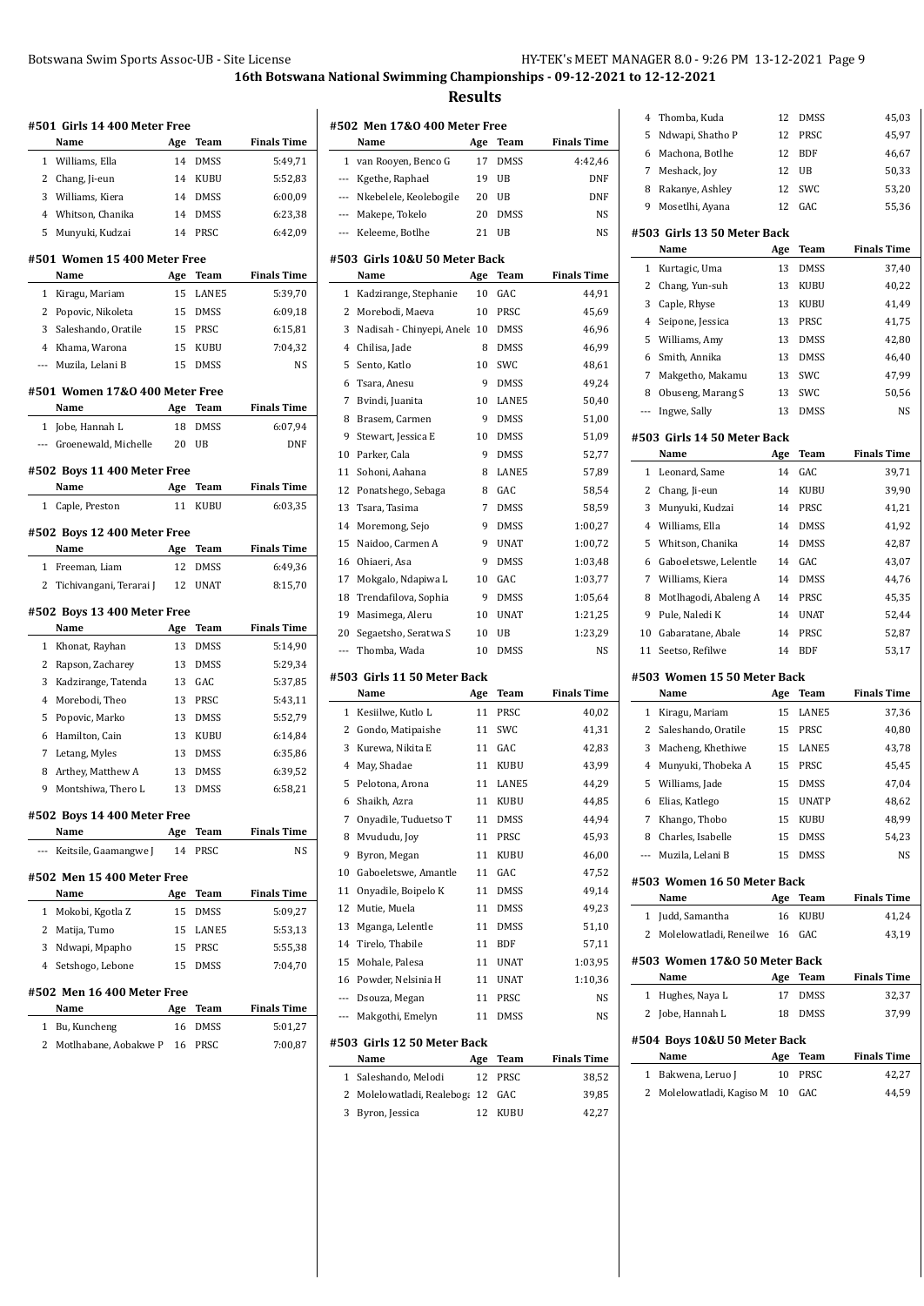## 16th Botswana National Swimming Championships - 09-12-2021 to 12-12-2021

## Results

### #501 Girls 14 400 Meter Free

| | Name | Age | Team | Finals Time |
|---|---|---|---|---|
| 1 | Williams, Ella | 14 | DMSS | 5:49,71 |
| 2 | Chang, Ji-eun | 14 | KUBU | 5:52,83 |
| 3 | Williams, Kiera | 14 | DMSS | 6:00,09 |
| 4 | Whitson, Chanika | 14 | DMSS | 6:23,38 |
| 5 | Munyuki, Kudzai | 14 | PRSC | 6:42,09 |

### #501 Women 15 400 Meter Free

| | Name | Age | Team | Finals Time |
|---|---|---|---|---|
| 1 | Kiragu, Mariam | 15 | LANE5 | 5:39,70 |
| 2 | Popovic, Nikoleta | 15 | DMSS | 6:09,18 |
| 3 | Saleshando, Oratile | 15 | PRSC | 6:15,81 |
| 4 | Khama, Warona | 15 | KUBU | 7:04,32 |
| --- | Muzila, Lelani B | 15 | DMSS | NS |

### #501 Women 17&O 400 Meter Free

| | Name | Age | Team | Finals Time |
|---|---|---|---|---|
| 1 | Jobe, Hannah L | 18 | DMSS | 6:07,94 |
| --- | Groenewald, Michelle | 20 | UB | DNF |

### #502 Boys 11 400 Meter Free

| | Name | Age | Team | Finals Time |
|---|---|---|---|---|
| 1 | Caple, Preston | 11 | KUBU | 6:03,35 |

### #502 Boys 12 400 Meter Free

| | Name | Age | Team | Finals Time |
|---|---|---|---|---|
| 1 | Freeman, Liam | 12 | DMSS | 6:49,36 |
| 2 | Tichivangani, Terarai J | 12 | UNAT | 8:15,70 |

### #502 Boys 13 400 Meter Free

| | Name | Age | Team | Finals Time |
|---|---|---|---|---|
| 1 | Khonat, Rayhan | 13 | DMSS | 5:14,90 |
| 2 | Rapson, Zacharey | 13 | DMSS | 5:29,34 |
| 3 | Kadzirange, Tatenda | 13 | GAC | 5:37,85 |
| 4 | Morebodi, Theo | 13 | PRSC | 5:43,11 |
| 5 | Popovic, Marko | 13 | DMSS | 5:52,79 |
| 6 | Hamilton, Cain | 13 | KUBU | 6:14,84 |
| 7 | Letang, Myles | 13 | DMSS | 6:35,86 |
| 8 | Arthey, Matthew A | 13 | DMSS | 6:39,52 |
| 9 | Montshiwa, Thero L | 13 | DMSS | 6:58,21 |

### #502 Boys 14 400 Meter Free

| | Name | Age | Team | Finals Time |
|---|---|---|---|---|
| --- | Keitsile, Gaamangwe J | 14 | PRSC | NS |

### #502 Men 15 400 Meter Free

| | Name | Age | Team | Finals Time |
|---|---|---|---|---|
| 1 | Mokobi, Kgotla Z | 15 | DMSS | 5:09,27 |
| 2 | Matija, Tumo | 15 | LANE5 | 5:53,13 |
| 3 | Ndwapi, Mpapho | 15 | PRSC | 5:55,38 |
| 4 | Setshogo, Lebone | 15 | DMSS | 7:04,70 |

### #502 Men 16 400 Meter Free

| | Name | Age | Team | Finals Time |
|---|---|---|---|---|
| 1 | Bu, Kuncheng | 16 | DMSS | 5:01,27 |
| 2 | Motlhabane, Aobakwe P | 16 | PRSC | 7:00,87 |

### #502 Men 17&O 400 Meter Free

| | Name | Age | Team | Finals Time |
|---|---|---|---|---|
| 1 | van Rooyen, Benco G | 17 | DMSS | 4:42,46 |
| --- | Kgethe, Raphael | 19 | UB | DNF |
| --- | Nkebelele, Keolebogile | 20 | UB | DNF |
| --- | Makepe, Tokelo | 20 | DMSS | NS |
| --- | Keleeme, Botlhe | 21 | UB | NS |

### #503 Girls 10&U 50 Meter Back

| | Name | Age | Team | Finals Time |
|---|---|---|---|---|
| 1 | Kadzirange, Stephanie | 10 | GAC | 44,91 |
| 2 | Morebodi, Maeva | 10 | PRSC | 45,69 |
| 3 | Nadisah - Chinyepi, Anele | 10 | DMSS | 46,96 |
| 4 | Chilisa, Jade | 8 | DMSS | 46,99 |
| 5 | Sento, Katlo | 10 | SWC | 48,61 |
| 6 | Tsara, Anesu | 9 | DMSS | 49,24 |
| 7 | Bvindi, Juanita | 10 | LANE5 | 50,40 |
| 8 | Brasem, Carmen | 9 | DMSS | 51,00 |
| 9 | Stewart, Jessica E | 10 | DMSS | 51,09 |
| 10 | Parker, Cala | 9 | DMSS | 52,77 |
| 11 | Sohoni, Aahana | 8 | LANE5 | 57,89 |
| 12 | Ponatshego, Sebaga | 8 | GAC | 58,54 |
| 13 | Tsara, Tasima | 7 | DMSS | 58,59 |
| 14 | Moremong, Sejo | 9 | DMSS | 1:00,27 |
| 15 | Naidoo, Carmen A | 9 | UNAT | 1:00,72 |
| 16 | Ohiaeri, Asa | 9 | DMSS | 1:03,48 |
| 17 | Mokgalo, Ndapiwa L | 10 | GAC | 1:03,77 |
| 18 | Trendafilova, Sophia | 9 | DMSS | 1:05,64 |
| 19 | Masimega, Aleru | 10 | UNAT | 1:21,25 |
| 20 | Segaetsho, Seratwa S | 10 | UB | 1:23,29 |
| --- | Thomba, Wada | 10 | DMSS | NS |

### #503 Girls 11 50 Meter Back

| | Name | Age | Team | Finals Time |
|---|---|---|---|---|
| 1 | Kesiilwe, Kutlo L | 11 | PRSC | 40,02 |
| 2 | Gondo, Matipaishe | 11 | SWC | 41,31 |
| 3 | Kurewa, Nikita E | 11 | GAC | 42,83 |
| 4 | May, Shadae | 11 | KUBU | 43,99 |
| 5 | Pelotona, Arona | 11 | LANE5 | 44,29 |
| 6 | Shaikh, Azra | 11 | KUBU | 44,85 |
| 7 | Onyadile, Tuduetso T | 11 | DMSS | 44,94 |
| 8 | Mvududu, Joy | 11 | PRSC | 45,93 |
| 9 | Byron, Megan | 11 | KUBU | 46,00 |
| 10 | Gaboeletswe, Amantle | 11 | GAC | 47,52 |
| 11 | Onyadile, Boipelo K | 11 | DMSS | 49,14 |
| 12 | Mutie, Muela | 11 | DMSS | 49,23 |
| 13 | Mganga, Lelentle | 11 | DMSS | 51,10 |
| 14 | Tirelo, Thabile | 11 | BDF | 57,11 |
| 15 | Mohale, Palesa | 11 | UNAT | 1:03,95 |
| 16 | Powder, Nelsinia H | 11 | UNAT | 1:10,36 |
| --- | Dsouza, Megan | 11 | PRSC | NS |
| --- | Makgothi, Emelyn | 11 | DMSS | NS |

### #503 Girls 12 50 Meter Back

| | Name | Age | Team | Finals Time |
|---|---|---|---|---|
| 1 | Saleshando, Melodi | 12 | PRSC | 38,52 |
| 2 | Molelowatladi, Realeboga | 12 | GAC | 39,85 |
| 3 | Byron, Jessica | 12 | KUBU | 42,27 |
| 4 | Thomba, Kuda | 12 | DMSS | 45,03 |
| 5 | Ndwapi, Shatho P | 12 | PRSC | 45,97 |
| 6 | Machona, Botlhe | 12 | BDF | 46,67 |
| 7 | Meshack, Joy | 12 | UB | 50,33 |
| 8 | Rakanye, Ashley | 12 | SWC | 53,20 |
| 9 | Mosetlhi, Ayana | 12 | GAC | 55,36 |

### #503 Girls 13 50 Meter Back

| | Name | Age | Team | Finals Time |
|---|---|---|---|---|
| 1 | Kurtagic, Uma | 13 | DMSS | 37,40 |
| 2 | Chang, Yun-suh | 13 | KUBU | 40,22 |
| 3 | Caple, Rhyse | 13 | KUBU | 41,49 |
| 4 | Seipone, Jessica | 13 | PRSC | 41,75 |
| 5 | Williams, Amy | 13 | DMSS | 42,80 |
| 6 | Smith, Annika | 13 | DMSS | 46,40 |
| 7 | Makgetho, Makamu | 13 | SWC | 47,99 |
| 8 | Obuseng, Marang S | 13 | SWC | 50,56 |
| --- | Ingwe, Sally | 13 | DMSS | NS |

### #503 Girls 14 50 Meter Back

| | Name | Age | Team | Finals Time |
|---|---|---|---|---|
| 1 | Leonard, Same | 14 | GAC | 39,71 |
| 2 | Chang, Ji-eun | 14 | KUBU | 39,90 |
| 3 | Munyuki, Kudzai | 14 | PRSC | 41,21 |
| 4 | Williams, Ella | 14 | DMSS | 41,92 |
| 5 | Whitson, Chanika | 14 | DMSS | 42,87 |
| 6 | Gaboeletswe, Lelentle | 14 | GAC | 43,07 |
| 7 | Williams, Kiera | 14 | DMSS | 44,76 |
| 8 | Motlhagodi, Abaleng A | 14 | PRSC | 45,35 |
| 9 | Pule, Naledi K | 14 | UNAT | 52,44 |
| 10 | Gabaratane, Abale | 14 | PRSC | 52,87 |
| 11 | Seetso, Refilwe | 14 | BDF | 53,17 |

### #503 Women 15 50 Meter Back

| | Name | Age | Team | Finals Time |
|---|---|---|---|---|
| 1 | Kiragu, Mariam | 15 | LANE5 | 37,36 |
| 2 | Saleshando, Oratile | 15 | PRSC | 40,80 |
| 3 | Macheng, Khethiwe | 15 | LANE5 | 43,78 |
| 4 | Munyuki, Thobeka A | 15 | PRSC | 45,45 |
| 5 | Williams, Jade | 15 | DMSS | 47,04 |
| 6 | Elias, Katlego | 15 | UNATP | 48,62 |
| 7 | Khango, Thobo | 15 | KUBU | 48,99 |
| 8 | Charles, Isabelle | 15 | DMSS | 54,23 |
| --- | Muzila, Lelani B | 15 | DMSS | NS |

### #503 Women 16 50 Meter Back

| | Name | Age | Team | Finals Time |
|---|---|---|---|---|
| 1 | Judd, Samantha | 16 | KUBU | 41,24 |
| 2 | Molelowatladi, Reneilwe | 16 | GAC | 43,19 |

### #503 Women 17&O 50 Meter Back

| | Name | Age | Team | Finals Time |
|---|---|---|---|---|
| 1 | Hughes, Naya L | 17 | DMSS | 32,37 |
| 2 | Jobe, Hannah L | 18 | DMSS | 37,99 |

### #504 Boys 10&U 50 Meter Back

| | Name | Age | Team | Finals Time |
|---|---|---|---|---|
| 1 | Bakwena, Leruo J | 10 | PRSC | 42,27 |
| 2 | Molelowatladi, Kagiso M | 10 | GAC | 44,59 |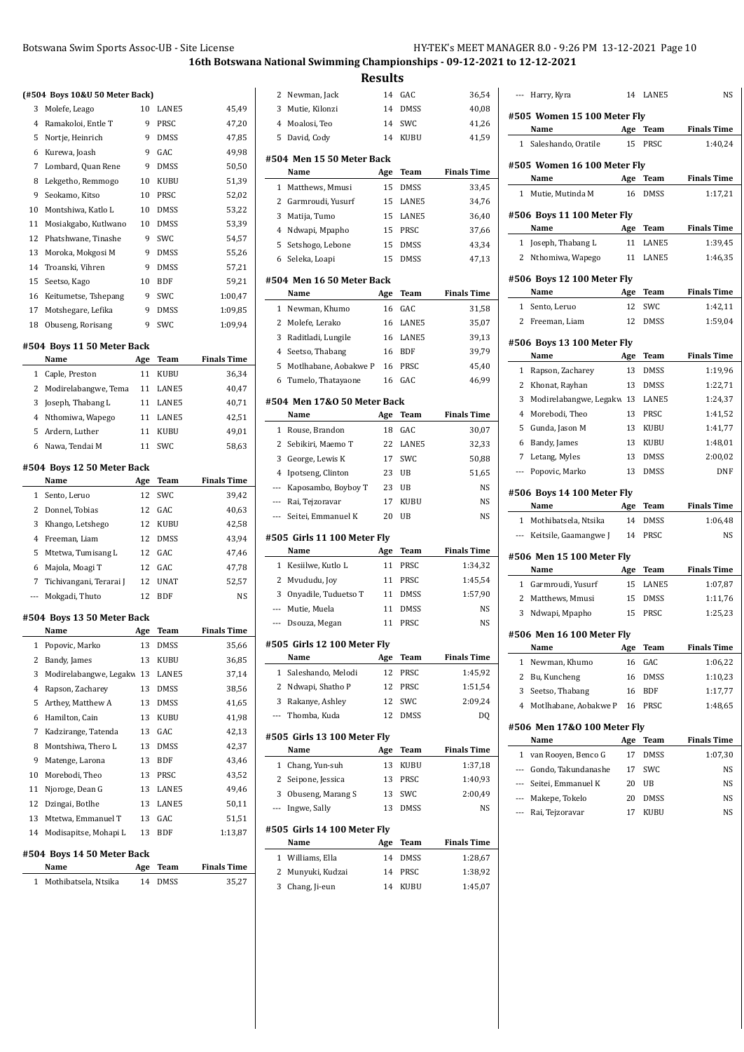# 16th Botswana National Swimming Championships - 09-12-2021 to 12-12-2021

## Results

### (#504 Boys 10&U 50 Meter Back)

| | Name | Age | Team | Finals Time |
|---|---|---|---|---|
| 3 | Molefe, Leago | 10 | LANE5 | 45,49 |
| 4 | Ramakoloi, Entle T | 9 | PRSC | 47,20 |
| 5 | Nortje, Heinrich | 9 | DMSS | 47,85 |
| 6 | Kurewa, Joash | 9 | GAC | 49,98 |
| 7 | Lombard, Quan Rene | 9 | DMSS | 50,50 |
| 8 | Lekgetho, Remmogo | 10 | KUBU | 51,39 |
| 9 | Seokamo, Kitso | 10 | PRSC | 52,02 |
| 10 | Montshiwa, Katlo L | 10 | DMSS | 53,22 |
| 11 | Mosiakgabo, Kutlwano | 10 | DMSS | 53,39 |
| 12 | Phatshwane, Tinashe | 9 | SWC | 54,57 |
| 13 | Moroka, Mokgosi M | 9 | DMSS | 55,26 |
| 14 | Troanski, Vihren | 9 | DMSS | 57,21 |
| 15 | Seetso, Kago | 10 | BDF | 59,21 |
| 16 | Keitumetse, Tshepang | 9 | SWC | 1:00,47 |
| 17 | Motshegare, Lefika | 9 | DMSS | 1:09,85 |
| 18 | Obuseng, Rorisang | 9 | SWC | 1:09,94 |

### #504 Boys 11 50 Meter Back

| | Name | Age | Team | Finals Time |
|---|---|---|---|---|
| 1 | Caple, Preston | 11 | KUBU | 36,34 |
| 2 | Modirelabangwe, Tema | 11 | LANE5 | 40,47 |
| 3 | Joseph, Thabang L | 11 | LANE5 | 40,71 |
| 4 | Nthomiwa, Wapego | 11 | LANE5 | 42,51 |
| 5 | Ardern, Luther | 11 | KUBU | 49,01 |
| 6 | Nawa, Tendai M | 11 | SWC | 58,63 |

### #504 Boys 12 50 Meter Back

| | Name | Age | Team | Finals Time |
|---|---|---|---|---|
| 1 | Sento, Leruo | 12 | SWC | 39,42 |
| 2 | Donnel, Tobias | 12 | GAC | 40,63 |
| 3 | Khango, Letshego | 12 | KUBU | 42,58 |
| 4 | Freeman, Liam | 12 | DMSS | 43,94 |
| 5 | Mtetwa, Tumisang L | 12 | GAC | 47,46 |
| 6 | Majola, Moagi T | 12 | GAC | 47,78 |
| 7 | Tichivangani, Terarai J | 12 | UNAT | 52,57 |
| --- | Mokgadi, Thuto | 12 | BDF | NS |

### #504 Boys 13 50 Meter Back

| | Name | Age | Team | Finals Time |
|---|---|---|---|---|
| 1 | Popovic, Marko | 13 | DMSS | 35,66 |
| 2 | Bandy, James | 13 | KUBU | 36,85 |
| 3 | Modirelabangwe, Legakw | 13 | LANE5 | 37,14 |
| 4 | Rapson, Zacharey | 13 | DMSS | 38,56 |
| 5 | Arthey, Matthew A | 13 | DMSS | 41,65 |
| 6 | Hamilton, Cain | 13 | KUBU | 41,98 |
| 7 | Kadzirange, Tatenda | 13 | GAC | 42,13 |
| 8 | Montshiwa, Thero L | 13 | DMSS | 42,37 |
| 9 | Matenge, Larona | 13 | BDF | 43,46 |
| 10 | Morebodi, Theo | 13 | PRSC | 43,52 |
| 11 | Njoroge, Dean G | 13 | LANE5 | 49,46 |
| 12 | Dzingai, Botlhe | 13 | LANE5 | 50,11 |
| 13 | Mtetwa, Emmanuel T | 13 | GAC | 51,51 |
| 14 | Modisapitse, Mohapi L | 13 | BDF | 1:13,87 |

### #504 Boys 14 50 Meter Back

| | Name | Age | Team | Finals Time |
|---|---|---|---|---|
| 1 | Mothibatsela, Ntsika | 14 | DMSS | 35,27 |
| 2 | Newman, Jack | 14 | GAC | 36,54 |
| 3 | Mutie, Kilonzi | 14 | DMSS | 40,08 |
| 4 | Moalosi, Teo | 14 | SWC | 41,26 |
| 5 | David, Cody | 14 | KUBU | 41,59 |

### #504 Men 15 50 Meter Back

| | Name | Age | Team | Finals Time |
|---|---|---|---|---|
| 1 | Matthews, Mmusi | 15 | DMSS | 33,45 |
| 2 | Garmroudi, Yusurf | 15 | LANE5 | 34,76 |
| 3 | Matija, Tumo | 15 | LANE5 | 36,40 |
| 4 | Ndwapi, Mpapho | 15 | PRSC | 37,66 |
| 5 | Setshogo, Lebone | 15 | DMSS | 43,34 |
| 6 | Seleka, Loapi | 15 | DMSS | 47,13 |

### #504 Men 16 50 Meter Back

| | Name | Age | Team | Finals Time |
|---|---|---|---|---|
| 1 | Newman, Khumo | 16 | GAC | 31,58 |
| 2 | Molefe, Lerako | 16 | LANE5 | 35,07 |
| 3 | Raditladi, Lungile | 16 | LANE5 | 39,13 |
| 4 | Seetso, Thabang | 16 | BDF | 39,79 |
| 5 | Motlhabane, Aobakwe P | 16 | PRSC | 45,40 |
| 6 | Tumelo, Thatayaone | 16 | GAC | 46,99 |

### #504 Men 17&O 50 Meter Back

| | Name | Age | Team | Finals Time |
|---|---|---|---|---|
| 1 | Rouse, Brandon | 18 | GAC | 30,07 |
| 2 | Sebikiri, Maemo T | 22 | LANE5 | 32,33 |
| 3 | George, Lewis K | 17 | SWC | 50,88 |
| 4 | Ipotseng, Clinton | 23 | UB | 51,65 |
| --- | Kaposambo, Boyboy T | 23 | UB | NS |
| --- | Rai, Tejzoravar | 17 | KUBU | NS |
| --- | Seitei, Emmanuel K | 20 | UB | NS |

### #505 Girls 11 100 Meter Fly

| | Name | Age | Team | Finals Time |
|---|---|---|---|---|
| 1 | Kesiilwe, Kutlo L | 11 | PRSC | 1:34,32 |
| 2 | Mvududu, Joy | 11 | PRSC | 1:45,54 |
| 3 | Onyadile, Tuduetso T | 11 | DMSS | 1:57,90 |
| --- | Mutie, Muela | 11 | DMSS | NS |
| --- | Dsouza, Megan | 11 | PRSC | NS |

### #505 Girls 12 100 Meter Fly

| | Name | Age | Team | Finals Time |
|---|---|---|---|---|
| 1 | Saleshando, Melodi | 12 | PRSC | 1:45,92 |
| 2 | Ndwapi, Shatho P | 12 | PRSC | 1:51,54 |
| 3 | Rakanye, Ashley | 12 | SWC | 2:09,24 |
| --- | Thomba, Kuda | 12 | DMSS | DQ |

### #505 Girls 13 100 Meter Fly

| | Name | Age | Team | Finals Time |
|---|---|---|---|---|
| 1 | Chang, Yun-suh | 13 | KUBU | 1:37,18 |
| 2 | Seipone, Jessica | 13 | PRSC | 1:40,93 |
| 3 | Obuseng, Marang S | 13 | SWC | 2:00,49 |
| --- | Ingwe, Sally | 13 | DMSS | NS |

### #505 Girls 14 100 Meter Fly

| | Name | Age | Team | Finals Time |
|---|---|---|---|---|
| 1 | Williams, Ella | 14 | DMSS | 1:28,67 |
| 2 | Munyuki, Kudzai | 14 | PRSC | 1:38,92 |
| 3 | Chang, Ji-eun | 14 | KUBU | 1:45,07 |
| --- | Harry, Kyra | 14 | LANE5 | NS |

### #505 Women 15 100 Meter Fly

| | Name | Age | Team | Finals Time |
|---|---|---|---|---|
| 1 | Saleshando, Oratile | 15 | PRSC | 1:40,24 |

### #505 Women 16 100 Meter Fly

| | Name | Age | Team | Finals Time |
|---|---|---|---|---|
| 1 | Mutie, Mutinda M | 16 | DMSS | 1:17,21 |

### #506 Boys 11 100 Meter Fly

| | Name | Age | Team | Finals Time |
|---|---|---|---|---|
| 1 | Joseph, Thabang L | 11 | LANE5 | 1:39,45 |
| 2 | Nthomiwa, Wapego | 11 | LANE5 | 1:46,35 |

### #506 Boys 12 100 Meter Fly

| | Name | Age | Team | Finals Time |
|---|---|---|---|---|
| 1 | Sento, Leruo | 12 | SWC | 1:42,11 |
| 2 | Freeman, Liam | 12 | DMSS | 1:59,04 |

### #506 Boys 13 100 Meter Fly

| | Name | Age | Team | Finals Time |
|---|---|---|---|---|
| 1 | Rapson, Zacharey | 13 | DMSS | 1:19,96 |
| 2 | Khonat, Rayhan | 13 | DMSS | 1:22,71 |
| 3 | Modirelabangwe, Legakw | 13 | LANE5 | 1:24,37 |
| 4 | Morebodi, Theo | 13 | PRSC | 1:41,52 |
| 5 | Gunda, Jason M | 13 | KUBU | 1:41,77 |
| 6 | Bandy, James | 13 | KUBU | 1:48,01 |
| 7 | Letang, Myles | 13 | DMSS | 2:00,02 |
| --- | Popovic, Marko | 13 | DMSS | DNF |

### #506 Boys 14 100 Meter Fly

| | Name | Age | Team | Finals Time |
|---|---|---|---|---|
| 1 | Mothibatsela, Ntsika | 14 | DMSS | 1:06,48 |
| --- | Keitsile, Gaamangwe J | 14 | PRSC | NS |

### #506 Men 15 100 Meter Fly

| | Name | Age | Team | Finals Time |
|---|---|---|---|---|
| 1 | Garmroudi, Yusurf | 15 | LANE5 | 1:07,87 |
| 2 | Matthews, Mmusi | 15 | DMSS | 1:11,76 |
| 3 | Ndwapi, Mpapho | 15 | PRSC | 1:25,23 |

### #506 Men 16 100 Meter Fly

| | Name | Age | Team | Finals Time |
|---|---|---|---|---|
| 1 | Newman, Khumo | 16 | GAC | 1:06,22 |
| 2 | Bu, Kuncheng | 16 | DMSS | 1:10,23 |
| 3 | Seetso, Thabang | 16 | BDF | 1:17,77 |
| 4 | Motlhabane, Aobakwe P | 16 | PRSC | 1:48,65 |

### #506 Men 17&O 100 Meter Fly

| | Name | Age | Team | Finals Time |
|---|---|---|---|---|
| 1 | van Rooyen, Benco G | 17 | DMSS | 1:07,30 |
| --- | Gondo, Takundanashe | 17 | SWC | NS |
| --- | Seitei, Emmanuel K | 20 | UB | NS |
| --- | Makepe, Tokelo | 20 | DMSS | NS |
| --- | Rai, Tejzoravar | 17 | KUBU | NS |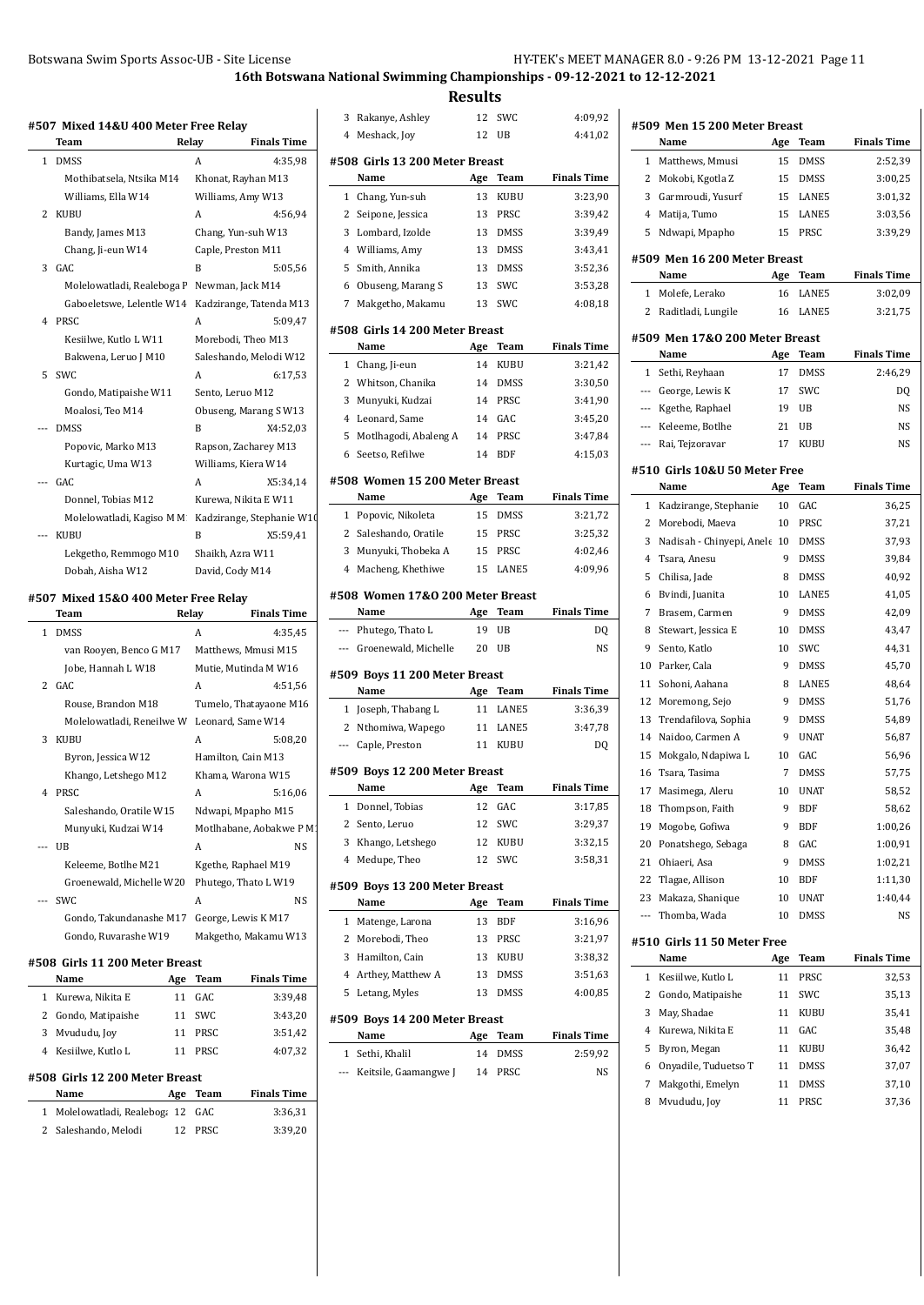# 16th Botswana National Swimming Championships - 09-12-2021 to 12-12-2021

## Results

### #507 Mixed 14&U 400 Meter Free Relay

| | Team | Relay | Finals Time |
|---|---|---|---|
| 1 | DMSS | A | 4:35,98 |
| | Mothibatsela, Ntsika M14 | Khonat, Rayhan M13 | |
| | Williams, Ella W14 | Williams, Amy W13 | |
| 2 | KUBU | A | 4:56,94 |
| | Bandy, James M13 | Chang, Yun-suh W13 | |
| | Chang, Ji-eun W14 | Caple, Preston M11 | |
| 3 | GAC | B | 5:05,56 |
| | Molelowatladi, Realeboga P | Newman, Jack M14 | |
| | Gaboeletswe, Lelentle W14 | Kadzirange, Tatenda M13 | |
| 4 | PRSC | A | 5:09,47 |
| | Kesiilwe, Kutlo L W11 | Morebodi, Theo M13 | |
| | Bakwena, Leruo J M10 | Saleshando, Melodi W12 | |
| 5 | SWC | A | 6:17,53 |
| | Gondo, Matipaishe W11 | Sento, Leruo M12 | |
| | Moalosi, Teo M14 | Obuseng, Marang S W13 | |
| --- | DMSS | B | X4:52,03 |
| | Popovic, Marko M13 | Rapson, Zacharey M13 | |
| | Kurtagic, Uma W13 | Williams, Kiera W14 | |
| --- | GAC | A | X5:34,14 |
| | Donnel, Tobias M12 | Kurewa, Nikita E W11 | |
| | Molelowatladi, Kagiso M M | Kadzirange, Stephanie W10 | |
| --- | KUBU | B | X5:59,41 |
| | Lekgetho, Remmogo M10 | Shaikh, Azra W11 | |
| | Dobah, Aisha W12 | David, Cody M14 | |

### #507 Mixed 15&O 400 Meter Free Relay

| | Team | Relay | Finals Time |
|---|---|---|---|
| 1 | DMSS | A | 4:35,45 |
| | van Rooyen, Benco G M17 | Matthews, Mmusi M15 | |
| | Jobe, Hannah L W18 | Mutie, Mutinda M W16 | |
| 2 | GAC | A | 4:51,56 |
| | Rouse, Brandon M18 | Tumelo, Thatayaone M16 | |
| | Molelowatladi, Reneilwe W | Leonard, Same W14 | |
| 3 | KUBU | A | 5:08,20 |
| | Byron, Jessica W12 | Hamilton, Cain M13 | |
| | Khango, Letshego M12 | Khama, Warona W15 | |
| 4 | PRSC | A | 5:16,06 |
| | Saleshando, Oratile W15 | Ndwapi, Mpapho M15 | |
| | Munyuki, Kudzai W14 | Motlhabane, Aobakwe P M1 | |
| --- | UB | A | NS |
| | Keleeme, Botlhe M21 | Kgethe, Raphael M19 | |
| | Groenewald, Michelle W20 | Phutego, Thato L W19 | |
| --- | SWC | A | NS |
| | Gondo, Takundanashe M17 | George, Lewis K M17 | |
| | Gondo, Ruvarashe W19 | Makgetho, Makamu W13 | |

### #508 Girls 11 200 Meter Breast

| | Name | Age | Team | Finals Time |
|---|---|---|---|---|
| 1 | Kurewa, Nikita E | 11 | GAC | 3:39,48 |
| 2 | Gondo, Matipaishe | 11 | SWC | 3:43,20 |
| 3 | Mvududu, Joy | 11 | PRSC | 3:51,42 |
| 4 | Kesiilwe, Kutlo L | 11 | PRSC | 4:07,32 |

### #508 Girls 12 200 Meter Breast

| | Name | Age | Team | Finals Time |
|---|---|---|---|---|
| 1 | Molelowatladi, Realeboga | 12 | GAC | 3:36,31 |
| 2 | Saleshando, Melodi | 12 | PRSC | 3:39,20 |
| 3 | Rakanye, Ashley | 12 | SWC | 4:09,92 |
| 4 | Meshack, Joy | 12 | UB | 4:41,02 |

### #508 Girls 13 200 Meter Breast

| | Name | Age | Team | Finals Time |
|---|---|---|---|---|
| 1 | Chang, Yun-suh | 13 | KUBU | 3:23,90 |
| 2 | Seipone, Jessica | 13 | PRSC | 3:39,42 |
| 3 | Lombard, Izolde | 13 | DMSS | 3:39,49 |
| 4 | Williams, Amy | 13 | DMSS | 3:43,41 |
| 5 | Smith, Annika | 13 | DMSS | 3:52,36 |
| 6 | Obuseng, Marang S | 13 | SWC | 3:53,28 |
| 7 | Makgetho, Makamu | 13 | SWC | 4:08,18 |

### #508 Girls 14 200 Meter Breast

| | Name | Age | Team | Finals Time |
|---|---|---|---|---|
| 1 | Chang, Ji-eun | 14 | KUBU | 3:21,42 |
| 2 | Whitson, Chanika | 14 | DMSS | 3:30,50 |
| 3 | Munyuki, Kudzai | 14 | PRSC | 3:41,90 |
| 4 | Leonard, Same | 14 | GAC | 3:45,20 |
| 5 | Motlhagodi, Abaleng A | 14 | PRSC | 3:47,84 |
| 6 | Seetso, Refilwe | 14 | BDF | 4:15,03 |

### #508 Women 15 200 Meter Breast

| | Name | Age | Team | Finals Time |
|---|---|---|---|---|
| 1 | Popovic, Nikoleta | 15 | DMSS | 3:21,72 |
| 2 | Saleshando, Oratile | 15 | PRSC | 3:25,32 |
| 3 | Munyuki, Thobeka A | 15 | PRSC | 4:02,46 |
| 4 | Macheng, Khethiwe | 15 | LANE5 | 4:09,96 |

### #508 Women 17&O 200 Meter Breast

| | Name | Age | Team | Finals Time |
|---|---|---|---|---|
| --- | Phutego, Thato L | 19 | UB | DQ |
| --- | Groenewald, Michelle | 20 | UB | NS |

### #509 Boys 11 200 Meter Breast

| | Name | Age | Team | Finals Time |
|---|---|---|---|---|
| 1 | Joseph, Thabang L | 11 | LANE5 | 3:36,39 |
| 2 | Nthomiwa, Wapego | 11 | LANE5 | 3:47,78 |
| --- | Caple, Preston | 11 | KUBU | DQ |

### #509 Boys 12 200 Meter Breast

| | Name | Age | Team | Finals Time |
|---|---|---|---|---|
| 1 | Donnel, Tobias | 12 | GAC | 3:17,85 |
| 2 | Sento, Leruo | 12 | SWC | 3:29,37 |
| 3 | Khango, Letshego | 12 | KUBU | 3:32,15 |
| 4 | Medupe, Theo | 12 | SWC | 3:58,31 |

### #509 Boys 13 200 Meter Breast

| | Name | Age | Team | Finals Time |
|---|---|---|---|---|
| 1 | Matenge, Larona | 13 | BDF | 3:16,96 |
| 2 | Morebodi, Theo | 13 | PRSC | 3:21,97 |
| 3 | Hamilton, Cain | 13 | KUBU | 3:38,32 |
| 4 | Arthey, Matthew A | 13 | DMSS | 3:51,63 |
| 5 | Letang, Myles | 13 | DMSS | 4:00,85 |

### #509 Boys 14 200 Meter Breast

| | Name | Age | Team | Finals Time |
|---|---|---|---|---|
| 1 | Sethi, Khalil | 14 | DMSS | 2:59,92 |
| --- | Keitsile, Gaamangwe J | 14 | PRSC | NS |

### #509 Men 15 200 Meter Breast

| | Name | Age | Team | Finals Time |
|---|---|---|---|---|
| 1 | Matthews, Mmusi | 15 | DMSS | 2:52,39 |
| 2 | Mokobi, Kgotla Z | 15 | DMSS | 3:00,25 |
| 3 | Garmroudi, Yusurf | 15 | LANE5 | 3:01,32 |
| 4 | Matija, Tumo | 15 | LANE5 | 3:03,56 |
| 5 | Ndwapi, Mpapho | 15 | PRSC | 3:39,29 |

### #509 Men 16 200 Meter Breast

| | Name | Age | Team | Finals Time |
|---|---|---|---|---|
| 1 | Molefe, Lerako | 16 | LANE5 | 3:02,09 |
| 2 | Raditladi, Lungile | 16 | LANE5 | 3:21,75 |

### #509 Men 17&O 200 Meter Breast

| | Name | Age | Team | Finals Time |
|---|---|---|---|---|
| 1 | Sethi, Reyhaan | 17 | DMSS | 2:46,29 |
| --- | George, Lewis K | 17 | SWC | DQ |
| --- | Kgethe, Raphael | 19 | UB | NS |
| --- | Keleeme, Botlhe | 21 | UB | NS |
| --- | Rai, Tejzoravar | 17 | KUBU | NS |

### #510 Girls 10&U 50 Meter Free

| | Name | Age | Team | Finals Time |
|---|---|---|---|---|
| 1 | Kadzirange, Stephanie | 10 | GAC | 36,25 |
| 2 | Morebodi, Maeva | 10 | PRSC | 37,21 |
| 3 | Nadisah - Chinyepi, Anele | 10 | DMSS | 37,93 |
| 4 | Tsara, Anesu | 9 | DMSS | 39,84 |
| 5 | Chilisa, Jade | 8 | DMSS | 40,92 |
| 6 | Bvindi, Juanita | 10 | LANE5 | 41,05 |
| 7 | Brasem, Carmen | 9 | DMSS | 42,09 |
| 8 | Stewart, Jessica E | 10 | DMSS | 43,47 |
| 9 | Sento, Katlo | 10 | SWC | 44,31 |
| 10 | Parker, Cala | 9 | DMSS | 45,70 |
| 11 | Sohoni, Aahana | 8 | LANE5 | 48,64 |
| 12 | Moremong, Sejo | 9 | DMSS | 51,76 |
| 13 | Trendafilova, Sophia | 9 | DMSS | 54,89 |
| 14 | Naidoo, Carmen A | 9 | UNAT | 56,87 |
| 15 | Mokgalo, Ndapiwa L | 10 | GAC | 56,96 |
| 16 | Tsara, Tasima | 7 | DMSS | 57,75 |
| 17 | Masimega, Aleru | 10 | UNAT | 58,52 |
| 18 | Thompson, Faith | 9 | BDF | 58,62 |
| 19 | Mogobe, Gofiwa | 9 | BDF | 1:00,26 |
| 20 | Ponatshego, Sebaga | 8 | GAC | 1:00,91 |
| 21 | Ohiaeri, Asa | 9 | DMSS | 1:02,21 |
| 22 | Tlagae, Allison | 10 | BDF | 1:11,30 |
| 23 | Makaza, Shanique | 10 | UNAT | 1:40,44 |
| --- | Thomba, Wada | 10 | DMSS | NS |

### #510 Girls 11 50 Meter Free

| | Name | Age | Team | Finals Time |
|---|---|---|---|---|
| 1 | Kesiilwe, Kutlo L | 11 | PRSC | 32,53 |
| 2 | Gondo, Matipaishe | 11 | SWC | 35,13 |
| 3 | May, Shadae | 11 | KUBU | 35,41 |
| 4 | Kurewa, Nikita E | 11 | GAC | 35,48 |
| 5 | Byron, Megan | 11 | KUBU | 36,42 |
| 6 | Onyadile, Tuduetso T | 11 | DMSS | 37,07 |
| 7 | Makgothi, Emelyn | 11 | DMSS | 37,10 |
| 8 | Mvududu, Joy | 11 | PRSC | 37,36 |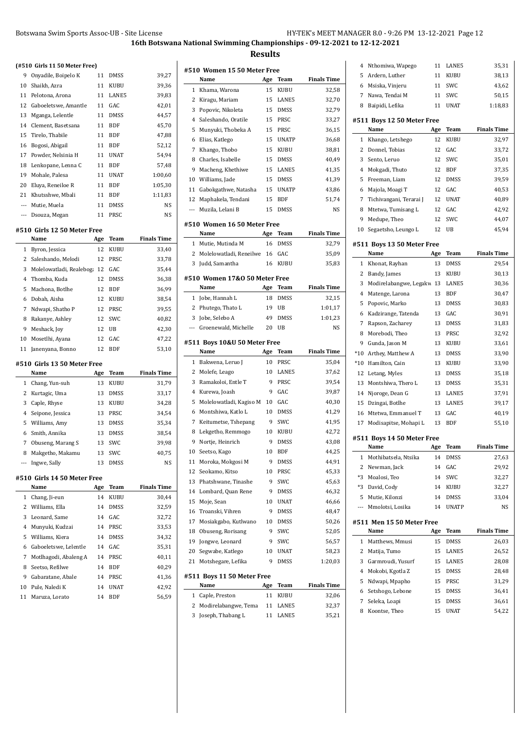## 16th Botswana National Swimming Championships - 09-12-2021 to 12-12-2021

## Results

### (#510 Girls 11 50 Meter Free)

| | Name | Age | Team | Finals Time |
|---|---|---|---|---|
| 9 | Onyadile, Boipelo K | 11 | DMSS | 39,27 |
| 10 | Shaikh, Azra | 11 | KUBU | 39,36 |
| 11 | Pelotona, Arona | 11 | LANE5 | 39,83 |
| 12 | Gaboeletswe, Amantle | 11 | GAC | 42,01 |
| 13 | Mganga, Lelentle | 11 | DMSS | 44,57 |
| 14 | Clement, Basetsana | 11 | BDF | 45,70 |
| 15 | Tirelo, Thabile | 11 | BDF | 47,88 |
| 16 | Bogosi, Abigail | 11 | BDF | 52,12 |
| 17 | Powder, Nelsinia H | 11 | UNAT | 54,94 |
| 18 | Lenkopane, Lenna C | 11 | BDF | 57,48 |
| 19 | Mohale, Palesa | 11 | UNAT | 1:00,60 |
| 20 | Eluya, Reneiloe R | 11 | BDF | 1:05,30 |
| 21 | Khutsshwe, Mbali | 11 | BDF | 1:11,83 |
| --- | Mutie, Muela | 11 | DMSS | NS |
| --- | Dsouza, Megan | 11 | PRSC | NS |

### #510 Girls 12 50 Meter Free

| | Name | Age | Team | Finals Time |
|---|---|---|---|---|
| 1 | Byron, Jessica | 12 | KUBU | 33,40 |
| 2 | Saleshando, Melodi | 12 | PRSC | 33,78 |
| 3 | Molelowatladi, Realeboga | 12 | GAC | 35,44 |
| 4 | Thomba, Kuda | 12 | DMSS | 36,38 |
| 5 | Machona, Botlhe | 12 | BDF | 36,99 |
| 6 | Dobah, Aisha | 12 | KUBU | 38,54 |
| 7 | Ndwapi, Shatho P | 12 | PRSC | 39,55 |
| 8 | Rakanye, Ashley | 12 | SWC | 40,82 |
| 9 | Meshack, Joy | 12 | UB | 42,30 |
| 10 | Mosetlhi, Ayana | 12 | GAC | 47,22 |
| 11 | Janenyana, Bonno | 12 | BDF | 53,10 |

### #510 Girls 13 50 Meter Free

| | Name | Age | Team | Finals Time |
|---|---|---|---|---|
| 1 | Chang, Yun-suh | 13 | KUBU | 31,79 |
| 2 | Kurtagic, Uma | 13 | DMSS | 33,17 |
| 3 | Caple, Rhyse | 13 | KUBU | 34,28 |
| 4 | Seipone, Jessica | 13 | PRSC | 34,54 |
| 5 | Williams, Amy | 13 | DMSS | 35,34 |
| 6 | Smith, Annika | 13 | DMSS | 38,54 |
| 7 | Obuseng, Marang S | 13 | SWC | 39,98 |
| 8 | Makgetho, Makamu | 13 | SWC | 40,75 |
| --- | Ingwe, Sally | 13 | DMSS | NS |

### #510 Girls 14 50 Meter Free

| | Name | Age | Team | Finals Time |
|---|---|---|---|---|
| 1 | Chang, Ji-eun | 14 | KUBU | 30,44 |
| 2 | Williams, Ella | 14 | DMSS | 32,59 |
| 3 | Leonard, Same | 14 | GAC | 32,72 |
| 4 | Munyuki, Kudzai | 14 | PRSC | 33,53 |
| 5 | Williams, Kiera | 14 | DMSS | 34,32 |
| 6 | Gaboeletswe, Lelentle | 14 | GAC | 35,31 |
| 7 | Motlhagodi, Abaleng A | 14 | PRSC | 40,11 |
| 8 | Seetso, Refilwe | 14 | BDF | 40,29 |
| 9 | Gabaratane, Abale | 14 | PRSC | 41,36 |
| 10 | Pule, Naledi K | 14 | UNAT | 42,92 |
| 11 | Maruza, Lorato | 14 | BDF | 56,59 |

### #510 Women 15 50 Meter Free

| | Name | Age | Team | Finals Time |
|---|---|---|---|---|
| 1 | Khama, Warona | 15 | KUBU | 32,58 |
| 2 | Kiragu, Mariam | 15 | LANE5 | 32,70 |
| 3 | Popovic, Nikoleta | 15 | DMSS | 32,79 |
| 4 | Saleshando, Oratile | 15 | PRSC | 33,27 |
| 5 | Munyuki, Thobeka A | 15 | PRSC | 36,15 |
| 6 | Elias, Katlego | 15 | UNATP | 36,68 |
| 7 | Khango, Thobo | 15 | KUBU | 38,81 |
| 8 | Charles, Isabelle | 15 | DMSS | 40,49 |
| 9 | Macheng, Khethiwe | 15 | LANE5 | 41,35 |
| 10 | Williams, Jade | 15 | DMSS | 41,39 |
| 11 | Gabokgathwe, Natasha | 15 | UNATP | 43,86 |
| 12 | Maphakela, Tendani | 15 | BDF | 51,74 |
| --- | Muzila, Lelani B | 15 | DMSS | NS |

### #510 Women 16 50 Meter Free

| | Name | Age | Team | Finals Time |
|---|---|---|---|---|
| 1 | Mutie, Mutinda M | 16 | DMSS | 32,79 |
| 2 | Molelowatladi, Reneilwe | 16 | GAC | 35,09 |
| 3 | Judd, Samantha | 16 | KUBU | 35,83 |

### #510 Women 17&O 50 Meter Free

| | Name | Age | Team | Finals Time |
|---|---|---|---|---|
| 1 | Jobe, Hannah L | 18 | DMSS | 32,15 |
| 2 | Phutego, Thato L | 19 | UB | 1:01,17 |
| 3 | Jobe, Selebo A | 49 | DMSS | 1:01,23 |
| --- | Groenewald, Michelle | 20 | UB | NS |

### #511 Boys 10&U 50 Meter Free

| | Name | Age | Team | Finals Time |
|---|---|---|---|---|
| 1 | Bakwena, Leruo J | 10 | PRSC | 35,04 |
| 2 | Molefe, Leago | 10 | LANE5 | 37,62 |
| 3 | Ramakoloi, Entle T | 9 | PRSC | 39,54 |
| 4 | Kurewa, Joash | 9 | GAC | 39,87 |
| 5 | Molelowatladi, Kagiso M | 10 | GAC | 40,30 |
| 6 | Montshiwa, Katlo L | 10 | DMSS | 41,29 |
| 7 | Keitumetse, Tshepang | 9 | SWC | 41,95 |
| 8 | Lekgetho, Remmogo | 10 | KUBU | 42,72 |
| 9 | Nortje, Heinrich | 9 | DMSS | 43,08 |
| 10 | Seetso, Kago | 10 | BDF | 44,25 |
| 11 | Moroka, Mokgosi M | 9 | DMSS | 44,91 |
| 12 | Seokamo, Kitso | 10 | PRSC | 45,33 |
| 13 | Phatshwane, Tinashe | 9 | SWC | 45,63 |
| 14 | Lombard, Quan Rene | 9 | DMSS | 46,32 |
| 15 | Moje, Sean | 10 | UNAT | 46,66 |
| 16 | Troanski, Vihren | 9 | DMSS | 48,47 |
| 17 | Mosiakgabo, Kutlwano | 10 | DMSS | 50,26 |
| 18 | Obuseng, Rorisang | 9 | SWC | 52,05 |
| 19 | Jongwe, Leonard | 9 | SWC | 56,57 |
| 20 | Segwabe, Katlego | 10 | UNAT | 58,23 |
| 21 | Motshegare, Lefika | 9 | DMSS | 1:20,03 |

### #511 Boys 11 50 Meter Free

| | Name | Age | Team | Finals Time |
|---|---|---|---|---|
| 1 | Caple, Preston | 11 | KUBU | 32,06 |
| 2 | Modirelabangwe, Tema | 11 | LANE5 | 32,37 |
| 3 | Joseph, Thabang L | 11 | LANE5 | 35,21 |
| 4 | Nthomiwa, Wapego | 11 | LANE5 | 35,31 |
| 5 | Ardern, Luther | 11 | KUBU | 38,13 |
| 6 | Msiska, Vinjeru | 11 | SWC | 43,62 |
| 7 | Nawa, Tendai M | 11 | SWC | 50,15 |
| 8 | Baipidi, Lefika | 11 | UNAT | 1:18,83 |

### #511 Boys 12 50 Meter Free

| | Name | Age | Team | Finals Time |
|---|---|---|---|---|
| 1 | Khango, Letshego | 12 | KUBU | 32,97 |
| 2 | Donnel, Tobias | 12 | GAC | 33,72 |
| 3 | Sento, Leruo | 12 | SWC | 35,01 |
| 4 | Mokgadi, Thuto | 12 | BDF | 37,35 |
| 5 | Freeman, Liam | 12 | DMSS | 39,59 |
| 6 | Majola, Moagi T | 12 | GAC | 40,53 |
| 7 | Tichivangani, Terarai J | 12 | UNAT | 40,89 |
| 8 | Mtetwa, Tumisang L | 12 | GAC | 42,92 |
| 9 | Medupe, Theo | 12 | SWC | 44,07 |
| 10 | Segaetsho, Leungo L | 12 | UB | 45,94 |

### #511 Boys 13 50 Meter Free

| | Name | Age | Team | Finals Time |
|---|---|---|---|---|
| 1 | Khonat, Rayhan | 13 | DMSS | 29,54 |
| 2 | Bandy, James | 13 | KUBU | 30,13 |
| 3 | Modirelabangwe, Legakw | 13 | LANE5 | 30,36 |
| 4 | Matenge, Larona | 13 | BDF | 30,47 |
| 5 | Popovic, Marko | 13 | DMSS | 30,83 |
| 6 | Kadzirange, Tatenda | 13 | GAC | 30,91 |
| 7 | Rapson, Zacharey | 13 | DMSS | 31,83 |
| 8 | Morebodi, Theo | 13 | PRSC | 32,92 |
| 9 | Gunda, Jason M | 13 | KUBU | 33,61 |
| *10 | Arthey, Matthew A | 13 | DMSS | 33,90 |
| *10 | Hamilton, Cain | 13 | KUBU | 33,90 |
| 12 | Letang, Myles | 13 | DMSS | 35,18 |
| 13 | Montshiwa, Thero L | 13 | DMSS | 35,31 |
| 14 | Njoroge, Dean G | 13 | LANE5 | 37,91 |
| 15 | Dzingai, Botlhe | 13 | LANE5 | 39,17 |
| 16 | Mtetwa, Emmanuel T | 13 | GAC | 40,19 |
| 17 | Modisapitse, Mohapi L | 13 | BDF | 55,10 |

### #511 Boys 14 50 Meter Free

| | Name | Age | Team | Finals Time |
|---|---|---|---|---|
| 1 | Mothibatsela, Ntsika | 14 | DMSS | 27,63 |
| 2 | Newman, Jack | 14 | GAC | 29,92 |
| *3 | Moalosi, Teo | 14 | SWC | 32,27 |
| *3 | David, Cody | 14 | KUBU | 32,27 |
| 5 | Mutie, Kilonzi | 14 | DMSS | 33,04 |
| --- | Mmolotsi, Losika | 14 | UNATP | NS |

### #511 Men 15 50 Meter Free

| | Name | Age | Team | Finals Time |
|---|---|---|---|---|
| 1 | Matthews, Mmusi | 15 | DMSS | 26,03 |
| 2 | Matija, Tumo | 15 | LANE5 | 26,52 |
| 3 | Garmroudi, Yusurf | 15 | LANE5 | 28,08 |
| 4 | Mokobi, Kgotla Z | 15 | DMSS | 28,48 |
| 5 | Ndwapi, Mpapho | 15 | PRSC | 31,29 |
| 6 | Setshogo, Lebone | 15 | DMSS | 36,41 |
| 7 | Seleka, Loapi | 15 | DMSS | 36,61 |
| 8 | Koontse, Theo | 15 | UNAT | 54,22 |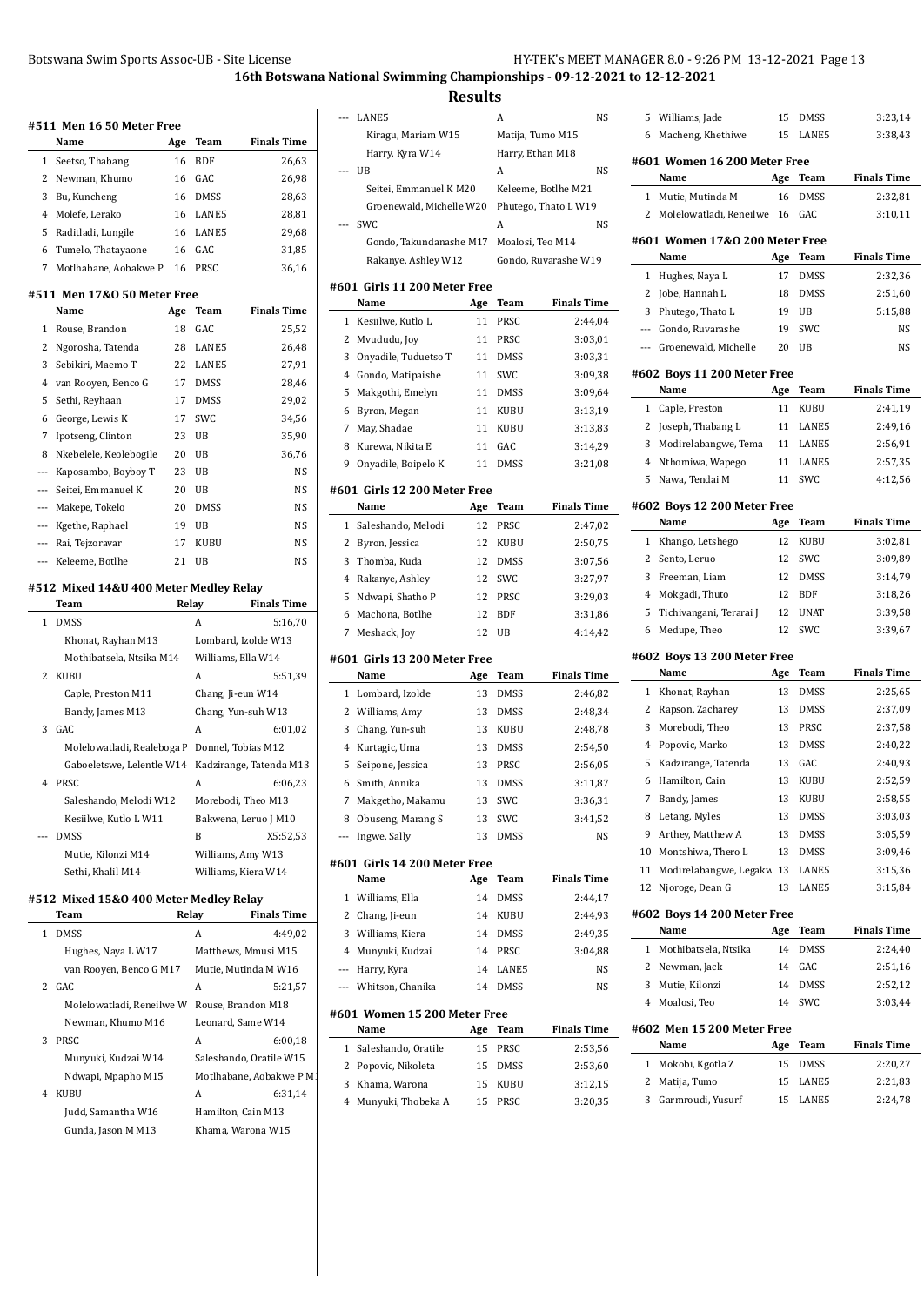## 16th Botswana National Swimming Championships - 09-12-2021 to 12-12-2021

## Results

### #511 Men 16 50 Meter Free

| | Name | Age | Team | Finals Time |
|---|---|---|---|---|
| 1 | Seetso, Thabang | 16 | BDF | 26,63 |
| 2 | Newman, Khumo | 16 | GAC | 26,98 |
| 3 | Bu, Kuncheng | 16 | DMSS | 28,63 |
| 4 | Molefe, Lerako | 16 | LANE5 | 28,81 |
| 5 | Raditladi, Lungile | 16 | LANE5 | 29,68 |
| 6 | Tumelo, Thatayaone | 16 | GAC | 31,85 |
| 7 | Motlhabane, Aobakwe P | 16 | PRSC | 36,16 |

### #511 Men 17&O 50 Meter Free

| | Name | Age | Team | Finals Time |
|---|---|---|---|---|
| 1 | Rouse, Brandon | 18 | GAC | 25,52 |
| 2 | Ngorosha, Tatenda | 28 | LANE5 | 26,48 |
| 3 | Sebikiri, Maemo T | 22 | LANE5 | 27,91 |
| 4 | van Rooyen, Benco G | 17 | DMSS | 28,46 |
| 5 | Sethi, Reyhaan | 17 | DMSS | 29,02 |
| 6 | George, Lewis K | 17 | SWC | 34,56 |
| 7 | Ipotseng, Clinton | 23 | UB | 35,90 |
| 8 | Nkebelele, Keolebogile | 20 | UB | 36,76 |
| --- | Kaposambo, Boyboy T | 23 | UB | NS |
| --- | Seitei, Emmanuel K | 20 | UB | NS |
| --- | Makepe, Tokelo | 20 | DMSS | NS |
| --- | Kgethe, Raphael | 19 | UB | NS |
| --- | Rai, Tejzoravar | 17 | KUBU | NS |
| --- | Keleeme, Botlhe | 21 | UB | NS |

### #512 Mixed 14&U 400 Meter Medley Relay

| | Team | Relay | Finals Time |
|---|---|---|---|
| 1 | DMSS | A | 5:16,70 |
| | Khonat, Rayhan M13 | Lombard, Izolde W13 | |
| | Mothibatsela, Ntsika M14 | Williams, Ella W14 | |
| 2 | KUBU | A | 5:51,39 |
| | Caple, Preston M11 | Chang, Ji-eun W14 | |
| | Bandy, James M13 | Chang, Yun-suh W13 | |
| 3 | GAC | A | 6:01,02 |
| | Molelowatladi, Realeboga P | Donnel, Tobias M12 | |
| | Gaboeletswe, Lelentle W14 | Kadzirange, Tatenda M13 | |
| 4 | PRSC | A | 6:06,23 |
| | Saleshando, Melodi W12 | Morebodi, Theo M13 | |
| | Kesiilwe, Kutlo L W11 | Bakwena, Leruo J M10 | |
| --- | DMSS | B | X5:52,53 |
| | Mutie, Kilonzi M14 | Williams, Amy W13 | |
| | Sethi, Khalil M14 | Williams, Kiera W14 | |

### #512 Mixed 15&O 400 Meter Medley Relay

| | Team | Relay | Finals Time |
|---|---|---|---|
| 1 | DMSS | A | 4:49,02 |
| | Hughes, Naya L W17 | Matthews, Mmusi M15 | |
| | van Rooyen, Benco G M17 | Mutie, Mutinda M W16 | |
| 2 | GAC | A | 5:21,57 |
| | Molelowatladi, Reneilwe W | Rouse, Brandon M18 | |
| | Newman, Khumo M16 | Leonard, Same W14 | |
| 3 | PRSC | A | 6:00,18 |
| | Munyuki, Kudzai W14 | Saleshando, Oratile W15 | |
| | Ndwapi, Mpapho M15 | Motlhabane, Aobakwe P M1 | |
| 4 | KUBU | A | 6:31,14 |
| | Judd, Samantha W16 | Hamilton, Cain M13 | |
| | Gunda, Jason M M13 | Khama, Warona W15 | |
| --- | LANE5 | A | NS |
| | Kiragu, Mariam W15 | Matija, Tumo M15 | |
| | Harry, Kyra W14 | Harry, Ethan M18 | |
| --- | UB | A | NS |
| | Seitei, Emmanuel K M20 | Keleeme, Botlhe M21 | |
| | Groenewald, Michelle W20 | Phutego, Thato L W19 | |
| --- | SWC | A | NS |
| | Gondo, Takundanashe M17 | Moalosi, Teo M14 | |
| | Rakanye, Ashley W12 | Gondo, Ruvarashe W19 | |

### #601 Girls 11 200 Meter Free

| | Name | Age | Team | Finals Time |
|---|---|---|---|---|
| 1 | Kesiilwe, Kutlo L | 11 | PRSC | 2:44,04 |
| 2 | Mvududu, Joy | 11 | PRSC | 3:03,01 |
| 3 | Onyadile, Tuduetso T | 11 | DMSS | 3:03,31 |
| 4 | Gondo, Matipaishe | 11 | SWC | 3:09,38 |
| 5 | Makgothi, Emelyn | 11 | DMSS | 3:09,64 |
| 6 | Byron, Megan | 11 | KUBU | 3:13,19 |
| 7 | May, Shadae | 11 | KUBU | 3:13,83 |
| 8 | Kurewa, Nikita E | 11 | GAC | 3:14,29 |
| 9 | Onyadile, Boipelo K | 11 | DMSS | 3:21,08 |

### #601 Girls 12 200 Meter Free

| | Name | Age | Team | Finals Time |
|---|---|---|---|---|
| 1 | Saleshando, Melodi | 12 | PRSC | 2:47,02 |
| 2 | Byron, Jessica | 12 | KUBU | 2:50,75 |
| 3 | Thomba, Kuda | 12 | DMSS | 3:07,56 |
| 4 | Rakanye, Ashley | 12 | SWC | 3:27,97 |
| 5 | Ndwapi, Shatho P | 12 | PRSC | 3:29,03 |
| 6 | Machona, Botlhe | 12 | BDF | 3:31,86 |
| 7 | Meshack, Joy | 12 | UB | 4:14,42 |

### #601 Girls 13 200 Meter Free

| | Name | Age | Team | Finals Time |
|---|---|---|---|---|
| 1 | Lombard, Izolde | 13 | DMSS | 2:46,82 |
| 2 | Williams, Amy | 13 | DMSS | 2:48,34 |
| 3 | Chang, Yun-suh | 13 | KUBU | 2:48,78 |
| 4 | Kurtagic, Uma | 13 | DMSS | 2:54,50 |
| 5 | Seipone, Jessica | 13 | PRSC | 2:56,05 |
| 6 | Smith, Annika | 13 | DMSS | 3:11,87 |
| 7 | Makgetho, Makamu | 13 | SWC | 3:36,31 |
| 8 | Obuseng, Marang S | 13 | SWC | 3:41,52 |
| --- | Ingwe, Sally | 13 | DMSS | NS |

### #601 Girls 14 200 Meter Free

| | Name | Age | Team | Finals Time |
|---|---|---|---|---|
| 1 | Williams, Ella | 14 | DMSS | 2:44,17 |
| 2 | Chang, Ji-eun | 14 | KUBU | 2:44,93 |
| 3 | Williams, Kiera | 14 | DMSS | 2:49,35 |
| 4 | Munyuki, Kudzai | 14 | PRSC | 3:04,88 |
| --- | Harry, Kyra | 14 | LANE5 | NS |
| --- | Whitson, Chanika | 14 | DMSS | NS |

### #601 Women 15 200 Meter Free

| | Name | Age | Team | Finals Time |
|---|---|---|---|---|
| 1 | Saleshando, Oratile | 15 | PRSC | 2:53,56 |
| 2 | Popovic, Nikoleta | 15 | DMSS | 2:53,60 |
| 3 | Khama, Warona | 15 | KUBU | 3:12,15 |
| 4 | Munyuki, Thobeka A | 15 | PRSC | 3:20,35 |
| 5 | Williams, Jade | 15 | DMSS | 3:23,14 |
| 6 | Macheng, Khethiwe | 15 | LANE5 | 3:38,43 |

### #601 Women 16 200 Meter Free

| | Name | Age | Team | Finals Time |
|---|---|---|---|---|
| 1 | Mutie, Mutinda M | 16 | DMSS | 2:32,81 |
| 2 | Molelowatladi, Reneilwe | 16 | GAC | 3:10,11 |

### #601 Women 17&O 200 Meter Free

| | Name | Age | Team | Finals Time |
|---|---|---|---|---|
| 1 | Hughes, Naya L | 17 | DMSS | 2:32,36 |
| 2 | Jobe, Hannah L | 18 | DMSS | 2:51,60 |
| 3 | Phutego, Thato L | 19 | UB | 5:15,88 |
| --- | Gondo, Ruvarashe | 19 | SWC | NS |
| --- | Groenewald, Michelle | 20 | UB | NS |

### #602 Boys 11 200 Meter Free

| | Name | Age | Team | Finals Time |
|---|---|---|---|---|
| 1 | Caple, Preston | 11 | KUBU | 2:41,19 |
| 2 | Joseph, Thabang L | 11 | LANE5 | 2:49,16 |
| 3 | Modirelabangwe, Tema | 11 | LANE5 | 2:56,91 |
| 4 | Nthomiwa, Wapego | 11 | LANE5 | 2:57,35 |
| 5 | Nawa, Tendai M | 11 | SWC | 4:12,56 |

### #602 Boys 12 200 Meter Free

| | Name | Age | Team | Finals Time |
|---|---|---|---|---|
| 1 | Khango, Letshego | 12 | KUBU | 3:02,81 |
| 2 | Sento, Leruo | 12 | SWC | 3:09,89 |
| 3 | Freeman, Liam | 12 | DMSS | 3:14,79 |
| 4 | Mokgadi, Thuto | 12 | BDF | 3:18,26 |
| 5 | Tichivangani, Terarai J | 12 | UNAT | 3:39,58 |
| 6 | Medupe, Theo | 12 | SWC | 3:39,67 |

### #602 Boys 13 200 Meter Free

| | Name | Age | Team | Finals Time |
|---|---|---|---|---|
| 1 | Khonat, Rayhan | 13 | DMSS | 2:25,65 |
| 2 | Rapson, Zacharey | 13 | DMSS | 2:37,09 |
| 3 | Morebodi, Theo | 13 | PRSC | 2:37,58 |
| 4 | Popovic, Marko | 13 | DMSS | 2:40,22 |
| 5 | Kadzirange, Tatenda | 13 | GAC | 2:40,93 |
| 6 | Hamilton, Cain | 13 | KUBU | 2:52,59 |
| 7 | Bandy, James | 13 | KUBU | 2:58,55 |
| 8 | Letang, Myles | 13 | DMSS | 3:03,03 |
| 9 | Arthey, Matthew A | 13 | DMSS | 3:05,59 |
| 10 | Montshiwa, Thero L | 13 | DMSS | 3:09,46 |
| 11 | Modirelabangwe, Legakw | 13 | LANE5 | 3:15,36 |
| 12 | Njoroge, Dean G | 13 | LANE5 | 3:15,84 |

### #602 Boys 14 200 Meter Free

| | Name | Age | Team | Finals Time |
|---|---|---|---|---|
| 1 | Mothibatsela, Ntsika | 14 | DMSS | 2:24,40 |
| 2 | Newman, Jack | 14 | GAC | 2:51,16 |
| 3 | Mutie, Kilonzi | 14 | DMSS | 2:52,12 |
| 4 | Moalosi, Teo | 14 | SWC | 3:03,44 |

### #602 Men 15 200 Meter Free

| | Name | Age | Team | Finals Time |
|---|---|---|---|---|
| 1 | Mokobi, Kgotla Z | 15 | DMSS | 2:20,27 |
| 2 | Matija, Tumo | 15 | LANE5 | 2:21,83 |
| 3 | Garmroudi, Yusurf | 15 | LANE5 | 2:24,78 |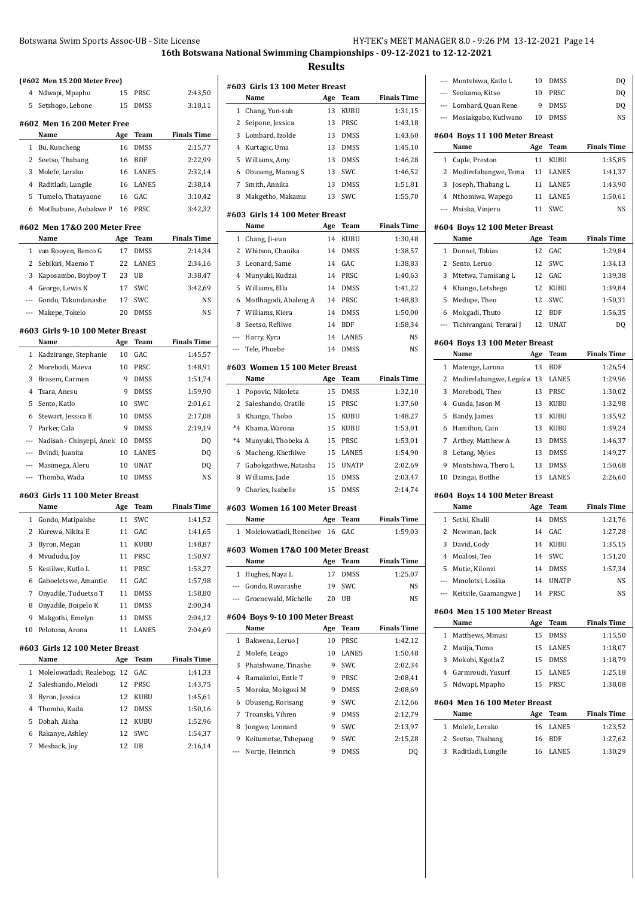## 16th Botswana National Swimming Championships - 09-12-2021 to 12-12-2021

## Results

### (#602 Men 15 200 Meter Free)

| | Name | Age | Team | Finals Time |
|---|---|---|---|---|
| 4 | Ndwapi, Mpapho | 15 | PRSC | 2:43,50 |
| 5 | Setshogo, Lebone | 15 | DMSS | 3:18,11 |

### #602 Men 16 200 Meter Free

| | Name | Age | Team | Finals Time |
|---|---|---|---|---|
| 1 | Bu, Kuncheng | 16 | DMSS | 2:15,77 |
| 2 | Seetso, Thabang | 16 | BDF | 2:22,99 |
| 3 | Molefe, Lerako | 16 | LANE5 | 2:32,14 |
| 4 | Raditladi, Lungile | 16 | LANE5 | 2:38,14 |
| 5 | Tumelo, Thatayaone | 16 | GAC | 3:10,42 |
| 6 | Motlhabane, Aobakwe P | 16 | PRSC | 3:42,32 |

### #602 Men 17&O 200 Meter Free

| | Name | Age | Team | Finals Time |
|---|---|---|---|---|
| 1 | van Rooyen, Benco G | 17 | DMSS | 2:14,34 |
| 2 | Sebikiri, Maemo T | 22 | LANE5 | 2:34,16 |
| 3 | Kaposambo, Boyboy T | 23 | UB | 3:38,47 |
| 4 | George, Lewis K | 17 | SWC | 3:42,69 |
| --- | Gondo, Takundanashe | 17 | SWC | NS |
| --- | Makepe, Tokelo | 20 | DMSS | NS |

### #603 Girls 9-10 100 Meter Breast

| | Name | Age | Team | Finals Time |
|---|---|---|---|---|
| 1 | Kadzirange, Stephanie | 10 | GAC | 1:45,57 |
| 2 | Morebodi, Maeva | 10 | PRSC | 1:48,91 |
| 3 | Brasem, Carmen | 9 | DMSS | 1:51,74 |
| 4 | Tsara, Anesu | 9 | DMSS | 1:59,90 |
| 5 | Sento, Katlo | 10 | SWC | 2:01,61 |
| 6 | Stewart, Jessica E | 10 | DMSS | 2:17,08 |
| 7 | Parker, Cala | 9 | DMSS | 2:19,19 |
| --- | Nadisah - Chinyepi, Anele | 10 | DMSS | DQ |
| --- | Bvindi, Juanita | 10 | LANE5 | DQ |
| --- | Masimega, Aleru | 10 | UNAT | DQ |
| --- | Thomba, Wada | 10 | DMSS | NS |

### #603 Girls 11 100 Meter Breast

| | Name | Age | Team | Finals Time |
|---|---|---|---|---|
| 1 | Gondo, Matipaishe | 11 | SWC | 1:41,52 |
| 2 | Kurewa, Nikita E | 11 | GAC | 1:41,65 |
| 3 | Byron, Megan | 11 | KUBU | 1:48,87 |
| 4 | Mvududu, Joy | 11 | PRSC | 1:50,97 |
| 5 | Kesiilwe, Kutlo L | 11 | PRSC | 1:53,27 |
| 6 | Gaboeletswe, Amantle | 11 | GAC | 1:57,98 |
| 7 | Onyadile, Tuduetso T | 11 | DMSS | 1:58,80 |
| 8 | Onyadile, Boipelo K | 11 | DMSS | 2:00,34 |
| 9 | Makgothi, Emelyn | 11 | DMSS | 2:04,12 |
| 10 | Pelotona, Arona | 11 | LANE5 | 2:04,69 |

### #603 Girls 12 100 Meter Breast

| | Name | Age | Team | Finals Time |
|---|---|---|---|---|
| 1 | Molelowatladi, Realeboga | 12 | GAC | 1:41,33 |
| 2 | Saleshando, Melodi | 12 | PRSC | 1:43,75 |
| 3 | Byron, Jessica | 12 | KUBU | 1:45,61 |
| 4 | Thomba, Kuda | 12 | DMSS | 1:50,16 |
| 5 | Dobah, Aisha | 12 | KUBU | 1:52,96 |
| 6 | Rakanye, Ashley | 12 | SWC | 1:54,37 |
| 7 | Meshack, Joy | 12 | UB | 2:16,14 |

### #603 Girls 13 100 Meter Breast

| | Name | Age | Team | Finals Time |
|---|---|---|---|---|
| 1 | Chang, Yun-suh | 13 | KUBU | 1:31,15 |
| 2 | Seipone, Jessica | 13 | PRSC | 1:43,18 |
| 3 | Lombard, Izolde | 13 | DMSS | 1:43,60 |
| 4 | Kurtagic, Uma | 13 | DMSS | 1:45,10 |
| 5 | Williams, Amy | 13 | DMSS | 1:46,28 |
| 6 | Obuseng, Marang S | 13 | SWC | 1:46,52 |
| 7 | Smith, Annika | 13 | DMSS | 1:51,81 |
| 8 | Makgetho, Makamu | 13 | SWC | 1:55,70 |

### #603 Girls 14 100 Meter Breast

| | Name | Age | Team | Finals Time |
|---|---|---|---|---|
| 1 | Chang, Ji-eun | 14 | KUBU | 1:30,48 |
| 2 | Whitson, Chanika | 14 | DMSS | 1:38,57 |
| 3 | Leonard, Same | 14 | GAC | 1:38,83 |
| 4 | Munyuki, Kudzai | 14 | PRSC | 1:40,63 |
| 5 | Williams, Ella | 14 | DMSS | 1:41,22 |
| 6 | Motlhagodi, Abaleng A | 14 | PRSC | 1:48,83 |
| 7 | Williams, Kiera | 14 | DMSS | 1:50,00 |
| 8 | Seetso, Refilwe | 14 | BDF | 1:58,34 |
| --- | Harry, Kyra | 14 | LANE5 | NS |
| --- | Tele, Phoebe | 14 | DMSS | NS |

### #603 Women 15 100 Meter Breast

| | Name | Age | Team | Finals Time |
|---|---|---|---|---|
| 1 | Popovic, Nikoleta | 15 | DMSS | 1:32,10 |
| 2 | Saleshando, Oratile | 15 | PRSC | 1:37,60 |
| 3 | Khango, Thobo | 15 | KUBU | 1:48,27 |
| *4 | Khama, Warona | 15 | KUBU | 1:53,01 |
| *4 | Munyuki, Thobeka A | 15 | PRSC | 1:53,01 |
| 6 | Macheng, Khethiwe | 15 | LANE5 | 1:54,90 |
| 7 | Gabokgathwe, Natasha | 15 | UNATP | 2:02,69 |
| 8 | Williams, Jade | 15 | DMSS | 2:03,47 |
| 9 | Charles, Isabelle | 15 | DMSS | 2:14,74 |

### #603 Women 16 100 Meter Breast

| | Name | Age | Team | Finals Time |
|---|---|---|---|---|
| 1 | Molelowatladi, Reneilwe | 16 | GAC | 1:59,03 |

### #603 Women 17&O 100 Meter Breast

| | Name | Age | Team | Finals Time |
|---|---|---|---|---|
| 1 | Hughes, Naya L | 17 | DMSS | 1:25,07 |
| --- | Gondo, Ruvarashe | 19 | SWC | NS |
| --- | Groenewald, Michelle | 20 | UB | NS |

### #604 Boys 9-10 100 Meter Breast

| | Name | Age | Team | Finals Time |
|---|---|---|---|---|
| 1 | Bakwena, Leruo J | 10 | PRSC | 1:42,12 |
| 2 | Molefe, Leago | 10 | LANE5 | 1:50,48 |
| 3 | Phatshwane, Tinashe | 9 | SWC | 2:02,34 |
| 4 | Ramakoloi, Entle T | 9 | PRSC | 2:08,41 |
| 5 | Moroka, Mokgosi M | 9 | DMSS | 2:08,69 |
| 6 | Obuseng, Rorisang | 9 | SWC | 2:12,66 |
| 7 | Troanski, Vihren | 9 | DMSS | 2:12,79 |
| 8 | Jongwe, Leonard | 9 | SWC | 2:13,97 |
| 9 | Keitumetse, Tshepang | 9 | SWC | 2:15,28 |
| --- | Nortje, Heinrich | 9 | DMSS | DQ |
| --- | Montshiwa, Katlo L | 10 | DMSS | DQ |
| --- | Seokamo, Kitso | 10 | PRSC | DQ |
| --- | Lombard, Quan Rene | 9 | DMSS | DQ |
| --- | Mosiakgabo, Kutlwano | 10 | DMSS | NS |

### #604 Boys 11 100 Meter Breast

| | Name | Age | Team | Finals Time |
|---|---|---|---|---|
| 1 | Caple, Preston | 11 | KUBU | 1:35,85 |
| 2 | Modirelabangwe, Tema | 11 | LANE5 | 1:41,37 |
| 3 | Joseph, Thabang L | 11 | LANE5 | 1:43,90 |
| 4 | Nthomiwa, Wapego | 11 | LANE5 | 1:50,61 |
| --- | Msiska, Vinjeru | 11 | SWC | NS |

### #604 Boys 12 100 Meter Breast

| | Name | Age | Team | Finals Time |
|---|---|---|---|---|
| 1 | Donnel, Tobias | 12 | GAC | 1:29,84 |
| 2 | Sento, Leruo | 12 | SWC | 1:34,13 |
| 3 | Mtetwa, Tumisang L | 12 | GAC | 1:39,38 |
| 4 | Khango, Letshego | 12 | KUBU | 1:39,84 |
| 5 | Medupe, Theo | 12 | SWC | 1:50,31 |
| 6 | Mokgadi, Thuto | 12 | BDF | 1:56,35 |
| --- | Tichivangani, Terarai J | 12 | UNAT | DQ |

### #604 Boys 13 100 Meter Breast

| | Name | Age | Team | Finals Time |
|---|---|---|---|---|
| 1 | Matenge, Larona | 13 | BDF | 1:26,54 |
| 2 | Modirelabangwe, Legakw | 13 | LANE5 | 1:29,96 |
| 3 | Morebodi, Theo | 13 | PRSC | 1:30,02 |
| 4 | Gunda, Jason M | 13 | KUBU | 1:32,98 |
| 5 | Bandy, James | 13 | KUBU | 1:35,92 |
| 6 | Hamilton, Cain | 13 | KUBU | 1:39,24 |
| 7 | Arthey, Matthew A | 13 | DMSS | 1:46,37 |
| 8 | Letang, Myles | 13 | DMSS | 1:49,27 |
| 9 | Montshiwa, Thero L | 13 | DMSS | 1:50,68 |
| 10 | Dzingai, Botlhe | 13 | LANE5 | 2:26,60 |

### #604 Boys 14 100 Meter Breast

| | Name | Age | Team | Finals Time |
|---|---|---|---|---|
| 1 | Sethi, Khalil | 14 | DMSS | 1:21,76 |
| 2 | Newman, Jack | 14 | GAC | 1:27,28 |
| 3 | David, Cody | 14 | KUBU | 1:35,15 |
| 4 | Moalosi, Teo | 14 | SWC | 1:51,20 |
| 5 | Mutie, Kilonzi | 14 | DMSS | 1:57,34 |
| --- | Mmolotsi, Losika | 14 | UNATP | NS |
| --- | Keitsile, Gaamangwe J | 14 | PRSC | NS |

### #604 Men 15 100 Meter Breast

| | Name | Age | Team | Finals Time |
|---|---|---|---|---|
| 1 | Matthews, Mmusi | 15 | DMSS | 1:15,50 |
| 2 | Matija, Tumo | 15 | LANE5 | 1:18,07 |
| 3 | Mokobi, Kgotla Z | 15 | DMSS | 1:18,79 |
| 4 | Garmroudi, Yusurf | 15 | LANE5 | 1:25,18 |
| 5 | Ndwapi, Mpapho | 15 | PRSC | 1:38,08 |

### #604 Men 16 100 Meter Breast

| | Name | Age | Team | Finals Time |
|---|---|---|---|---|
| 1 | Molefe, Lerako | 16 | LANE5 | 1:23,52 |
| 2 | Seetso, Thabang | 16 | BDF | 1:27,62 |
| 3 | Raditladi, Lungile | 16 | LANE5 | 1:30,29 |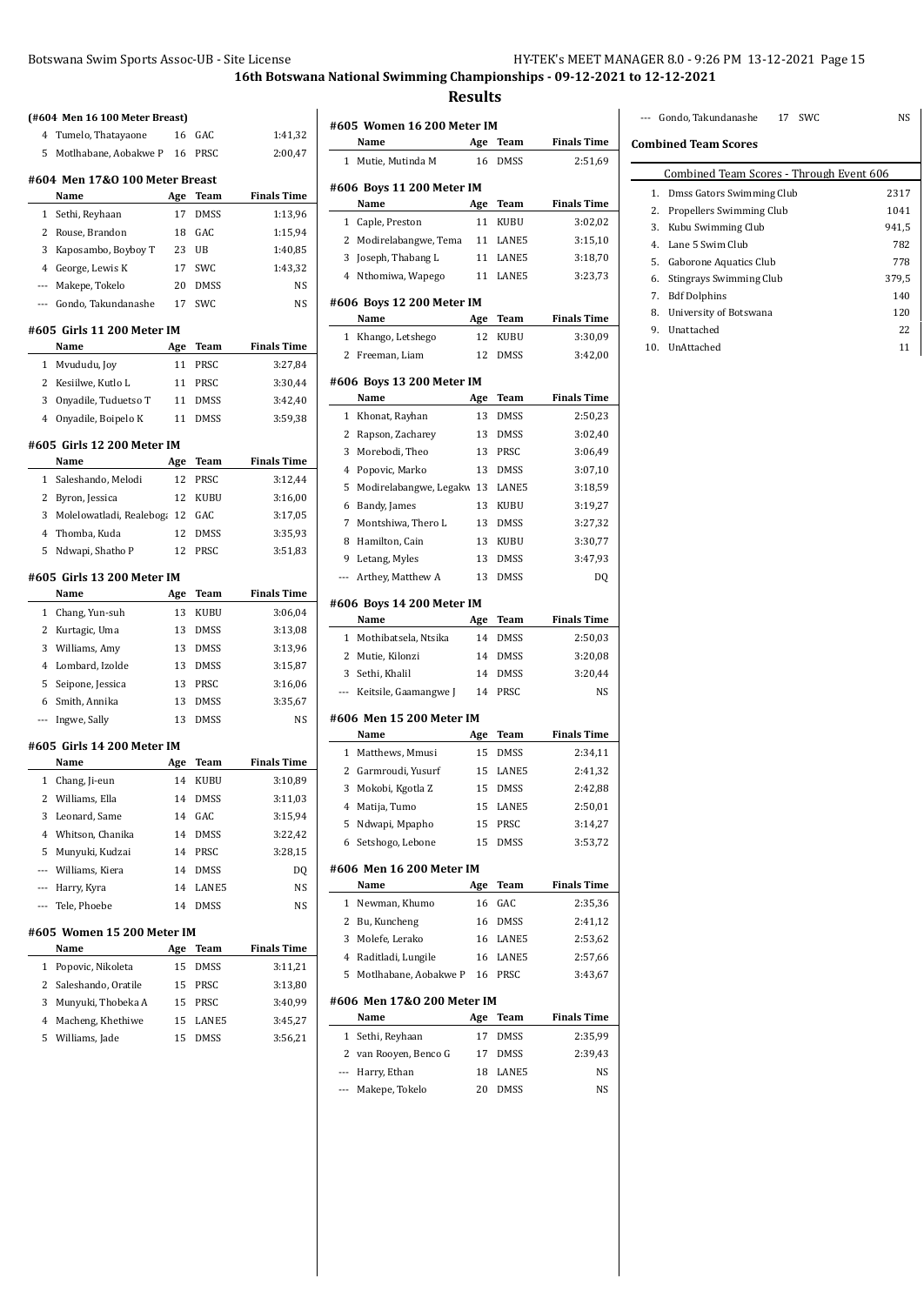## 16th Botswana National Swimming Championships - 09-12-2021 to 12-12-2021

## Results

**(#604 Men 16 100 Meter Breast)**

| | Name | Age | Team | Finals Time |
|---|---|---|---|---|
| 4 | Tumelo, Thatayaone | 16 | GAC | 1:41,32 |
| 5 | Motlhabane, Aobakwe P | 16 | PRSC | 2:00,47 |

**#604 Men 17&O 100 Meter Breast**

| | Name | Age | Team | Finals Time |
|---|---|---|---|---|
| 1 | Sethi, Reyhaan | 17 | DMSS | 1:13,96 |
| 2 | Rouse, Brandon | 18 | GAC | 1:15,94 |
| 3 | Kaposambo, Boyboy T | 23 | UB | 1:40,85 |
| 4 | George, Lewis K | 17 | SWC | 1:43,32 |
| --- | Makepe, Tokelo | 20 | DMSS | NS |
| --- | Gondo, Takundanashe | 17 | SWC | NS |

**#605 Girls 11 200 Meter IM**

| | Name | Age | Team | Finals Time |
|---|---|---|---|---|
| 1 | Mvududu, Joy | 11 | PRSC | 3:27,84 |
| 2 | Kesiilwe, Kutlo L | 11 | PRSC | 3:30,44 |
| 3 | Onyadile, Tuduetso T | 11 | DMSS | 3:42,40 |
| 4 | Onyadile, Boipelo K | 11 | DMSS | 3:59,38 |

**#605 Girls 12 200 Meter IM**

| | Name | Age | Team | Finals Time |
|---|---|---|---|---|
| 1 | Saleshando, Melodi | 12 | PRSC | 3:12,44 |
| 2 | Byron, Jessica | 12 | KUBU | 3:16,00 |
| 3 | Molelowatladi, Realeboga | 12 | GAC | 3:17,05 |
| 4 | Thomba, Kuda | 12 | DMSS | 3:35,93 |
| 5 | Ndwapi, Shatho P | 12 | PRSC | 3:51,83 |

**#605 Girls 13 200 Meter IM**

| | Name | Age | Team | Finals Time |
|---|---|---|---|---|
| 1 | Chang, Yun-suh | 13 | KUBU | 3:06,04 |
| 2 | Kurtagic, Uma | 13 | DMSS | 3:13,08 |
| 3 | Williams, Amy | 13 | DMSS | 3:13,96 |
| 4 | Lombard, Izolde | 13 | DMSS | 3:15,87 |
| 5 | Seipone, Jessica | 13 | PRSC | 3:16,06 |
| 6 | Smith, Annika | 13 | DMSS | 3:35,67 |
| --- | Ingwe, Sally | 13 | DMSS | NS |

**#605 Girls 14 200 Meter IM**

| | Name | Age | Team | Finals Time |
|---|---|---|---|---|
| 1 | Chang, Ji-eun | 14 | KUBU | 3:10,89 |
| 2 | Williams, Ella | 14 | DMSS | 3:11,03 |
| 3 | Leonard, Same | 14 | GAC | 3:15,94 |
| 4 | Whitson, Chanika | 14 | DMSS | 3:22,42 |
| 5 | Munyuki, Kudzai | 14 | PRSC | 3:28,15 |
| --- | Williams, Kiera | 14 | DMSS | DQ |
| --- | Harry, Kyra | 14 | LANE5 | NS |
| --- | Tele, Phoebe | 14 | DMSS | NS |

**#605 Women 15 200 Meter IM**

| | Name | Age | Team | Finals Time |
|---|---|---|---|---|
| 1 | Popovic, Nikoleta | 15 | DMSS | 3:11,21 |
| 2 | Saleshando, Oratile | 15 | PRSC | 3:13,80 |
| 3 | Munyuki, Thobeka A | 15 | PRSC | 3:40,99 |
| 4 | Macheng, Khethiwe | 15 | LANE5 | 3:45,27 |
| 5 | Williams, Jade | 15 | DMSS | 3:56,21 |

**#605 Women 16 200 Meter IM**

| | Name | Age | Team | Finals Time |
|---|---|---|---|---|
| 1 | Mutie, Mutinda M | 16 | DMSS | 2:51,69 |

**#606 Boys 11 200 Meter IM**

| | Name | Age | Team | Finals Time |
|---|---|---|---|---|
| 1 | Caple, Preston | 11 | KUBU | 3:02,02 |
| 2 | Modirelabangwe, Tema | 11 | LANE5 | 3:15,10 |
| 3 | Joseph, Thabang L | 11 | LANE5 | 3:18,70 |
| 4 | Nthomiwa, Wapego | 11 | LANE5 | 3:23,73 |

**#606 Boys 12 200 Meter IM**

| | Name | Age | Team | Finals Time |
|---|---|---|---|---|
| 1 | Khango, Letshego | 12 | KUBU | 3:30,09 |
| 2 | Freeman, Liam | 12 | DMSS | 3:42,00 |

**#606 Boys 13 200 Meter IM**

| | Name | Age | Team | Finals Time |
|---|---|---|---|---|
| 1 | Khonat, Rayhan | 13 | DMSS | 2:50,23 |
| 2 | Rapson, Zacharey | 13 | DMSS | 3:02,40 |
| 3 | Morebodi, Theo | 13 | PRSC | 3:06,49 |
| 4 | Popovic, Marko | 13 | DMSS | 3:07,10 |
| 5 | Modirelabangwe, Legakw | 13 | LANE5 | 3:18,59 |
| 6 | Bandy, James | 13 | KUBU | 3:19,27 |
| 7 | Montshiwa, Thero L | 13 | DMSS | 3:27,32 |
| 8 | Hamilton, Cain | 13 | KUBU | 3:30,77 |
| 9 | Letang, Myles | 13 | DMSS | 3:47,93 |
| --- | Arthey, Matthew A | 13 | DMSS | DQ |

**#606 Boys 14 200 Meter IM**

| | Name | Age | Team | Finals Time |
|---|---|---|---|---|
| 1 | Mothibatsela, Ntsika | 14 | DMSS | 2:50,03 |
| 2 | Mutie, Kilonzi | 14 | DMSS | 3:20,08 |
| 3 | Sethi, Khalil | 14 | DMSS | 3:20,44 |
| --- | Keitsile, Gaamangwe J | 14 | PRSC | NS |

**#606 Men 15 200 Meter IM**

| | Name | Age | Team | Finals Time |
|---|---|---|---|---|
| 1 | Matthews, Mmusi | 15 | DMSS | 2:34,11 |
| 2 | Garmroudi, Yusurf | 15 | LANE5 | 2:41,32 |
| 3 | Mokobi, Kgotla Z | 15 | DMSS | 2:42,88 |
| 4 | Matija, Tumo | 15 | LANE5 | 2:50,01 |
| 5 | Ndwapi, Mpapho | 15 | PRSC | 3:14,27 |
| 6 | Setshogo, Lebone | 15 | DMSS | 3:53,72 |

**#606 Men 16 200 Meter IM**

| | Name | Age | Team | Finals Time |
|---|---|---|---|---|
| 1 | Newman, Khumo | 16 | GAC | 2:35,36 |
| 2 | Bu, Kuncheng | 16 | DMSS | 2:41,12 |
| 3 | Molefe, Lerako | 16 | LANE5 | 2:53,62 |
| 4 | Raditladi, Lungile | 16 | LANE5 | 2:57,66 |
| 5 | Motlhabane, Aobakwe P | 16 | PRSC | 3:43,67 |

**#606 Men 17&O 200 Meter IM**

| | Name | Age | Team | Finals Time |
|---|---|---|---|---|
| 1 | Sethi, Reyhaan | 17 | DMSS | 2:35,99 |
| 2 | van Rooyen, Benco G | 17 | DMSS | 2:39,43 |
| --- | Harry, Ethan | 18 | LANE5 | NS |
| --- | Makepe, Tokelo | 20 | DMSS | NS |
| --- | Gondo, Takundanashe | 17 | SWC | NS |

**Combined Team Scores**

| | Combined Team Scores - Through Event 606 | |
|---|---|---|
| 1. | Dmss Gators Swimming Club | 2317 |
| 2. | Propellers Swimming Club | 1041 |
| 3. | Kubu Swimming Club | 941,5 |
| 4. | Lane 5 Swim Club | 782 |
| 5. | Gaborone Aquatics Club | 778 |
| 6. | Stingrays Swimming Club | 379,5 |
| 7. | Bdf Dolphins | 140 |
| 8. | University of Botswana | 120 |
| 9. | Unattached | 22 |
| 10. | UnAttached | 11 |